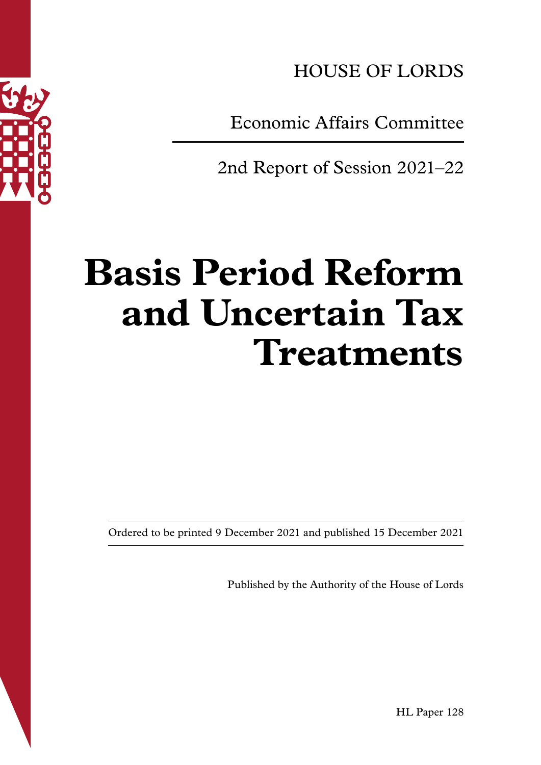HOUSE OF LORDS

Economic Affairs Committee

2nd Report of Session 2021–22

# Basis Period Reform and Uncertain Tax Treatments

Ordered to be printed 9 December 2021 and published 15 December 2021

Published by the Authority of the House of Lords

HL Paper 128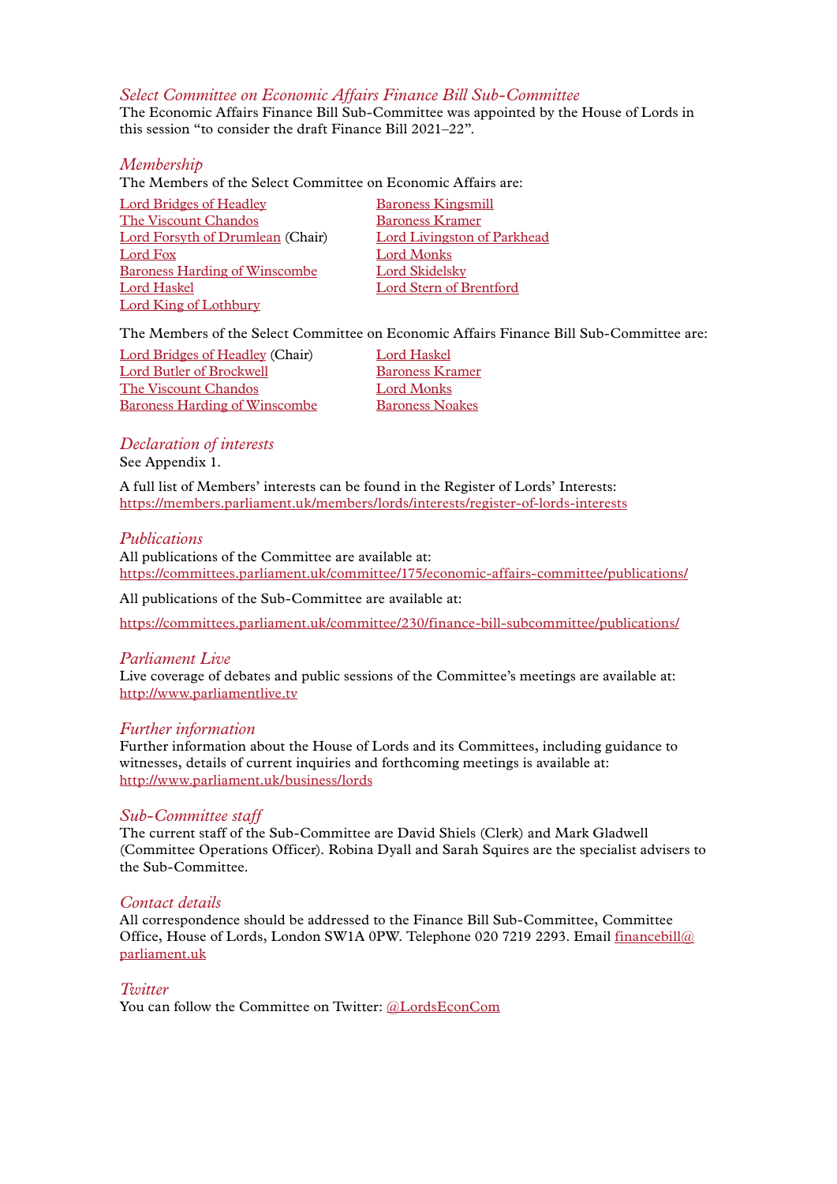## *Select Committee on Economic Affairs Finance Bill Sub-Committee*

The Economic Affairs Finance Bill Sub-Committee was appointed by the House of Lords in this session "to consider the draft Finance Bill 2021–22".

## *Membership*

The Members of the Select Committee on Economic Affairs are:

Lord Bridges of Headley
The Viscount Chandos
Lord Forsyth of Drumlean (Chair)
Lord Fox
Baroness Harding of Winscombe
Lord Haskel
Lord King of Lothbury
Baroness Kingsmill
Baroness Kramer
Lord Livingston of Parkhead
Lord Monks
Lord Skidelsky
Lord Stern of Brentford

The Members of the Select Committee on Economic Affairs Finance Bill Sub-Committee are:

Lord Bridges of Headley (Chair)
Lord Butler of Brockwell
The Viscount Chandos
Baroness Harding of Winscombe
Lord Haskel
Baroness Kramer
Lord Monks
Baroness Noakes

## *Declaration of interests*

See Appendix 1.

A full list of Members' interests can be found in the Register of Lords' Interests:
https://members.parliament.uk/members/lords/interests/register-of-lords-interests

## *Publications*

All publications of the Committee are available at:
https://committees.parliament.uk/committee/175/economic-affairs-committee/publications/

All publications of the Sub-Committee are available at:

https://committees.parliament.uk/committee/230/finance-bill-subcommittee/publications/

## *Parliament Live*

Live coverage of debates and public sessions of the Committee's meetings are available at:
http://www.parliamentlive.tv

## *Further information*

Further information about the House of Lords and its Committees, including guidance to witnesses, details of current inquiries and forthcoming meetings is available at:
http://www.parliament.uk/business/lords

## *Sub-Committee staff*

The current staff of the Sub-Committee are David Shiels (Clerk) and Mark Gladwell (Committee Operations Officer). Robina Dyall and Sarah Squires are the specialist advisers to the Sub-Committee.

## *Contact details*

All correspondence should be addressed to the Finance Bill Sub-Committee, Committee Office, House of Lords, London SW1A 0PW. Telephone 020 7219 2293. Email financebill@parliament.uk

## *Twitter*

You can follow the Committee on Twitter: @LordsEconCom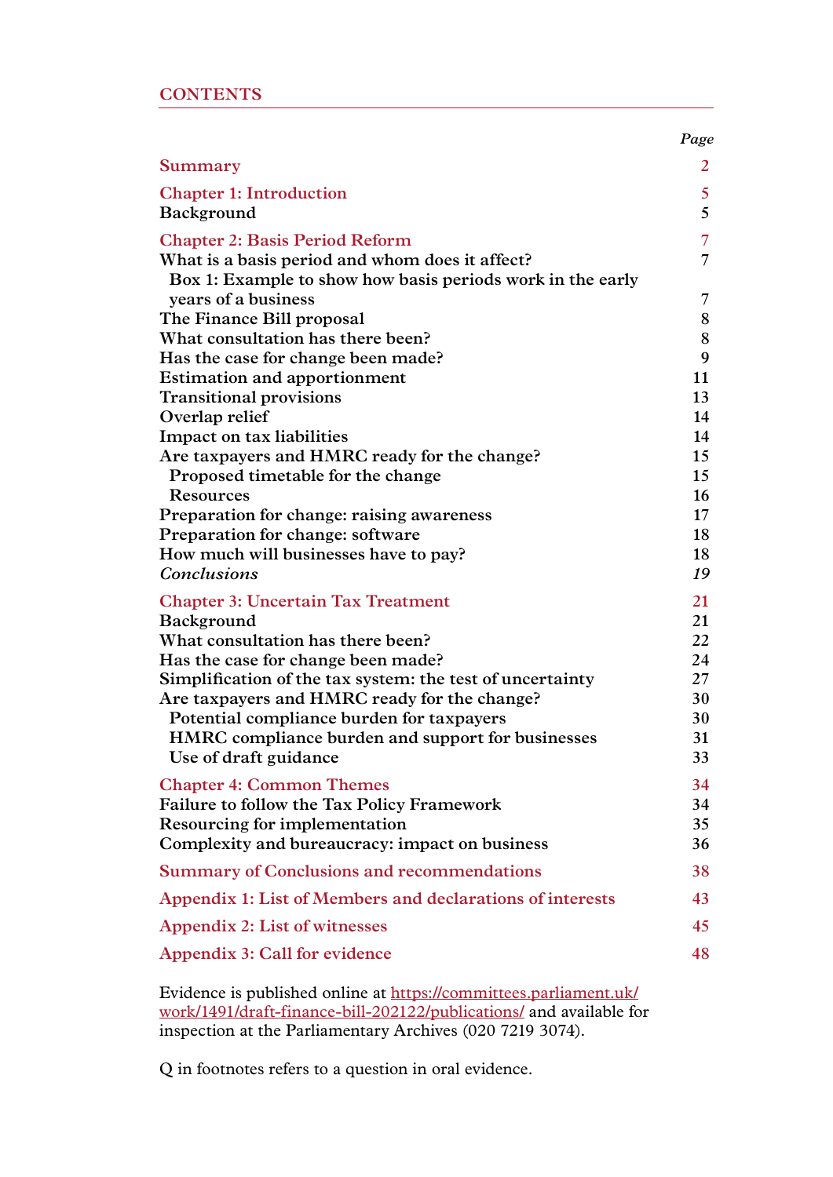# CONTENTS

| | Page |
|---|---|
| **Summary** | 2 |
| **Chapter 1: Introduction** | 5 |
| Background | 5 |
| **Chapter 2: Basis Period Reform** | 7 |
| What is a basis period and whom does it affect? | 7 |
| Box 1: Example to show how basis periods work in the early years of a business | 7 |
| The Finance Bill proposal | 8 |
| What consultation has there been? | 8 |
| Has the case for change been made? | 9 |
| Estimation and apportionment | 11 |
| Transitional provisions | 13 |
| Overlap relief | 14 |
| Impact on tax liabilities | 14 |
| Are taxpayers and HMRC ready for the change? | 15 |
| Proposed timetable for the change | 15 |
| Resources | 16 |
| Preparation for change: raising awareness | 17 |
| Preparation for change: software | 18 |
| How much will businesses have to pay? | 18 |
| *Conclusions* | *19* |
| **Chapter 3: Uncertain Tax Treatment** | 21 |
| Background | 21 |
| What consultation has there been? | 22 |
| Has the case for change been made? | 24 |
| Simplification of the tax system: the test of uncertainty | 27 |
| Are taxpayers and HMRC ready for the change? | 30 |
| Potential compliance burden for taxpayers | 30 |
| HMRC compliance burden and support for businesses | 31 |
| Use of draft guidance | 33 |
| **Chapter 4: Common Themes** | 34 |
| Failure to follow the Tax Policy Framework | 34 |
| Resourcing for implementation | 35 |
| Complexity and bureaucracy: impact on business | 36 |
| **Summary of Conclusions and recommendations** | 38 |
| **Appendix 1: List of Members and declarations of interests** | 43 |
| **Appendix 2: List of witnesses** | 45 |
| **Appendix 3: Call for evidence** | 48 |

Evidence is published online at https://committees.parliament.uk/work/1491/draft-finance-bill-202122/publications/ and available for inspection at the Parliamentary Archives (020 7219 3074).

Q in footnotes refers to a question in oral evidence.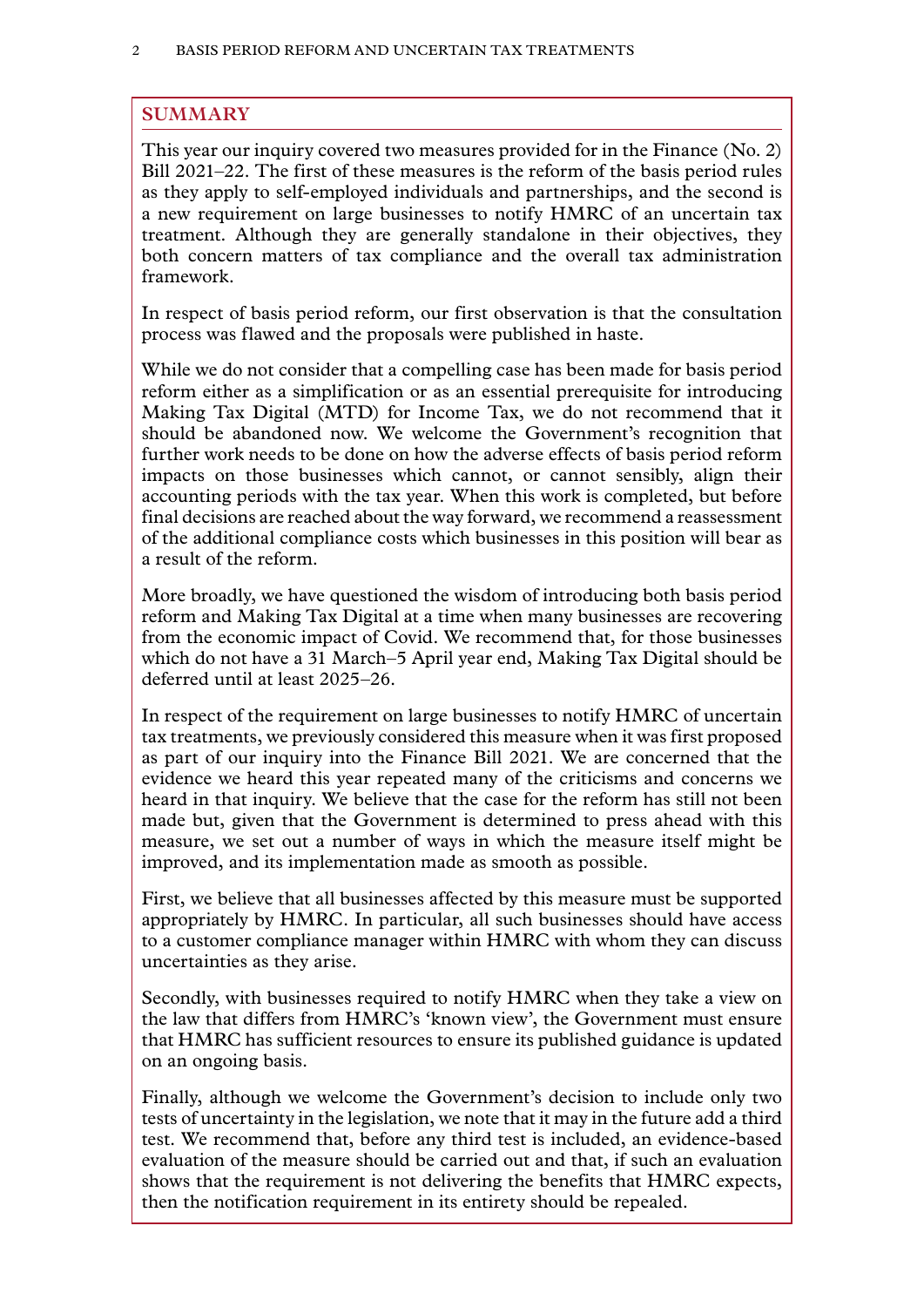## SUMMARY

This year our inquiry covered two measures provided for in the Finance (No. 2) Bill 2021–22. The first of these measures is the reform of the basis period rules as they apply to self-employed individuals and partnerships, and the second is a new requirement on large businesses to notify HMRC of an uncertain tax treatment. Although they are generally standalone in their objectives, they both concern matters of tax compliance and the overall tax administration framework.

In respect of basis period reform, our first observation is that the consultation process was flawed and the proposals were published in haste.

While we do not consider that a compelling case has been made for basis period reform either as a simplification or as an essential prerequisite for introducing Making Tax Digital (MTD) for Income Tax, we do not recommend that it should be abandoned now. We welcome the Government's recognition that further work needs to be done on how the adverse effects of basis period reform impacts on those businesses which cannot, or cannot sensibly, align their accounting periods with the tax year. When this work is completed, but before final decisions are reached about the way forward, we recommend a reassessment of the additional compliance costs which businesses in this position will bear as a result of the reform.

More broadly, we have questioned the wisdom of introducing both basis period reform and Making Tax Digital at a time when many businesses are recovering from the economic impact of Covid. We recommend that, for those businesses which do not have a 31 March–5 April year end, Making Tax Digital should be deferred until at least 2025–26.

In respect of the requirement on large businesses to notify HMRC of uncertain tax treatments, we previously considered this measure when it was first proposed as part of our inquiry into the Finance Bill 2021. We are concerned that the evidence we heard this year repeated many of the criticisms and concerns we heard in that inquiry. We believe that the case for the reform has still not been made but, given that the Government is determined to press ahead with this measure, we set out a number of ways in which the measure itself might be improved, and its implementation made as smooth as possible.

First, we believe that all businesses affected by this measure must be supported appropriately by HMRC. In particular, all such businesses should have access to a customer compliance manager within HMRC with whom they can discuss uncertainties as they arise.

Secondly, with businesses required to notify HMRC when they take a view on the law that differs from HMRC's 'known view', the Government must ensure that HMRC has sufficient resources to ensure its published guidance is updated on an ongoing basis.

Finally, although we welcome the Government's decision to include only two tests of uncertainty in the legislation, we note that it may in the future add a third test. We recommend that, before any third test is included, an evidence-based evaluation of the measure should be carried out and that, if such an evaluation shows that the requirement is not delivering the benefits that HMRC expects, then the notification requirement in its entirety should be repealed.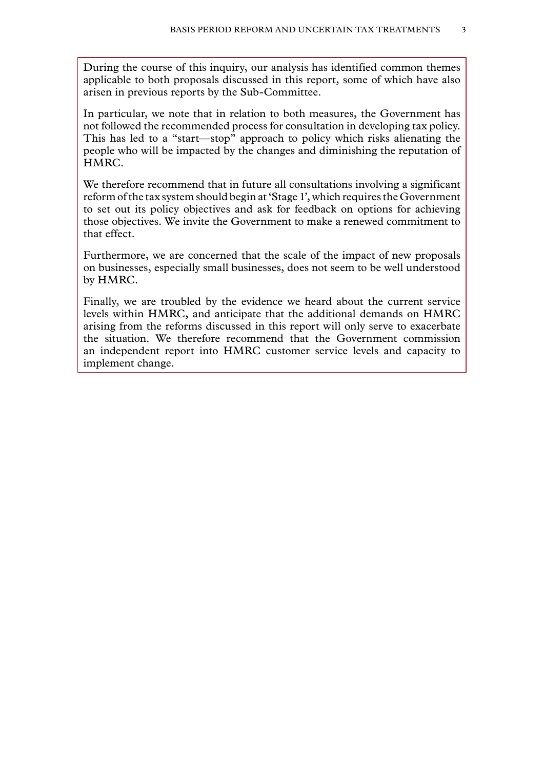During the course of this inquiry, our analysis has identified common themes applicable to both proposals discussed in this report, some of which have also arisen in previous reports by the Sub-Committee.

In particular, we note that in relation to both measures, the Government has not followed the recommended process for consultation in developing tax policy. This has led to a "start—stop" approach to policy which risks alienating the people who will be impacted by the changes and diminishing the reputation of HMRC.

We therefore recommend that in future all consultations involving a significant reform of the tax system should begin at 'Stage 1', which requires the Government to set out its policy objectives and ask for feedback on options for achieving those objectives. We invite the Government to make a renewed commitment to that effect.

Furthermore, we are concerned that the scale of the impact of new proposals on businesses, especially small businesses, does not seem to be well understood by HMRC.

Finally, we are troubled by the evidence we heard about the current service levels within HMRC, and anticipate that the additional demands on HMRC arising from the reforms discussed in this report will only serve to exacerbate the situation. We therefore recommend that the Government commission an independent report into HMRC customer service levels and capacity to implement change.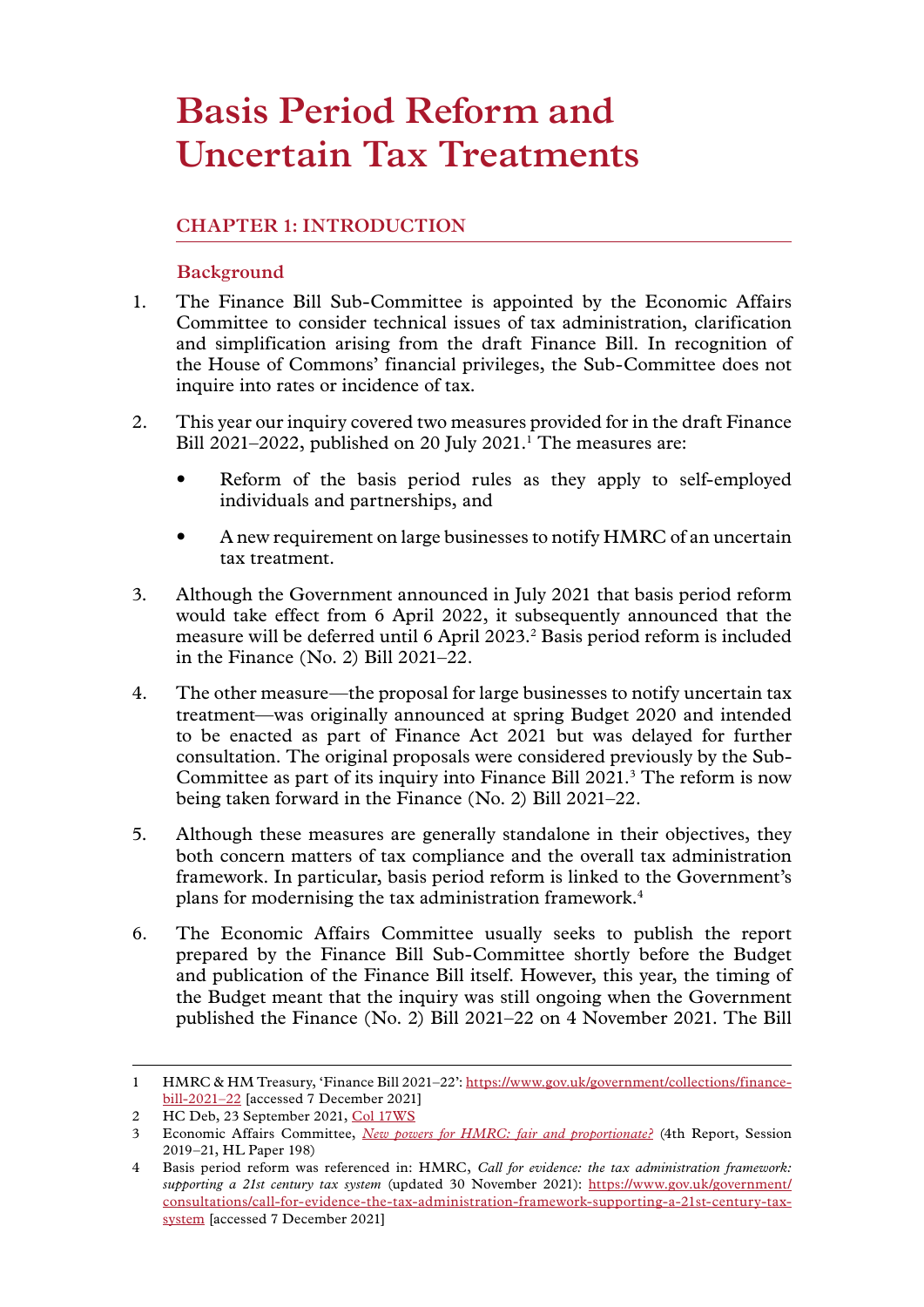# Basis Period Reform and Uncertain Tax Treatments

## CHAPTER 1: INTRODUCTION

### Background

1. The Finance Bill Sub-Committee is appointed by the Economic Affairs Committee to consider technical issues of tax administration, clarification and simplification arising from the draft Finance Bill. In recognition of the House of Commons' financial privileges, the Sub-Committee does not inquire into rates or incidence of tax.

2. This year our inquiry covered two measures provided for in the draft Finance Bill 2021–2022, published on 20 July 2021.[1] The measures are:

   - Reform of the basis period rules as they apply to self-employed individuals and partnerships, and
   - A new requirement on large businesses to notify HMRC of an uncertain tax treatment.

3. Although the Government announced in July 2021 that basis period reform would take effect from 6 April 2022, it subsequently announced that the measure will be deferred until 6 April 2023.[2] Basis period reform is included in the Finance (No. 2) Bill 2021–22.

4. The other measure—the proposal for large businesses to notify uncertain tax treatment—was originally announced at spring Budget 2020 and intended to be enacted as part of Finance Act 2021 but was delayed for further consultation. The original proposals were considered previously by the Sub-Committee as part of its inquiry into Finance Bill 2021.[3] The reform is now being taken forward in the Finance (No. 2) Bill 2021–22.

5. Although these measures are generally standalone in their objectives, they both concern matters of tax compliance and the overall tax administration framework. In particular, basis period reform is linked to the Government's plans for modernising the tax administration framework.[4]

6. The Economic Affairs Committee usually seeks to publish the report prepared by the Finance Bill Sub-Committee shortly before the Budget and publication of the Finance Bill itself. However, this year, the timing of the Budget meant that the inquiry was still ongoing when the Government published the Finance (No. 2) Bill 2021–22 on 4 November 2021. The Bill

---

1 HMRC & HM Treasury, 'Finance Bill 2021–22': https://www.gov.uk/government/collections/finance-bill-2021–22 [accessed 7 December 2021]

2 HC Deb, 23 September 2021, Col 17WS

3 Economic Affairs Committee, *New powers for HMRC: fair and proportionate?* (4th Report, Session 2019–21, HL Paper 198)

4 Basis period reform was referenced in: HMRC, *Call for evidence: the tax administration framework: supporting a 21st century tax system* (updated 30 November 2021): https://www.gov.uk/government/consultations/call-for-evidence-the-tax-administration-framework-supporting-a-21st-century-tax-system [accessed 7 December 2021]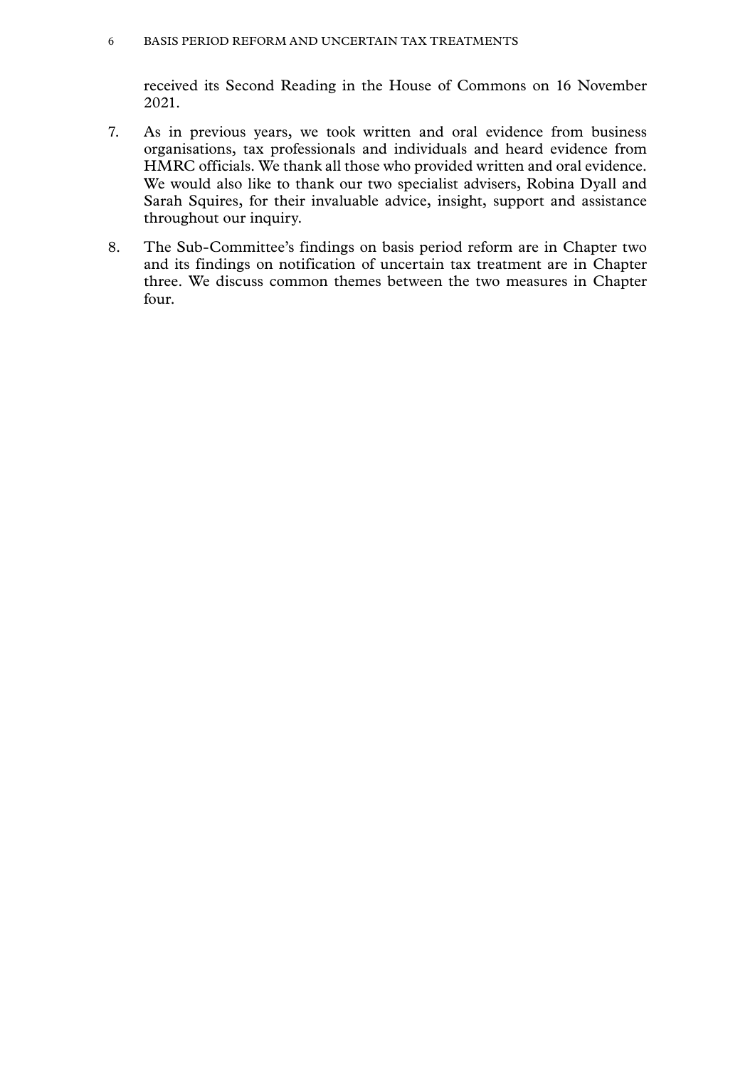received its Second Reading in the House of Commons on 16 November 2021.

7. As in previous years, we took written and oral evidence from business organisations, tax professionals and individuals and heard evidence from HMRC officials. We thank all those who provided written and oral evidence. We would also like to thank our two specialist advisers, Robina Dyall and Sarah Squires, for their invaluable advice, insight, support and assistance throughout our inquiry.

8. The Sub-Committee's findings on basis period reform are in Chapter two and its findings on notification of uncertain tax treatment are in Chapter three. We discuss common themes between the two measures in Chapter four.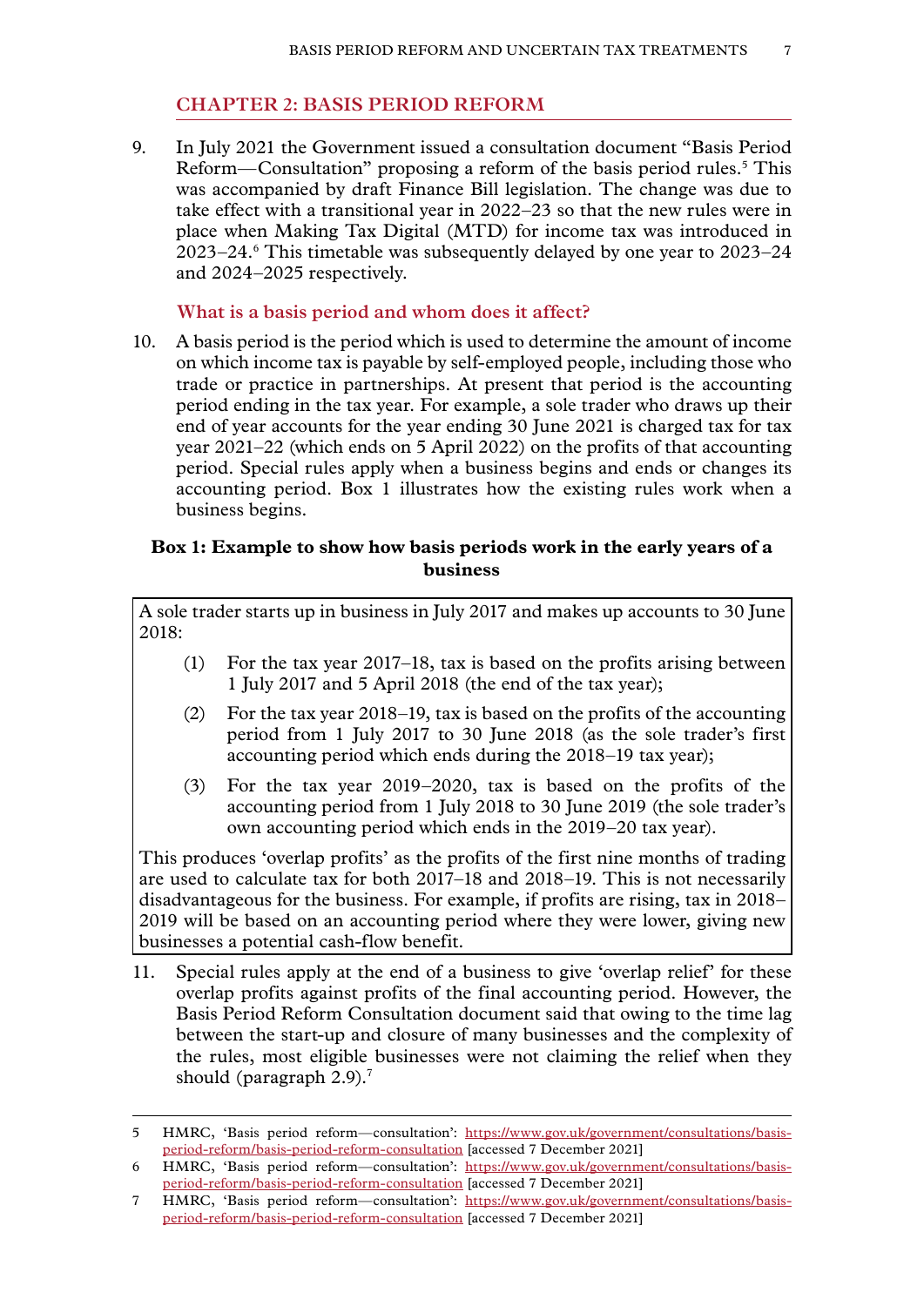## CHAPTER 2: BASIS PERIOD REFORM

9. In July 2021 the Government issued a consultation document "Basis Period Reform—Consultation" proposing a reform of the basis period rules.[5] This was accompanied by draft Finance Bill legislation. The change was due to take effect with a transitional year in 2022–23 so that the new rules were in place when Making Tax Digital (MTD) for income tax was introduced in 2023–24.[6] This timetable was subsequently delayed by one year to 2023–24 and 2024–2025 respectively.

### What is a basis period and whom does it affect?

10. A basis period is the period which is used to determine the amount of income on which income tax is payable by self-employed people, including those who trade or practice in partnerships. At present that period is the accounting period ending in the tax year. For example, a sole trader who draws up their end of year accounts for the year ending 30 June 2021 is charged tax for tax year 2021–22 (which ends on 5 April 2022) on the profits of that accounting period. Special rules apply when a business begins and ends or changes its accounting period. Box 1 illustrates how the existing rules work when a business begins.

**Box 1: Example to show how basis periods work in the early years of a business**

> A sole trader starts up in business in July 2017 and makes up accounts to 30 June 2018:
>
> (1) For the tax year 2017–18, tax is based on the profits arising between 1 July 2017 and 5 April 2018 (the end of the tax year);
>
> (2) For the tax year 2018–19, tax is based on the profits of the accounting period from 1 July 2017 to 30 June 2018 (as the sole trader's first accounting period which ends during the 2018–19 tax year);
>
> (3) For the tax year 2019–2020, tax is based on the profits of the accounting period from 1 July 2018 to 30 June 2019 (the sole trader's own accounting period which ends in the 2019–20 tax year).
>
> This produces 'overlap profits' as the profits of the first nine months of trading are used to calculate tax for both 2017–18 and 2018–19. This is not necessarily disadvantageous for the business. For example, if profits are rising, tax in 2018–2019 will be based on an accounting period where they were lower, giving new businesses a potential cash-flow benefit.

11. Special rules apply at the end of a business to give 'overlap relief' for these overlap profits against profits of the final accounting period. However, the Basis Period Reform Consultation document said that owing to the time lag between the start-up and closure of many businesses and the complexity of the rules, most eligible businesses were not claiming the relief when they should (paragraph 2.9).[7]

---

5 HMRC, 'Basis period reform—consultation': https://www.gov.uk/government/consultations/basis-period-reform/basis-period-reform-consultation [accessed 7 December 2021]

6 HMRC, 'Basis period reform—consultation': https://www.gov.uk/government/consultations/basis-period-reform/basis-period-reform-consultation [accessed 7 December 2021]

7 HMRC, 'Basis period reform—consultation': https://www.gov.uk/government/consultations/basis-period-reform/basis-period-reform-consultation [accessed 7 December 2021]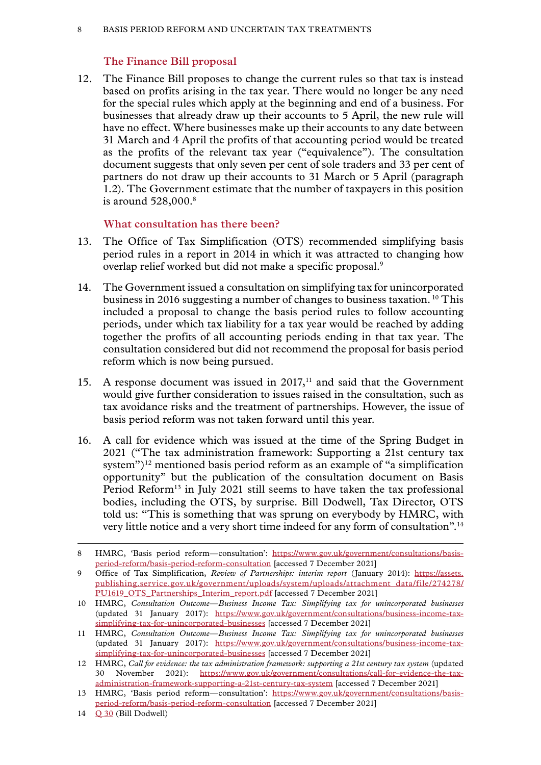### The Finance Bill proposal

12. The Finance Bill proposes to change the current rules so that tax is instead based on profits arising in the tax year. There would no longer be any need for the special rules which apply at the beginning and end of a business. For businesses that already draw up their accounts to 5 April, the new rule will have no effect. Where businesses make up their accounts to any date between 31 March and 4 April the profits of that accounting period would be treated as the profits of the relevant tax year ("equivalence"). The consultation document suggests that only seven per cent of sole traders and 33 per cent of partners do not draw up their accounts to 31 March or 5 April (paragraph 1.2). The Government estimate that the number of taxpayers in this position is around 528,000.[8]

### What consultation has there been?

13. The Office of Tax Simplification (OTS) recommended simplifying basis period rules in a report in 2014 in which it was attracted to changing how overlap relief worked but did not make a specific proposal.[9]

14. The Government issued a consultation on simplifying tax for unincorporated business in 2016 suggesting a number of changes to business taxation. [10] This included a proposal to change the basis period rules to follow accounting periods, under which tax liability for a tax year would be reached by adding together the profits of all accounting periods ending in that tax year. The consultation considered but did not recommend the proposal for basis period reform which is now being pursued.

15. A response document was issued in 2017,[11] and said that the Government would give further consideration to issues raised in the consultation, such as tax avoidance risks and the treatment of partnerships. However, the issue of basis period reform was not taken forward until this year.

16. A call for evidence which was issued at the time of the Spring Budget in 2021 ("The tax administration framework: Supporting a 21st century tax system")[12] mentioned basis period reform as an example of "a simplification opportunity" but the publication of the consultation document on Basis Period Reform[13] in July 2021 still seems to have taken the tax professional bodies, including the OTS, by surprise. Bill Dodwell, Tax Director, OTS told us: "This is something that was sprung on everybody by HMRC, with very little notice and a very short time indeed for any form of consultation".[14]

---

8 HMRC, 'Basis period reform—consultation': https://www.gov.uk/government/consultations/basis-period-reform/basis-period-reform-consultation [accessed 7 December 2021]

9 Office of Tax Simplification, *Review of Partnerships: interim report* (January 2014): https://assets.publishing.service.gov.uk/government/uploads/system/uploads/attachment_data/file/274278/PU1619_OTS_Partnerships_Interim_report.pdf [accessed 7 December 2021]

10 HMRC, *Consultation Outcome—Business Income Tax: Simplifying tax for unincorporated businesses* (updated 31 January 2017): https://www.gov.uk/government/consultations/business-income-tax-simplifying-tax-for-unincorporated-businesses [accessed 7 December 2021]

11 HMRC, *Consultation Outcome—Business Income Tax: Simplifying tax for unincorporated businesses* (updated 31 January 2017): https://www.gov.uk/government/consultations/business-income-tax-simplifying-tax-for-unincorporated-businesses [accessed 7 December 2021]

12 HMRC, *Call for evidence: the tax administration framework: supporting a 21st century tax system* (updated 30 November 2021): https://www.gov.uk/government/consultations/call-for-evidence-the-tax-administration-framework-supporting-a-21st-century-tax-system [accessed 7 December 2021]

13 HMRC, 'Basis period reform—consultation': https://www.gov.uk/government/consultations/basis-period-reform/basis-period-reform-consultation [accessed 7 December 2021]

14 Q 30 (Bill Dodwell)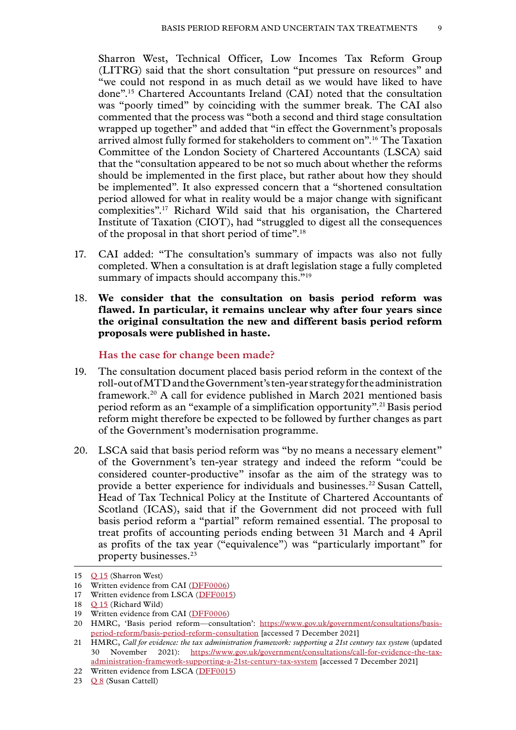Sharron West, Technical Officer, Low Incomes Tax Reform Group (LITRG) said that the short consultation "put pressure on resources" and "we could not respond in as much detail as we would have liked to have done".[15] Chartered Accountants Ireland (CAI) noted that the consultation was "poorly timed" by coinciding with the summer break. The CAI also commented that the process was "both a second and third stage consultation wrapped up together" and added that "in effect the Government's proposals arrived almost fully formed for stakeholders to comment on".[16] The Taxation Committee of the London Society of Chartered Accountants (LSCA) said that the "consultation appeared to be not so much about whether the reforms should be implemented in the first place, but rather about how they should be implemented". It also expressed concern that a "shortened consultation period allowed for what in reality would be a major change with significant complexities".[17] Richard Wild said that his organisation, the Chartered Institute of Taxation (CIOT), had "struggled to digest all the consequences of the proposal in that short period of time".[18]

17. CAI added: "The consultation's summary of impacts was also not fully completed. When a consultation is at draft legislation stage a fully completed summary of impacts should accompany this."[19]

18. **We consider that the consultation on basis period reform was flawed. In particular, it remains unclear why after four years since the original consultation the new and different basis period reform proposals were published in haste.**

### Has the case for change been made?

19. The consultation document placed basis period reform in the context of the roll-out of MTD and the Government's ten-year strategy for the administration framework.[20] A call for evidence published in March 2021 mentioned basis period reform as an "example of a simplification opportunity".[21] Basis period reform might therefore be expected to be followed by further changes as part of the Government's modernisation programme.

20. LSCA said that basis period reform was "by no means a necessary element" of the Government's ten-year strategy and indeed the reform "could be considered counter-productive" insofar as the aim of the strategy was to provide a better experience for individuals and businesses.[22] Susan Cattell, Head of Tax Technical Policy at the Institute of Chartered Accountants of Scotland (ICAS), said that if the Government did not proceed with full basis period reform a "partial" reform remained essential. The proposal to treat profits of accounting periods ending between 31 March and 4 April as profits of the tax year ("equivalence") was "particularly important" for property businesses.[23]

---

15 Q 15 (Sharron West)

16 Written evidence from CAI (DFF0006)

17 Written evidence from LSCA (DFF0015)

18 Q 15 (Richard Wild)

19 Written evidence from CAI (DFF0006)

20 HMRC, 'Basis period reform—consultation': https://www.gov.uk/government/consultations/basis-period-reform/basis-period-reform-consultation [accessed 7 December 2021]

21 HMRC, *Call for evidence: the tax administration framework: supporting a 21st century tax system* (updated 30 November 2021): https://www.gov.uk/government/consultations/call-for-evidence-the-tax-administration-framework-supporting-a-21st-century-tax-system [accessed 7 December 2021]

22 Written evidence from LSCA (DFF0015)

23 Q 8 (Susan Cattell)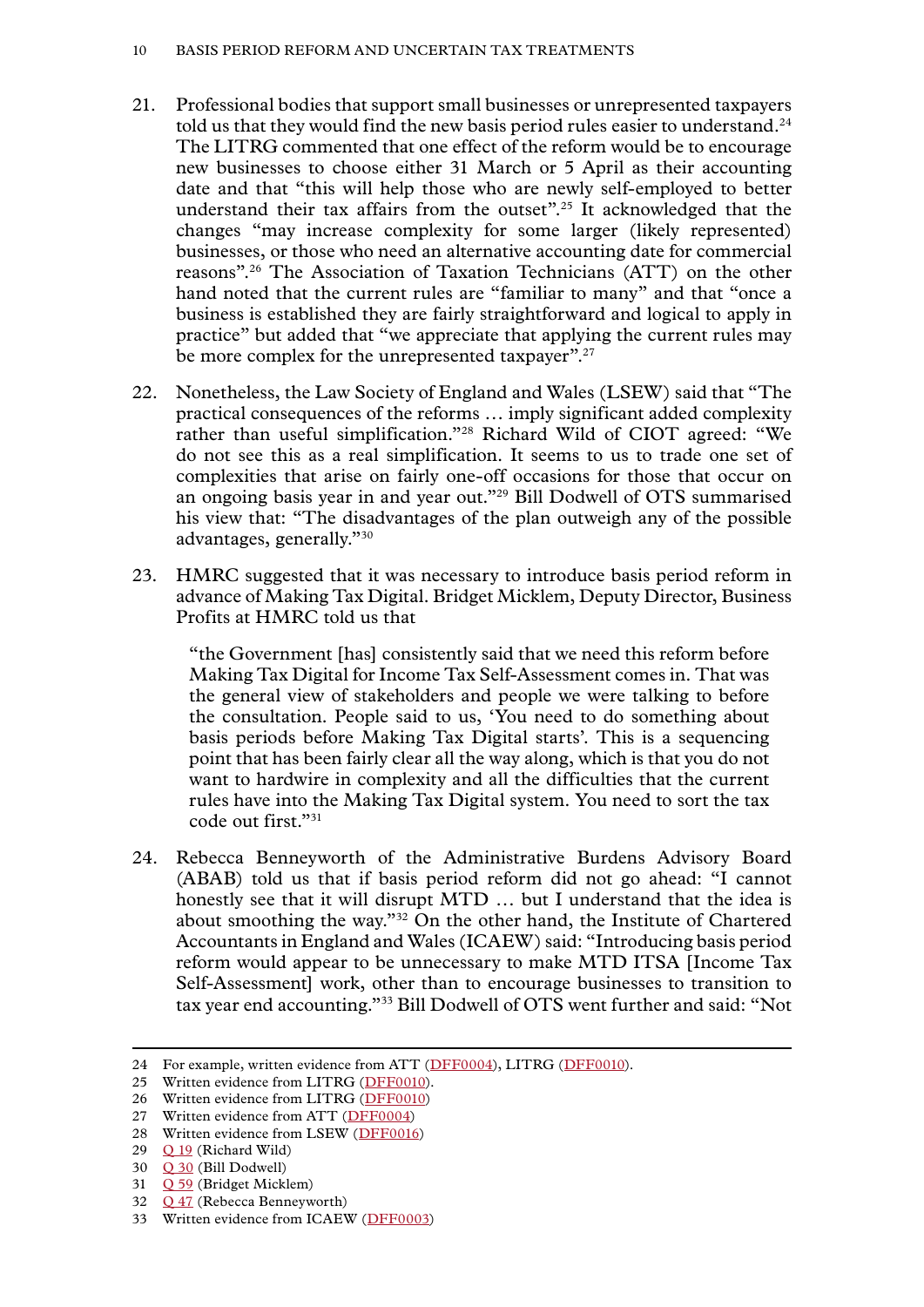21. Professional bodies that support small businesses or unrepresented taxpayers told us that they would find the new basis period rules easier to understand.[24] The LITRG commented that one effect of the reform would be to encourage new businesses to choose either 31 March or 5 April as their accounting date and that "this will help those who are newly self-employed to better understand their tax affairs from the outset".[25] It acknowledged that the changes "may increase complexity for some larger (likely represented) businesses, or those who need an alternative accounting date for commercial reasons".[26] The Association of Taxation Technicians (ATT) on the other hand noted that the current rules are "familiar to many" and that "once a business is established they are fairly straightforward and logical to apply in practice" but added that "we appreciate that applying the current rules may be more complex for the unrepresented taxpayer".[27]

22. Nonetheless, the Law Society of England and Wales (LSEW) said that "The practical consequences of the reforms … imply significant added complexity rather than useful simplification."[28] Richard Wild of CIOT agreed: "We do not see this as a real simplification. It seems to us to trade one set of complexities that arise on fairly one-off occasions for those that occur on an ongoing basis year in and year out."[29] Bill Dodwell of OTS summarised his view that: "The disadvantages of the plan outweigh any of the possible advantages, generally."[30]

23. HMRC suggested that it was necessary to introduce basis period reform in advance of Making Tax Digital. Bridget Micklem, Deputy Director, Business Profits at HMRC told us that

> "the Government [has] consistently said that we need this reform before Making Tax Digital for Income Tax Self-Assessment comes in. That was the general view of stakeholders and people we were talking to before the consultation. People said to us, 'You need to do something about basis periods before Making Tax Digital starts'. This is a sequencing point that has been fairly clear all the way along, which is that you do not want to hardwire in complexity and all the difficulties that the current rules have into the Making Tax Digital system. You need to sort the tax code out first."[31]

24. Rebecca Benneyworth of the Administrative Burdens Advisory Board (ABAB) told us that if basis period reform did not go ahead: "I cannot honestly see that it will disrupt MTD … but I understand that the idea is about smoothing the way."[32] On the other hand, the Institute of Chartered Accountants in England and Wales (ICAEW) said: "Introducing basis period reform would appear to be unnecessary to make MTD ITSA [Income Tax Self-Assessment] work, other than to encourage businesses to transition to tax year end accounting."[33] Bill Dodwell of OTS went further and said: "Not

---

24 For example, written evidence from ATT (DFF0004), LITRG (DFF0010).
25 Written evidence from LITRG (DFF0010).
26 Written evidence from LITRG (DFF0010)
27 Written evidence from ATT (DFF0004)
28 Written evidence from LSEW (DFF0016)
29 Q 19 (Richard Wild)
30 Q 30 (Bill Dodwell)
31 Q 59 (Bridget Micklem)
32 Q 47 (Rebecca Benneyworth)
33 Written evidence from ICAEW (DFF0003)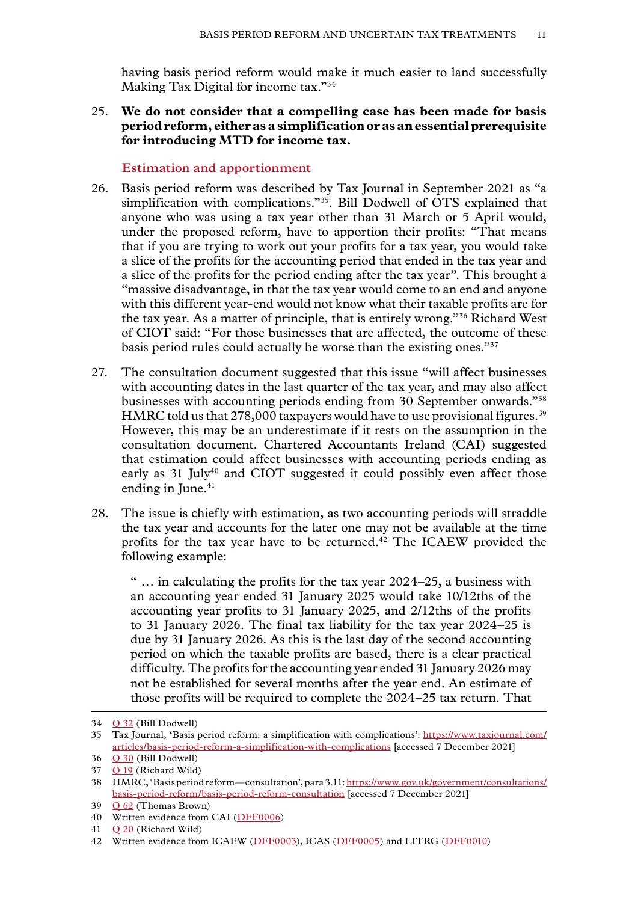having basis period reform would make it much easier to land successfully Making Tax Digital for income tax."[34]

25. **We do not consider that a compelling case has been made for basis period reform, either as a simplification or as an essential prerequisite for introducing MTD for income tax.**

### Estimation and apportionment

26. Basis period reform was described by Tax Journal in September 2021 as "a simplification with complications."[35]. Bill Dodwell of OTS explained that anyone who was using a tax year other than 31 March or 5 April would, under the proposed reform, have to apportion their profits: "That means that if you are trying to work out your profits for a tax year, you would take a slice of the profits for the accounting period that ended in the tax year and a slice of the profits for the period ending after the tax year". This brought a "massive disadvantage, in that the tax year would come to an end and anyone with this different year-end would not know what their taxable profits are for the tax year. As a matter of principle, that is entirely wrong."[36] Richard West of CIOT said: "For those businesses that are affected, the outcome of these basis period rules could actually be worse than the existing ones."[37]

27. The consultation document suggested that this issue "will affect businesses with accounting dates in the last quarter of the tax year, and may also affect businesses with accounting periods ending from 30 September onwards."[38] HMRC told us that 278,000 taxpayers would have to use provisional figures.[39] However, this may be an underestimate if it rests on the assumption in the consultation document. Chartered Accountants Ireland (CAI) suggested that estimation could affect businesses with accounting periods ending as early as 31 July[40] and CIOT suggested it could possibly even affect those ending in June.[41]

28. The issue is chiefly with estimation, as two accounting periods will straddle the tax year and accounts for the later one may not be available at the time profits for the tax year have to be returned.[42] The ICAEW provided the following example:

> " … in calculating the profits for the tax year 2024–25, a business with an accounting year ended 31 January 2025 would take 10/12ths of the accounting year profits to 31 January 2025, and 2/12ths of the profits to 31 January 2026. The final tax liability for the tax year 2024–25 is due by 31 January 2026. As this is the last day of the second accounting period on which the taxable profits are based, there is a clear practical difficulty. The profits for the accounting year ended 31 January 2026 may not be established for several months after the year end. An estimate of those profits will be required to complete the 2024–25 tax return. That

---

34 Q 32 (Bill Dodwell)

35 Tax Journal, 'Basis period reform: a simplification with complications': https://www.taxjournal.com/articles/basis-period-reform-a-simplification-with-complications [accessed 7 December 2021]

36 Q 30 (Bill Dodwell)

37 Q 19 (Richard Wild)

38 HMRC, 'Basis period reform—consultation', para 3.11: https://www.gov.uk/government/consultations/basis-period-reform/basis-period-reform-consultation [accessed 7 December 2021]

39 Q 62 (Thomas Brown)

40 Written evidence from CAI (DFF0006)

41 Q 20 (Richard Wild)

42 Written evidence from ICAEW (DFF0003), ICAS (DFF0005) and LITRG (DFF0010)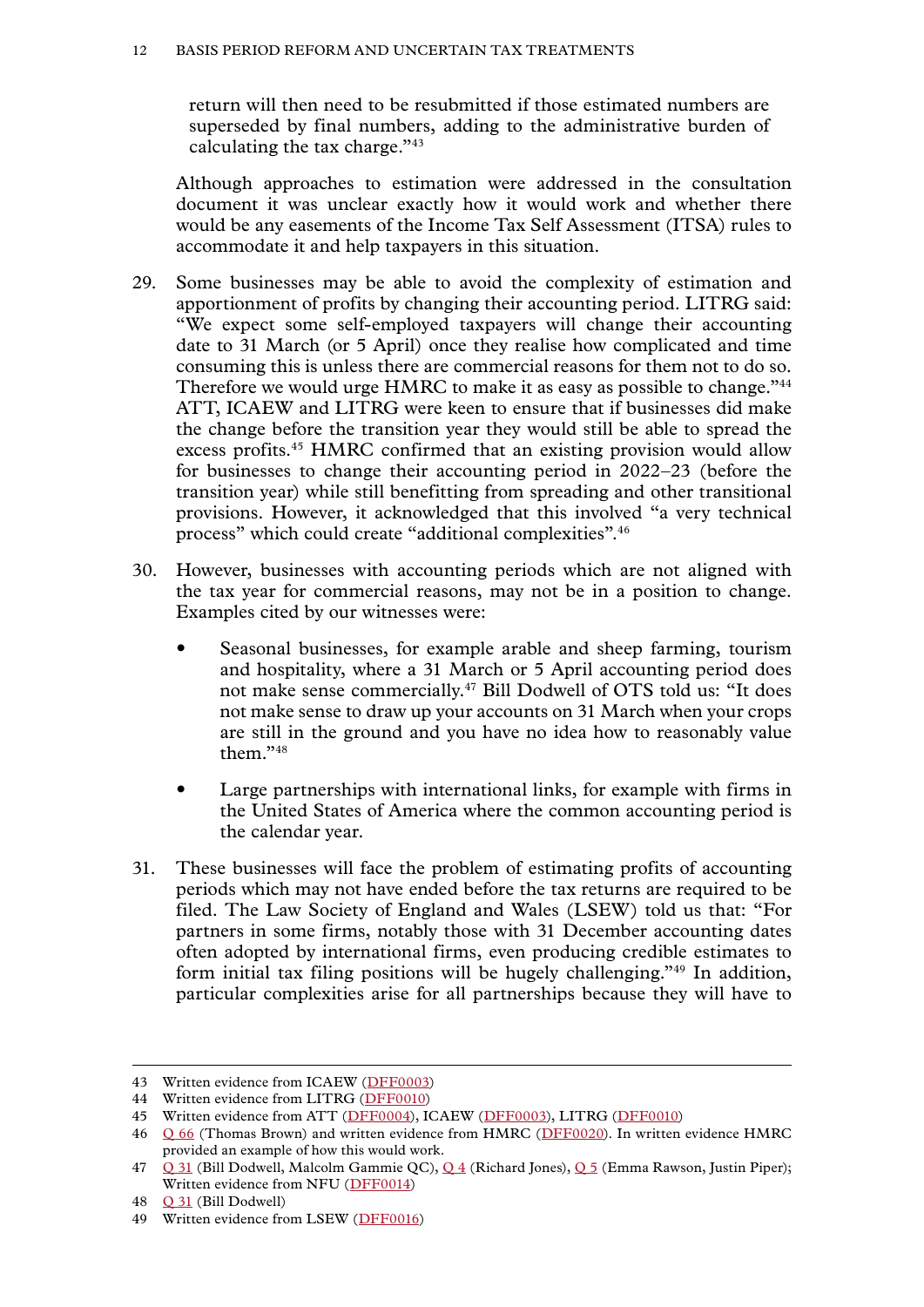return will then need to be resubmitted if those estimated numbers are superseded by final numbers, adding to the administrative burden of calculating the tax charge."[43]

Although approaches to estimation were addressed in the consultation document it was unclear exactly how it would work and whether there would be any easements of the Income Tax Self Assessment (ITSA) rules to accommodate it and help taxpayers in this situation.

29. Some businesses may be able to avoid the complexity of estimation and apportionment of profits by changing their accounting period. LITRG said: "We expect some self-employed taxpayers will change their accounting date to 31 March (or 5 April) once they realise how complicated and time consuming this is unless there are commercial reasons for them not to do so. Therefore we would urge HMRC to make it as easy as possible to change."[44] ATT, ICAEW and LITRG were keen to ensure that if businesses did make the change before the transition year they would still be able to spread the excess profits.[45] HMRC confirmed that an existing provision would allow for businesses to change their accounting period in 2022–23 (before the transition year) while still benefitting from spreading and other transitional provisions. However, it acknowledged that this involved "a very technical process" which could create "additional complexities".[46]

30. However, businesses with accounting periods which are not aligned with the tax year for commercial reasons, may not be in a position to change. Examples cited by our witnesses were:

   - Seasonal businesses, for example arable and sheep farming, tourism and hospitality, where a 31 March or 5 April accounting period does not make sense commercially.[47] Bill Dodwell of OTS told us: "It does not make sense to draw up your accounts on 31 March when your crops are still in the ground and you have no idea how to reasonably value them."[48]
   - Large partnerships with international links, for example with firms in the United States of America where the common accounting period is the calendar year.

31. These businesses will face the problem of estimating profits of accounting periods which may not have ended before the tax returns are required to be filed. The Law Society of England and Wales (LSEW) told us that: "For partners in some firms, notably those with 31 December accounting dates often adopted by international firms, even producing credible estimates to form initial tax filing positions will be hugely challenging."[49] In addition, particular complexities arise for all partnerships because they will have to

---

43 Written evidence from ICAEW (DFF0003)

44 Written evidence from LITRG (DFF0010)

45 Written evidence from ATT (DFF0004), ICAEW (DFF0003), LITRG (DFF0010)

46 Q 66 (Thomas Brown) and written evidence from HMRC (DFF0020). In written evidence HMRC provided an example of how this would work.

47 Q 31 (Bill Dodwell, Malcolm Gammie QC), Q 4 (Richard Jones), Q 5 (Emma Rawson, Justin Piper); Written evidence from NFU (DFF0014)

48 Q 31 (Bill Dodwell)

49 Written evidence from LSEW (DFF0016)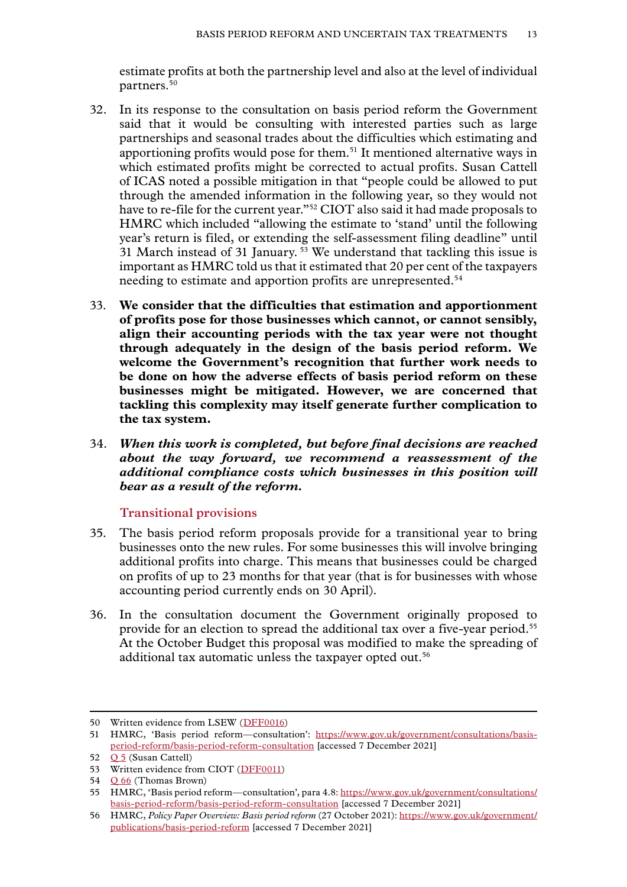estimate profits at both the partnership level and also at the level of individual partners.[50]

32. In its response to the consultation on basis period reform the Government said that it would be consulting with interested parties such as large partnerships and seasonal trades about the difficulties which estimating and apportioning profits would pose for them.[51] It mentioned alternative ways in which estimated profits might be corrected to actual profits. Susan Cattell of ICAS noted a possible mitigation in that "people could be allowed to put through the amended information in the following year, so they would not have to re-file for the current year."[52] CIOT also said it had made proposals to HMRC which included "allowing the estimate to 'stand' until the following year's return is filed, or extending the self-assessment filing deadline" until 31 March instead of 31 January.[53] We understand that tackling this issue is important as HMRC told us that it estimated that 20 per cent of the taxpayers needing to estimate and apportion profits are unrepresented.[54]

33. **We consider that the difficulties that estimation and apportionment of profits pose for those businesses which cannot, or cannot sensibly, align their accounting periods with the tax year were not thought through adequately in the design of the basis period reform. We welcome the Government's recognition that further work needs to be done on how the adverse effects of basis period reform on these businesses might be mitigated. However, we are concerned that tackling this complexity may itself generate further complication to the tax system.**

34. ***When this work is completed, but before final decisions are reached about the way forward, we recommend a reassessment of the additional compliance costs which businesses in this position will bear as a result of the reform.***

### Transitional provisions

35. The basis period reform proposals provide for a transitional year to bring businesses onto the new rules. For some businesses this will involve bringing additional profits into charge. This means that businesses could be charged on profits of up to 23 months for that year (that is for businesses with whose accounting period currently ends on 30 April).

36. In the consultation document the Government originally proposed to provide for an election to spread the additional tax over a five-year period.[55] At the October Budget this proposal was modified to make the spreading of additional tax automatic unless the taxpayer opted out.[56]

---

50 Written evidence from LSEW (DFF0016)

51 HMRC, 'Basis period reform—consultation': https://www.gov.uk/government/consultations/basis-period-reform/basis-period-reform-consultation [accessed 7 December 2021]

52 Q 5 (Susan Cattell)

53 Written evidence from CIOT (DFF0011)

54 Q 66 (Thomas Brown)

55 HMRC, 'Basis period reform—consultation', para 4.8: https://www.gov.uk/government/consultations/basis-period-reform/basis-period-reform-consultation [accessed 7 December 2021]

56 HMRC, *Policy Paper Overview: Basis period reform* (27 October 2021): https://www.gov.uk/government/publications/basis-period-reform [accessed 7 December 2021]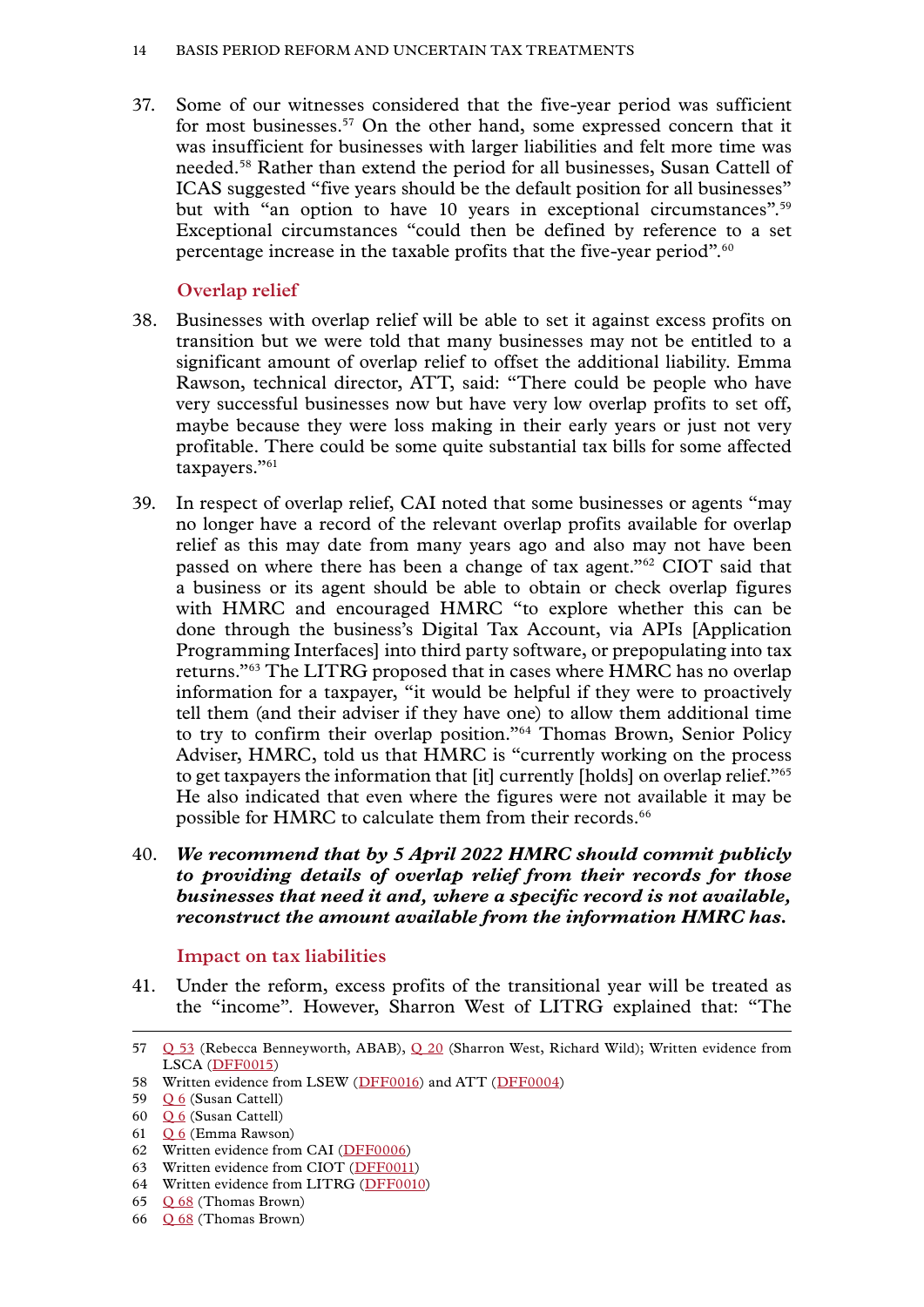37. Some of our witnesses considered that the five-year period was sufficient for most businesses.[57] On the other hand, some expressed concern that it was insufficient for businesses with larger liabilities and felt more time was needed.[58] Rather than extend the period for all businesses, Susan Cattell of ICAS suggested "five years should be the default position for all businesses" but with "an option to have 10 years in exceptional circumstances".[59] Exceptional circumstances "could then be defined by reference to a set percentage increase in the taxable profits that the five-year period".[60]

### Overlap relief

38. Businesses with overlap relief will be able to set it against excess profits on transition but we were told that many businesses may not be entitled to a significant amount of overlap relief to offset the additional liability. Emma Rawson, technical director, ATT, said: "There could be people who have very successful businesses now but have very low overlap profits to set off, maybe because they were loss making in their early years or just not very profitable. There could be some quite substantial tax bills for some affected taxpayers."[61]

39. In respect of overlap relief, CAI noted that some businesses or agents "may no longer have a record of the relevant overlap profits available for overlap relief as this may date from many years ago and also may not have been passed on where there has been a change of tax agent."[62] CIOT said that a business or its agent should be able to obtain or check overlap figures with HMRC and encouraged HMRC "to explore whether this can be done through the business's Digital Tax Account, via APIs [Application Programming Interfaces] into third party software, or prepopulating into tax returns."[63] The LITRG proposed that in cases where HMRC has no overlap information for a taxpayer, "it would be helpful if they were to proactively tell them (and their adviser if they have one) to allow them additional time to try to confirm their overlap position."[64] Thomas Brown, Senior Policy Adviser, HMRC, told us that HMRC is "currently working on the process to get taxpayers the information that [it] currently [holds] on overlap relief."[65] He also indicated that even where the figures were not available it may be possible for HMRC to calculate them from their records.[66]

40. ***We recommend that by 5 April 2022 HMRC should commit publicly to providing details of overlap relief from their records for those businesses that need it and, where a specific record is not available, reconstruct the amount available from the information HMRC has.***

### Impact on tax liabilities

41. Under the reform, excess profits of the transitional year will be treated as the "income". However, Sharron West of LITRG explained that: "The

---

57 Q 53 (Rebecca Benneyworth, ABAB), Q 20 (Sharron West, Richard Wild); Written evidence from LSCA (DFF0015)

58 Written evidence from LSEW (DFF0016) and ATT (DFF0004)

59 Q 6 (Susan Cattell)

60 Q 6 (Susan Cattell)

61 Q 6 (Emma Rawson)

62 Written evidence from CAI (DFF0006)

63 Written evidence from CIOT (DFF0011)

64 Written evidence from LITRG (DFF0010)

65 Q 68 (Thomas Brown)

66 Q 68 (Thomas Brown)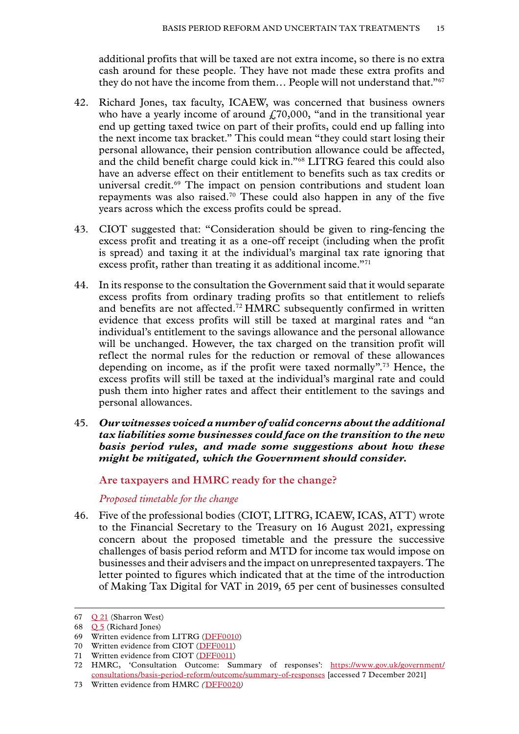additional profits that will be taxed are not extra income, so there is no extra cash around for these people. They have not made these extra profits and they do not have the income from them… People will not understand that."[67]

42. Richard Jones, tax faculty, ICAEW, was concerned that business owners who have a yearly income of around £70,000, "and in the transitional year end up getting taxed twice on part of their profits, could end up falling into the next income tax bracket." This could mean "they could start losing their personal allowance, their pension contribution allowance could be affected, and the child benefit charge could kick in."[68] LITRG feared this could also have an adverse effect on their entitlement to benefits such as tax credits or universal credit.[69] The impact on pension contributions and student loan repayments was also raised.[70] These could also happen in any of the five years across which the excess profits could be spread.

43. CIOT suggested that: "Consideration should be given to ring-fencing the excess profit and treating it as a one-off receipt (including when the profit is spread) and taxing it at the individual's marginal tax rate ignoring that excess profit, rather than treating it as additional income."[71]

44. In its response to the consultation the Government said that it would separate excess profits from ordinary trading profits so that entitlement to reliefs and benefits are not affected.[72] HMRC subsequently confirmed in written evidence that excess profits will still be taxed at marginal rates and "an individual's entitlement to the savings allowance and the personal allowance will be unchanged. However, the tax charged on the transition profit will reflect the normal rules for the reduction or removal of these allowances depending on income, as if the profit were taxed normally".[73] Hence, the excess profits will still be taxed at the individual's marginal rate and could push them into higher rates and affect their entitlement to the savings and personal allowances.

45. ***Our witnesses voiced a number of valid concerns about the additional tax liabilities some businesses could face on the transition to the new basis period rules, and made some suggestions about how these might be mitigated, which the Government should consider.***

## Are taxpayers and HMRC ready for the change?

### *Proposed timetable for the change*

46. Five of the professional bodies (CIOT, LITRG, ICAEW, ICAS, ATT) wrote to the Financial Secretary to the Treasury on 16 August 2021, expressing concern about the proposed timetable and the pressure the successive challenges of basis period reform and MTD for income tax would impose on businesses and their advisers and the impact on unrepresented taxpayers. The letter pointed to figures which indicated that at the time of the introduction of Making Tax Digital for VAT in 2019, 65 per cent of businesses consulted

---

67 Q 21 (Sharron West)

68 Q 5 (Richard Jones)

69 Written evidence from LITRG (DFF0010)

70 Written evidence from CIOT (DFF0011)

71 Written evidence from CIOT (DFF0011)

72 HMRC, 'Consultation Outcome: Summary of responses': https://www.gov.uk/government/consultations/basis-period-reform/outcome/summary-of-responses [accessed 7 December 2021]

73 Written evidence from HMRC *(DFF0020)*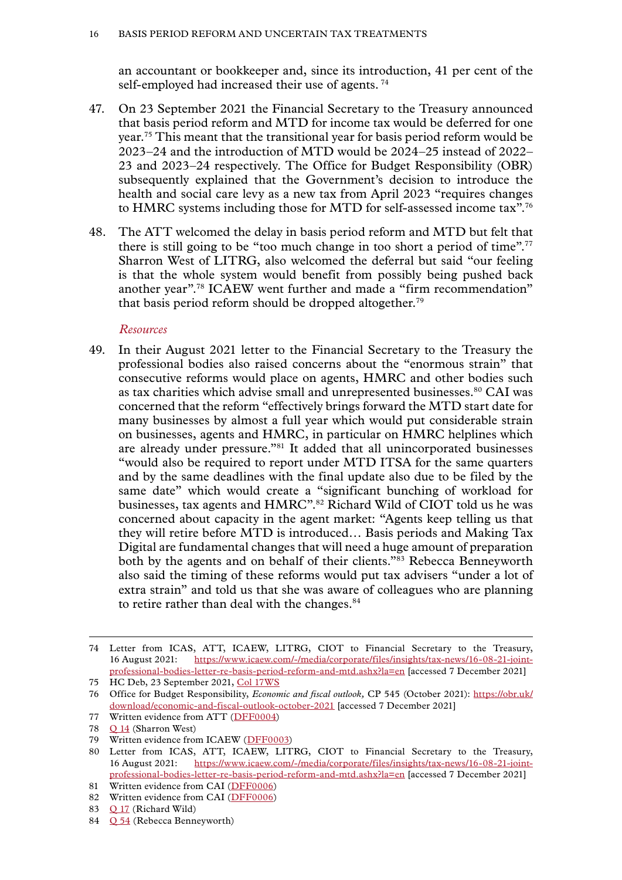an accountant or bookkeeper and, since its introduction, 41 per cent of the self-employed had increased their use of agents. [74]

47. On 23 September 2021 the Financial Secretary to the Treasury announced that basis period reform and MTD for income tax would be deferred for one year.[75] This meant that the transitional year for basis period reform would be 2023–24 and the introduction of MTD would be 2024–25 instead of 2022–23 and 2023–24 respectively. The Office for Budget Responsibility (OBR) subsequently explained that the Government's decision to introduce the health and social care levy as a new tax from April 2023 "requires changes to HMRC systems including those for MTD for self-assessed income tax".[76]

48. The ATT welcomed the delay in basis period reform and MTD but felt that there is still going to be "too much change in too short a period of time".[77] Sharron West of LITRG, also welcomed the deferral but said "our feeling is that the whole system would benefit from possibly being pushed back another year".[78] ICAEW went further and made a "firm recommendation" that basis period reform should be dropped altogether.[79]

*Resources*

49. In their August 2021 letter to the Financial Secretary to the Treasury the professional bodies also raised concerns about the "enormous strain" that consecutive reforms would place on agents, HMRC and other bodies such as tax charities which advise small and unrepresented businesses.[80] CAI was concerned that the reform "effectively brings forward the MTD start date for many businesses by almost a full year which would put considerable strain on businesses, agents and HMRC, in particular on HMRC helplines which are already under pressure."[81] It added that all unincorporated businesses "would also be required to report under MTD ITSA for the same quarters and by the same deadlines with the final update also due to be filed by the same date" which would create a "significant bunching of workload for businesses, tax agents and HMRC".[82] Richard Wild of CIOT told us he was concerned about capacity in the agent market: "Agents keep telling us that they will retire before MTD is introduced… Basis periods and Making Tax Digital are fundamental changes that will need a huge amount of preparation both by the agents and on behalf of their clients."[83] Rebecca Benneyworth also said the timing of these reforms would put tax advisers "under a lot of extra strain" and told us that she was aware of colleagues who are planning to retire rather than deal with the changes.[84]

---

74 Letter from ICAS, ATT, ICAEW, LITRG, CIOT to Financial Secretary to the Treasury, 16 August 2021: https://www.icaew.com/-/media/corporate/files/insights/tax-news/16-08-21-joint-professional-bodies-letter-re-basis-period-reform-and-mtd.ashx?la=en [accessed 7 December 2021]

75 HC Deb, 23 September 2021, Col 17WS

76 Office for Budget Responsibility, *Economic and fiscal outlook,* CP 545 (October 2021): https://obr.uk/download/economic-and-fiscal-outlook-october-2021 [accessed 7 December 2021]

77 Written evidence from ATT (DFF0004)

78 Q 14 (Sharron West)

79 Written evidence from ICAEW (DFF0003)

80 Letter from ICAS, ATT, ICAEW, LITRG, CIOT to Financial Secretary to the Treasury, 16 August 2021: https://www.icaew.com/-/media/corporate/files/insights/tax-news/16-08-21-joint-professional-bodies-letter-re-basis-period-reform-and-mtd.ashx?la=en [accessed 7 December 2021]

81 Written evidence from CAI (DFF0006)

82 Written evidence from CAI (DFF0006)

83 Q 17 (Richard Wild)

84 Q 54 (Rebecca Benneyworth)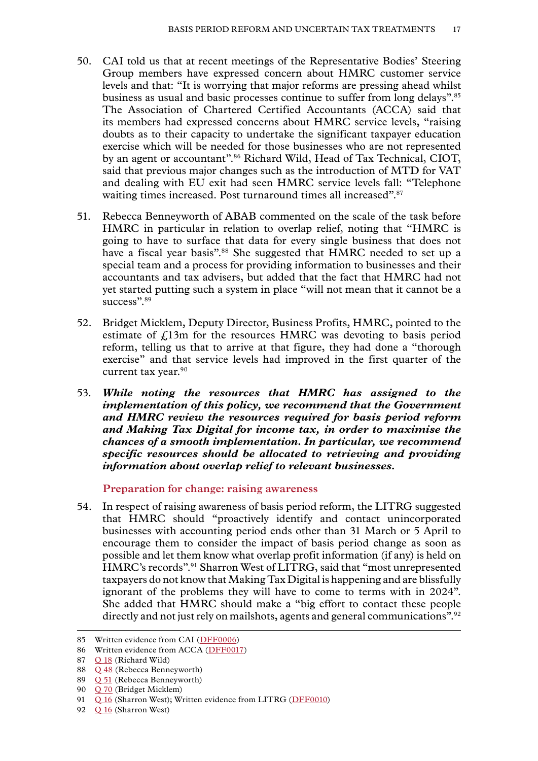50. CAI told us that at recent meetings of the Representative Bodies' Steering Group members have expressed concern about HMRC customer service levels and that: "It is worrying that major reforms are pressing ahead whilst business as usual and basic processes continue to suffer from long delays".[85] The Association of Chartered Certified Accountants (ACCA) said that its members had expressed concerns about HMRC service levels, "raising doubts as to their capacity to undertake the significant taxpayer education exercise which will be needed for those businesses who are not represented by an agent or accountant".[86] Richard Wild, Head of Tax Technical, CIOT, said that previous major changes such as the introduction of MTD for VAT and dealing with EU exit had seen HMRC service levels fall: "Telephone waiting times increased. Post turnaround times all increased".[87]

51. Rebecca Benneyworth of ABAB commented on the scale of the task before HMRC in particular in relation to overlap relief, noting that "HMRC is going to have to surface that data for every single business that does not have a fiscal year basis".[88] She suggested that HMRC needed to set up a special team and a process for providing information to businesses and their accountants and tax advisers, but added that the fact that HMRC had not yet started putting such a system in place "will not mean that it cannot be a success".[89]

52. Bridget Micklem, Deputy Director, Business Profits, HMRC, pointed to the estimate of £13m for the resources HMRC was devoting to basis period reform, telling us that to arrive at that figure, they had done a "thorough exercise" and that service levels had improved in the first quarter of the current tax year.[90]

53. ***While noting the resources that HMRC has assigned to the implementation of this policy, we recommend that the Government and HMRC review the resources required for basis period reform and Making Tax Digital for income tax, in order to maximise the chances of a smooth implementation. In particular, we recommend specific resources should be allocated to retrieving and providing information about overlap relief to relevant businesses.***

### Preparation for change: raising awareness

54. In respect of raising awareness of basis period reform, the LITRG suggested that HMRC should "proactively identify and contact unincorporated businesses with accounting period ends other than 31 March or 5 April to encourage them to consider the impact of basis period change as soon as possible and let them know what overlap profit information (if any) is held on HMRC's records".[91] Sharron West of LITRG, said that "most unrepresented taxpayers do not know that Making Tax Digital is happening and are blissfully ignorant of the problems they will have to come to terms with in 2024". She added that HMRC should make a "big effort to contact these people directly and not just rely on mailshots, agents and general communications".[92]

---

85 Written evidence from CAI (DFF0006)

86 Written evidence from ACCA (DFF0017)

87 Q 18 (Richard Wild)

88 Q 48 (Rebecca Benneyworth)

89 Q 51 (Rebecca Benneyworth)

90 Q 70 (Bridget Micklem)

91 Q 16 (Sharron West); Written evidence from LITRG (DFF0010)

92 Q 16 (Sharron West)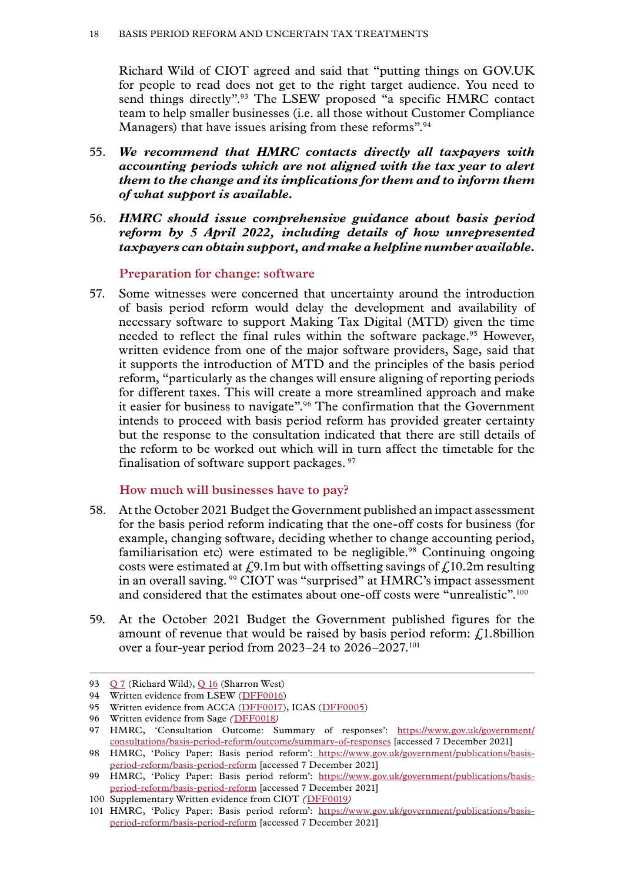Richard Wild of CIOT agreed and said that "putting things on GOV.UK for people to read does not get to the right target audience. You need to send things directly".[93] The LSEW proposed "a specific HMRC contact team to help smaller businesses (i.e. all those without Customer Compliance Managers) that have issues arising from these reforms".[94]

55. ***We recommend that HMRC contacts directly all taxpayers with accounting periods which are not aligned with the tax year to alert them to the change and its implications for them and to inform them of what support is available.***

56. ***HMRC should issue comprehensive guidance about basis period reform by 5 April 2022, including details of how unrepresented taxpayers can obtain support, and make a helpline number available.***

### Preparation for change: software

57. Some witnesses were concerned that uncertainty around the introduction of basis period reform would delay the development and availability of necessary software to support Making Tax Digital (MTD) given the time needed to reflect the final rules within the software package.[95] However, written evidence from one of the major software providers, Sage, said that it supports the introduction of MTD and the principles of the basis period reform, "particularly as the changes will ensure aligning of reporting periods for different taxes. This will create a more streamlined approach and make it easier for business to navigate".[96] The confirmation that the Government intends to proceed with basis period reform has provided greater certainty but the response to the consultation indicated that there are still details of the reform to be worked out which will in turn affect the timetable for the finalisation of software support packages.[97]

### How much will businesses have to pay?

58. At the October 2021 Budget the Government published an impact assessment for the basis period reform indicating that the one-off costs for business (for example, changing software, deciding whether to change accounting period, familiarisation etc) were estimated to be negligible.[98] Continuing ongoing costs were estimated at £9.1m but with offsetting savings of £10.2m resulting in an overall saving.[99] CIOT was "surprised" at HMRC's impact assessment and considered that the estimates about one-off costs were "unrealistic".[100]

59. At the October 2021 Budget the Government published figures for the amount of revenue that would be raised by basis period reform: £1.8billion over a four-year period from 2023–24 to 2026–2027.[101]

---

93 Q 7 (Richard Wild), Q 16 (Sharron West)

94 Written evidence from LSEW (DFF0016)

95 Written evidence from ACCA (DFF0017), ICAS (DFF0005)

96 Written evidence from Sage *(DFF0018)*

97 HMRC, 'Consultation Outcome: Summary of responses': https://www.gov.uk/government/consultations/basis-period-reform/outcome/summary-of-responses [accessed 7 December 2021]

98 HMRC, 'Policy Paper: Basis period reform': https://www.gov.uk/government/publications/basis-period-reform/basis-period-reform [accessed 7 December 2021]

99 HMRC, 'Policy Paper: Basis period reform': https://www.gov.uk/government/publications/basis-period-reform/basis-period-reform [accessed 7 December 2021]

100 Supplementary Written evidence from CIOT *(DFF0019)*

101 HMRC, 'Policy Paper: Basis period reform': https://www.gov.uk/government/publications/basis-period-reform/basis-period-reform [accessed 7 December 2021]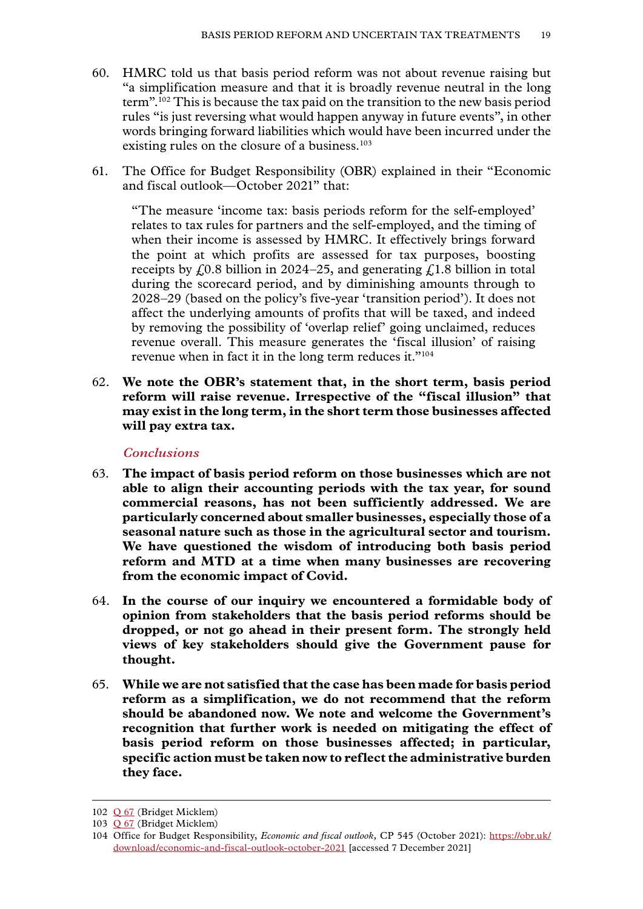60. HMRC told us that basis period reform was not about revenue raising but "a simplification measure and that it is broadly revenue neutral in the long term".[102] This is because the tax paid on the transition to the new basis period rules "is just reversing what would happen anyway in future events", in other words bringing forward liabilities which would have been incurred under the existing rules on the closure of a business.[103]

61. The Office for Budget Responsibility (OBR) explained in their "Economic and fiscal outlook—October 2021" that:

> "The measure 'income tax: basis periods reform for the self-employed' relates to tax rules for partners and the self-employed, and the timing of when their income is assessed by HMRC. It effectively brings forward the point at which profits are assessed for tax purposes, boosting receipts by £0.8 billion in 2024–25, and generating £1.8 billion in total during the scorecard period, and by diminishing amounts through to 2028–29 (based on the policy's five-year 'transition period'). It does not affect the underlying amounts of profits that will be taxed, and indeed by removing the possibility of 'overlap relief' going unclaimed, reduces revenue overall. This measure generates the 'fiscal illusion' of raising revenue when in fact it in the long term reduces it."[104]

62. **We note the OBR's statement that, in the short term, basis period reform will raise revenue. Irrespective of the "fiscal illusion" that may exist in the long term, in the short term those businesses affected will pay extra tax.**

### *Conclusions*

63. **The impact of basis period reform on those businesses which are not able to align their accounting periods with the tax year, for sound commercial reasons, has not been sufficiently addressed. We are particularly concerned about smaller businesses, especially those of a seasonal nature such as those in the agricultural sector and tourism. We have questioned the wisdom of introducing both basis period reform and MTD at a time when many businesses are recovering from the economic impact of Covid.**

64. **In the course of our inquiry we encountered a formidable body of opinion from stakeholders that the basis period reforms should be dropped, or not go ahead in their present form. The strongly held views of key stakeholders should give the Government pause for thought.**

65. **While we are not satisfied that the case has been made for basis period reform as a simplification, we do not recommend that the reform should be abandoned now. We note and welcome the Government's recognition that further work is needed on mitigating the effect of basis period reform on those businesses affected; in particular, specific action must be taken now to reflect the administrative burden they face.**

---

102 Q 67 (Bridget Micklem)

103 Q 67 (Bridget Micklem)

104 Office for Budget Responsibility, *Economic and fiscal outlook,* CP 545 (October 2021): https://obr.uk/download/economic-and-fiscal-outlook-october-2021 [accessed 7 December 2021]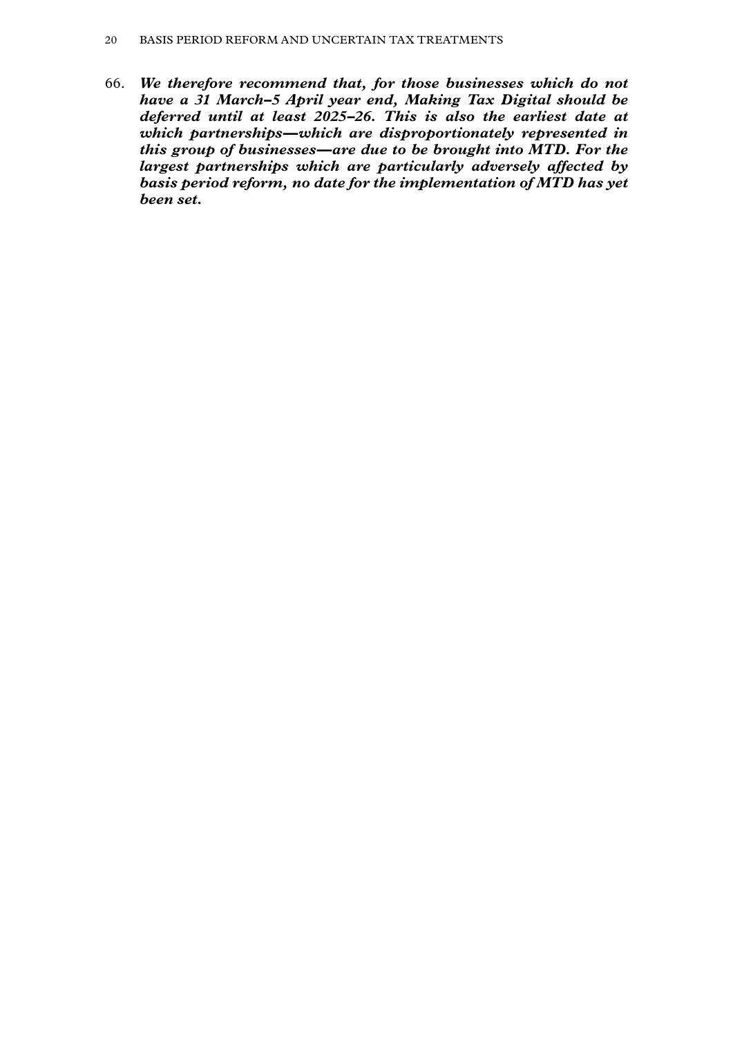66. ***We therefore recommend that, for those businesses which do not have a 31 March–5 April year end, Making Tax Digital should be deferred until at least 2025–26. This is also the earliest date at which partnerships—which are disproportionately represented in this group of businesses—are due to be brought into MTD. For the largest partnerships which are particularly adversely affected by basis period reform, no date for the implementation of MTD has yet been set.***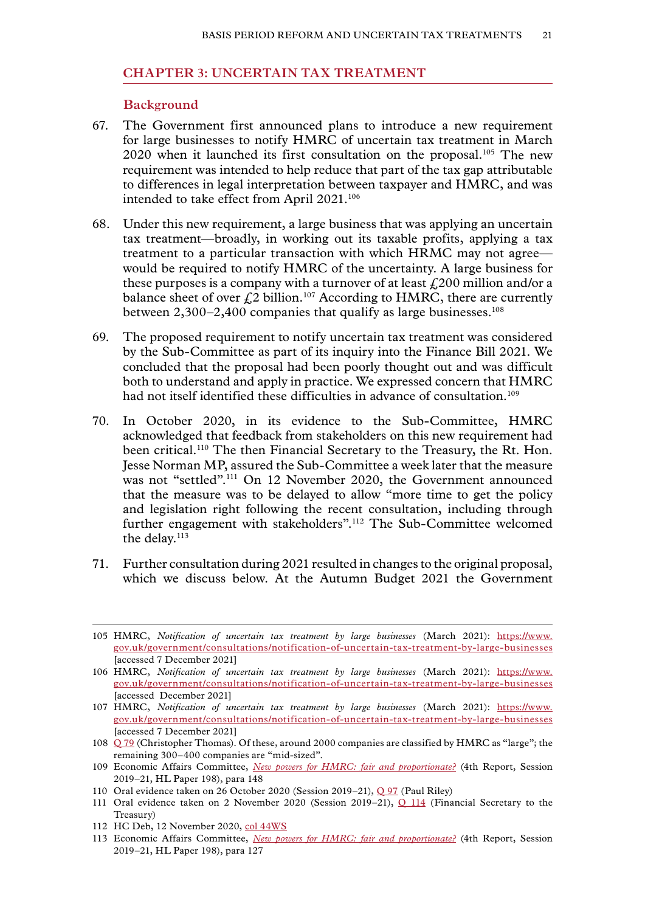## CHAPTER 3: UNCERTAIN TAX TREATMENT

### Background

67. The Government first announced plans to introduce a new requirement for large businesses to notify HMRC of uncertain tax treatment in March 2020 when it launched its first consultation on the proposal.[105] The new requirement was intended to help reduce that part of the tax gap attributable to differences in legal interpretation between taxpayer and HMRC, and was intended to take effect from April 2021.[106]

68. Under this new requirement, a large business that was applying an uncertain tax treatment—broadly, in working out its taxable profits, applying a tax treatment to a particular transaction with which HRMC may not agree—would be required to notify HMRC of the uncertainty. A large business for these purposes is a company with a turnover of at least £200 million and/or a balance sheet of over £2 billion.[107] According to HMRC, there are currently between 2,300–2,400 companies that qualify as large businesses.[108]

69. The proposed requirement to notify uncertain tax treatment was considered by the Sub-Committee as part of its inquiry into the Finance Bill 2021. We concluded that the proposal had been poorly thought out and was difficult both to understand and apply in practice. We expressed concern that HMRC had not itself identified these difficulties in advance of consultation.[109]

70. In October 2020, in its evidence to the Sub-Committee, HMRC acknowledged that feedback from stakeholders on this new requirement had been critical.[110] The then Financial Secretary to the Treasury, the Rt. Hon. Jesse Norman MP, assured the Sub-Committee a week later that the measure was not "settled".[111] On 12 November 2020, the Government announced that the measure was to be delayed to allow "more time to get the policy and legislation right following the recent consultation, including through further engagement with stakeholders".[112] The Sub-Committee welcomed the delay.[113]

71. Further consultation during 2021 resulted in changes to the original proposal, which we discuss below. At the Autumn Budget 2021 the Government

---

105 HMRC, *Notification of uncertain tax treatment by large businesses* (March 2021): https://www.gov.uk/government/consultations/notification-of-uncertain-tax-treatment-by-large-businesses [accessed 7 December 2021]

106 HMRC, *Notification of uncertain tax treatment by large businesses* (March 2021): https://www.gov.uk/government/consultations/notification-of-uncertain-tax-treatment-by-large-businesses [accessed December 2021]

107 HMRC, *Notification of uncertain tax treatment by large businesses* (March 2021): https://www.gov.uk/government/consultations/notification-of-uncertain-tax-treatment-by-large-businesses [accessed 7 December 2021]

108 Q 79 (Christopher Thomas). Of these, around 2000 companies are classified by HMRC as "large"; the remaining 300–400 companies are "mid-sized".

109 Economic Affairs Committee, *New powers for HMRC: fair and proportionate?* (4th Report, Session 2019–21, HL Paper 198), para 148

110 Oral evidence taken on 26 October 2020 (Session 2019–21), Q 97 (Paul Riley)

111 Oral evidence taken on 2 November 2020 (Session 2019–21), Q 114 (Financial Secretary to the Treasury)

112 HC Deb, 12 November 2020, col 44WS

113 Economic Affairs Committee, *New powers for HMRC: fair and proportionate?* (4th Report, Session 2019–21, HL Paper 198), para 127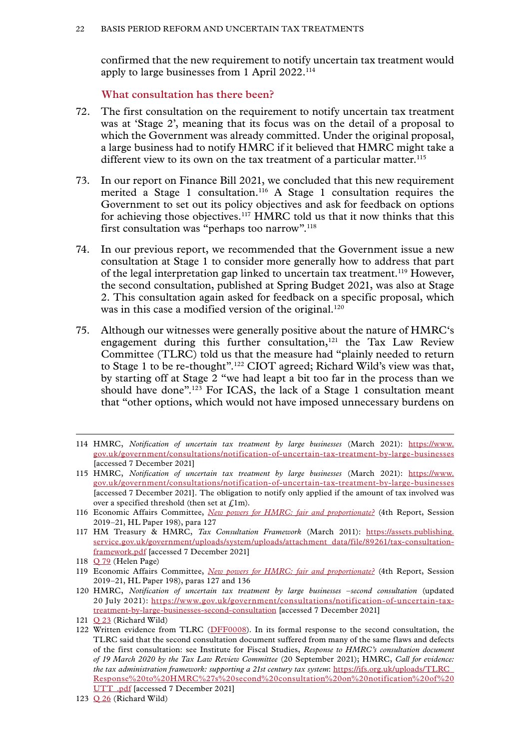confirmed that the new requirement to notify uncertain tax treatment would apply to large businesses from 1 April 2022.[114]

### What consultation has there been?

72. The first consultation on the requirement to notify uncertain tax treatment was at 'Stage 2', meaning that its focus was on the detail of a proposal to which the Government was already committed. Under the original proposal, a large business had to notify HMRC if it believed that HMRC might take a different view to its own on the tax treatment of a particular matter.[115]

73. In our report on Finance Bill 2021, we concluded that this new requirement merited a Stage 1 consultation.[116] A Stage 1 consultation requires the Government to set out its policy objectives and ask for feedback on options for achieving those objectives.[117] HMRC told us that it now thinks that this first consultation was "perhaps too narrow".[118]

74. In our previous report, we recommended that the Government issue a new consultation at Stage 1 to consider more generally how to address that part of the legal interpretation gap linked to uncertain tax treatment.[119] However, the second consultation, published at Spring Budget 2021, was also at Stage 2. This consultation again asked for feedback on a specific proposal, which was in this case a modified version of the original.[120]

75. Although our witnesses were generally positive about the nature of HMRC's engagement during this further consultation,[121] the Tax Law Review Committee (TLRC) told us that the measure had "plainly needed to return to Stage 1 to be re-thought".[122] CIOT agreed; Richard Wild's view was that, by starting off at Stage 2 "we had leapt a bit too far in the process than we should have done".[123] For ICAS, the lack of a Stage 1 consultation meant that "other options, which would not have imposed unnecessary burdens on

---

114 HMRC, *Notification of uncertain tax treatment by large businesses* (March 2021): https://www.gov.uk/government/consultations/notification-of-uncertain-tax-treatment-by-large-businesses [accessed 7 December 2021]

115 HMRC, *Notification of uncertain tax treatment by large businesses* (March 2021): https://www.gov.uk/government/consultations/notification-of-uncertain-tax-treatment-by-large-businesses [accessed 7 December 2021]. The obligation to notify only applied if the amount of tax involved was over a specified threshold (then set at £1m).

116 Economic Affairs Committee, *New powers for HMRC: fair and proportionate?* (4th Report, Session 2019–21, HL Paper 198), para 127

117 HM Treasury & HMRC, *Tax Consultation Framework* (March 2011): https://assets.publishing.service.gov.uk/government/uploads/system/uploads/attachment_data/file/89261/tax-consultation-framework.pdf [accessed 7 December 2021]

118 Q 79 (Helen Page)

119 Economic Affairs Committee, *New powers for HMRC: fair and proportionate?* (4th Report, Session 2019–21, HL Paper 198), paras 127 and 136

120 HMRC, *Notification of uncertain tax treatment by large businesses –second consultation* (updated 20 July 2021): https://www.gov.uk/government/consultations/notification-of-uncertain-tax-treatment-by-large-businesses-second-consultation [accessed 7 December 2021]

121 Q 23 (Richard Wild)

122 Written evidence from TLRC (DFF0008). In its formal response to the second consultation, the TLRC said that the second consultation document suffered from many of the same flaws and defects of the first consultation: see Institute for Fiscal Studies, *Response to HMRC's consultation document of 19 March 2020 by the Tax Law Review Committee* (20 September 2021); HMRC, *Call for evidence: the tax administration framework: supporting a 21st century tax system*: https://ifs.org.uk/uploads/TLRC_Response%20to%20HMRC%27s%20second%20consultation%20on%20notification%20of%20UTT_.pdf [accessed 7 December 2021]

123 Q 26 (Richard Wild)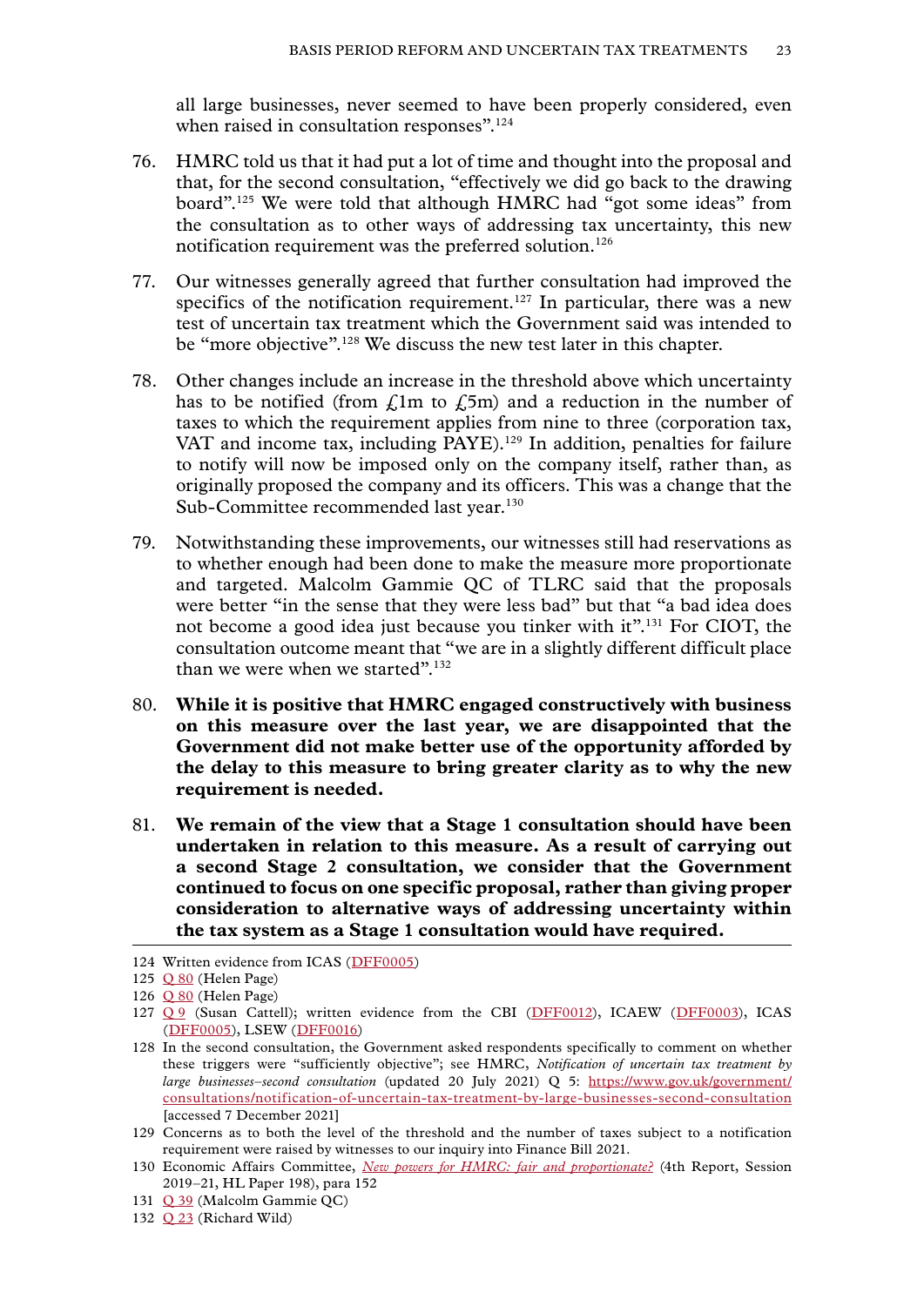all large businesses, never seemed to have been properly considered, even when raised in consultation responses".[124]

76. HMRC told us that it had put a lot of time and thought into the proposal and that, for the second consultation, "effectively we did go back to the drawing board".[125] We were told that although HMRC had "got some ideas" from the consultation as to other ways of addressing tax uncertainty, this new notification requirement was the preferred solution.[126]

77. Our witnesses generally agreed that further consultation had improved the specifics of the notification requirement.[127] In particular, there was a new test of uncertain tax treatment which the Government said was intended to be "more objective".[128] We discuss the new test later in this chapter.

78. Other changes include an increase in the threshold above which uncertainty has to be notified (from £1m to £5m) and a reduction in the number of taxes to which the requirement applies from nine to three (corporation tax, VAT and income tax, including PAYE).[129] In addition, penalties for failure to notify will now be imposed only on the company itself, rather than, as originally proposed the company and its officers. This was a change that the Sub-Committee recommended last year.[130]

79. Notwithstanding these improvements, our witnesses still had reservations as to whether enough had been done to make the measure more proportionate and targeted. Malcolm Gammie QC of TLRC said that the proposals were better "in the sense that they were less bad" but that "a bad idea does not become a good idea just because you tinker with it".[131] For CIOT, the consultation outcome meant that "we are in a slightly different difficult place than we were when we started".[132]

80. **While it is positive that HMRC engaged constructively with business on this measure over the last year, we are disappointed that the Government did not make better use of the opportunity afforded by the delay to this measure to bring greater clarity as to why the new requirement is needed.**

81. **We remain of the view that a Stage 1 consultation should have been undertaken in relation to this measure. As a result of carrying out a second Stage 2 consultation, we consider that the Government continued to focus on one specific proposal, rather than giving proper consideration to alternative ways of addressing uncertainty within the tax system as a Stage 1 consultation would have required.**

---

124 Written evidence from ICAS (DFF0005)

125 Q 80 (Helen Page)

126 Q 80 (Helen Page)

127 Q 9 (Susan Cattell); written evidence from the CBI (DFF0012), ICAEW (DFF0003), ICAS (DFF0005), LSEW (DFF0016)

128 In the second consultation, the Government asked respondents specifically to comment on whether these triggers were "sufficiently objective"; see HMRC, *Notification of uncertain tax treatment by large businesses–second consultation* (updated 20 July 2021) Q 5: https://www.gov.uk/government/consultations/notification-of-uncertain-tax-treatment-by-large-businesses-second-consultation [accessed 7 December 2021]

129 Concerns as to both the level of the threshold and the number of taxes subject to a notification requirement were raised by witnesses to our inquiry into Finance Bill 2021.

130 Economic Affairs Committee, *New powers for HMRC: fair and proportionate?* (4th Report, Session 2019–21, HL Paper 198), para 152

131 Q 39 (Malcolm Gammie QC)

132 Q 23 (Richard Wild)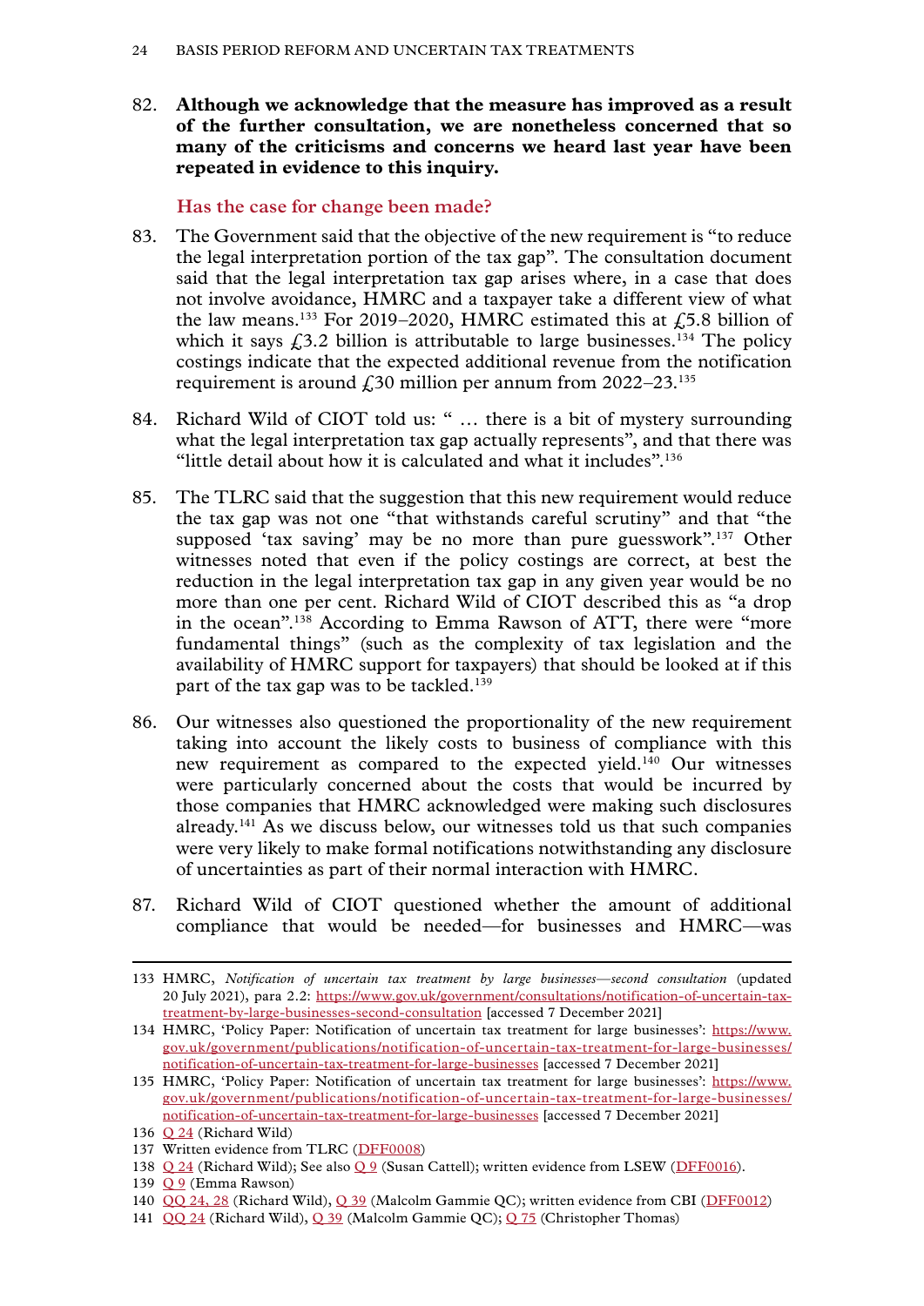82. **Although we acknowledge that the measure has improved as a result of the further consultation, we are nonetheless concerned that so many of the criticisms and concerns we heard last year have been repeated in evidence to this inquiry.**

### Has the case for change been made?

83. The Government said that the objective of the new requirement is "to reduce the legal interpretation portion of the tax gap". The consultation document said that the legal interpretation tax gap arises where, in a case that does not involve avoidance, HMRC and a taxpayer take a different view of what the law means.[133] For 2019–2020, HMRC estimated this at £5.8 billion of which it says £3.2 billion is attributable to large businesses.[134] The policy costings indicate that the expected additional revenue from the notification requirement is around £30 million per annum from 2022–23.[135]

84. Richard Wild of CIOT told us: " … there is a bit of mystery surrounding what the legal interpretation tax gap actually represents", and that there was "little detail about how it is calculated and what it includes".[136]

85. The TLRC said that the suggestion that this new requirement would reduce the tax gap was not one "that withstands careful scrutiny" and that "the supposed 'tax saving' may be no more than pure guesswork".[137] Other witnesses noted that even if the policy costings are correct, at best the reduction in the legal interpretation tax gap in any given year would be no more than one per cent. Richard Wild of CIOT described this as "a drop in the ocean".[138] According to Emma Rawson of ATT, there were "more fundamental things" (such as the complexity of tax legislation and the availability of HMRC support for taxpayers) that should be looked at if this part of the tax gap was to be tackled.[139]

86. Our witnesses also questioned the proportionality of the new requirement taking into account the likely costs to business of compliance with this new requirement as compared to the expected yield.[140] Our witnesses were particularly concerned about the costs that would be incurred by those companies that HMRC acknowledged were making such disclosures already.[141] As we discuss below, our witnesses told us that such companies were very likely to make formal notifications notwithstanding any disclosure of uncertainties as part of their normal interaction with HMRC.

87. Richard Wild of CIOT questioned whether the amount of additional compliance that would be needed—for businesses and HMRC—was

---

133 HMRC, *Notification of uncertain tax treatment by large businesses—second consultation* (updated 20 July 2021), para 2.2: https://www.gov.uk/government/consultations/notification-of-uncertain-tax-treatment-by-large-businesses-second-consultation [accessed 7 December 2021]

134 HMRC, 'Policy Paper: Notification of uncertain tax treatment for large businesses': https://www.gov.uk/government/publications/notification-of-uncertain-tax-treatment-for-large-businesses/notification-of-uncertain-tax-treatment-for-large-businesses [accessed 7 December 2021]

135 HMRC, 'Policy Paper: Notification of uncertain tax treatment for large businesses': https://www.gov.uk/government/publications/notification-of-uncertain-tax-treatment-for-large-businesses/notification-of-uncertain-tax-treatment-for-large-businesses [accessed 7 December 2021]

136 Q 24 (Richard Wild)

137 Written evidence from TLRC (DFF0008)

138 Q 24 (Richard Wild); See also Q 9 (Susan Cattell); written evidence from LSEW (DFF0016).

139 Q 9 (Emma Rawson)

140 QQ 24, 28 (Richard Wild), Q 39 (Malcolm Gammie QC); written evidence from CBI (DFF0012)

141 QQ 24 (Richard Wild), Q 39 (Malcolm Gammie QC); Q 75 (Christopher Thomas)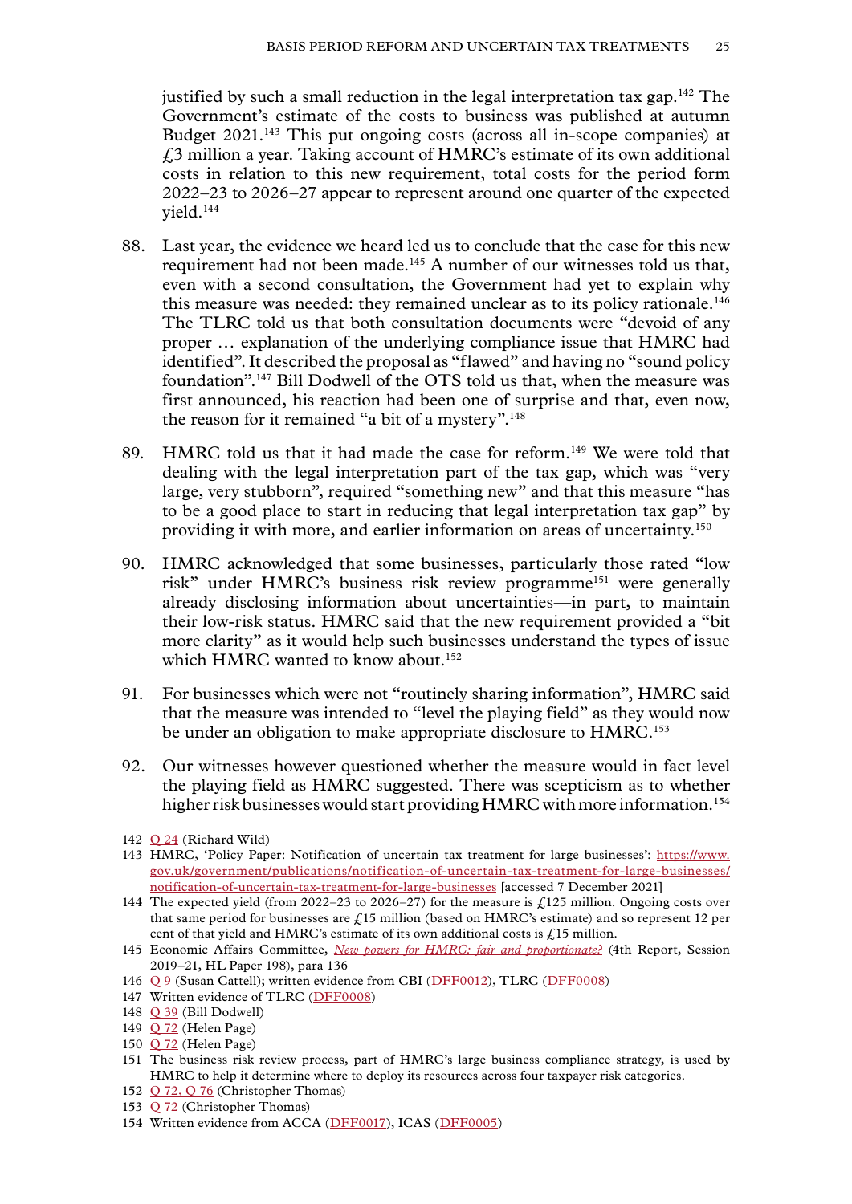justified by such a small reduction in the legal interpretation tax gap.[142] The Government's estimate of the costs to business was published at autumn Budget 2021.[143] This put ongoing costs (across all in-scope companies) at £3 million a year. Taking account of HMRC's estimate of its own additional costs in relation to this new requirement, total costs for the period form 2022–23 to 2026–27 appear to represent around one quarter of the expected yield.[144]

88. Last year, the evidence we heard led us to conclude that the case for this new requirement had not been made.[145] A number of our witnesses told us that, even with a second consultation, the Government had yet to explain why this measure was needed: they remained unclear as to its policy rationale.[146] The TLRC told us that both consultation documents were "devoid of any proper … explanation of the underlying compliance issue that HMRC had identified". It described the proposal as "flawed" and having no "sound policy foundation".[147] Bill Dodwell of the OTS told us that, when the measure was first announced, his reaction had been one of surprise and that, even now, the reason for it remained "a bit of a mystery".[148]

89. HMRC told us that it had made the case for reform.[149] We were told that dealing with the legal interpretation part of the tax gap, which was "very large, very stubborn", required "something new" and that this measure "has to be a good place to start in reducing that legal interpretation tax gap" by providing it with more, and earlier information on areas of uncertainty.[150]

90. HMRC acknowledged that some businesses, particularly those rated "low risk" under HMRC's business risk review programme[151] were generally already disclosing information about uncertainties—in part, to maintain their low-risk status. HMRC said that the new requirement provided a "bit more clarity" as it would help such businesses understand the types of issue which HMRC wanted to know about.[152]

91. For businesses which were not "routinely sharing information", HMRC said that the measure was intended to "level the playing field" as they would now be under an obligation to make appropriate disclosure to HMRC.[153]

92. Our witnesses however questioned whether the measure would in fact level the playing field as HMRC suggested. There was scepticism as to whether higher risk businesses would start providing HMRC with more information.[154]

---

142 Q 24 (Richard Wild)

143 HMRC, 'Policy Paper: Notification of uncertain tax treatment for large businesses': https://www.gov.uk/government/publications/notification-of-uncertain-tax-treatment-for-large-businesses/notification-of-uncertain-tax-treatment-for-large-businesses [accessed 7 December 2021]

144 The expected yield (from 2022–23 to 2026–27) for the measure is £125 million. Ongoing costs over that same period for businesses are £15 million (based on HMRC's estimate) and so represent 12 per cent of that yield and HMRC's estimate of its own additional costs is £15 million.

145 Economic Affairs Committee, *New powers for HMRC: fair and proportionate?* (4th Report, Session 2019–21, HL Paper 198), para 136

146 Q 9 (Susan Cattell); written evidence from CBI (DFF0012), TLRC (DFF0008)

147 Written evidence of TLRC (DFF0008)

148 Q 39 (Bill Dodwell)

149 Q 72 (Helen Page)

150 Q 72 (Helen Page)

151 The business risk review process, part of HMRC's large business compliance strategy, is used by HMRC to help it determine where to deploy its resources across four taxpayer risk categories.

152 Q 72, Q 76 (Christopher Thomas)

153 Q 72 (Christopher Thomas)

154 Written evidence from ACCA (DFF0017), ICAS (DFF0005)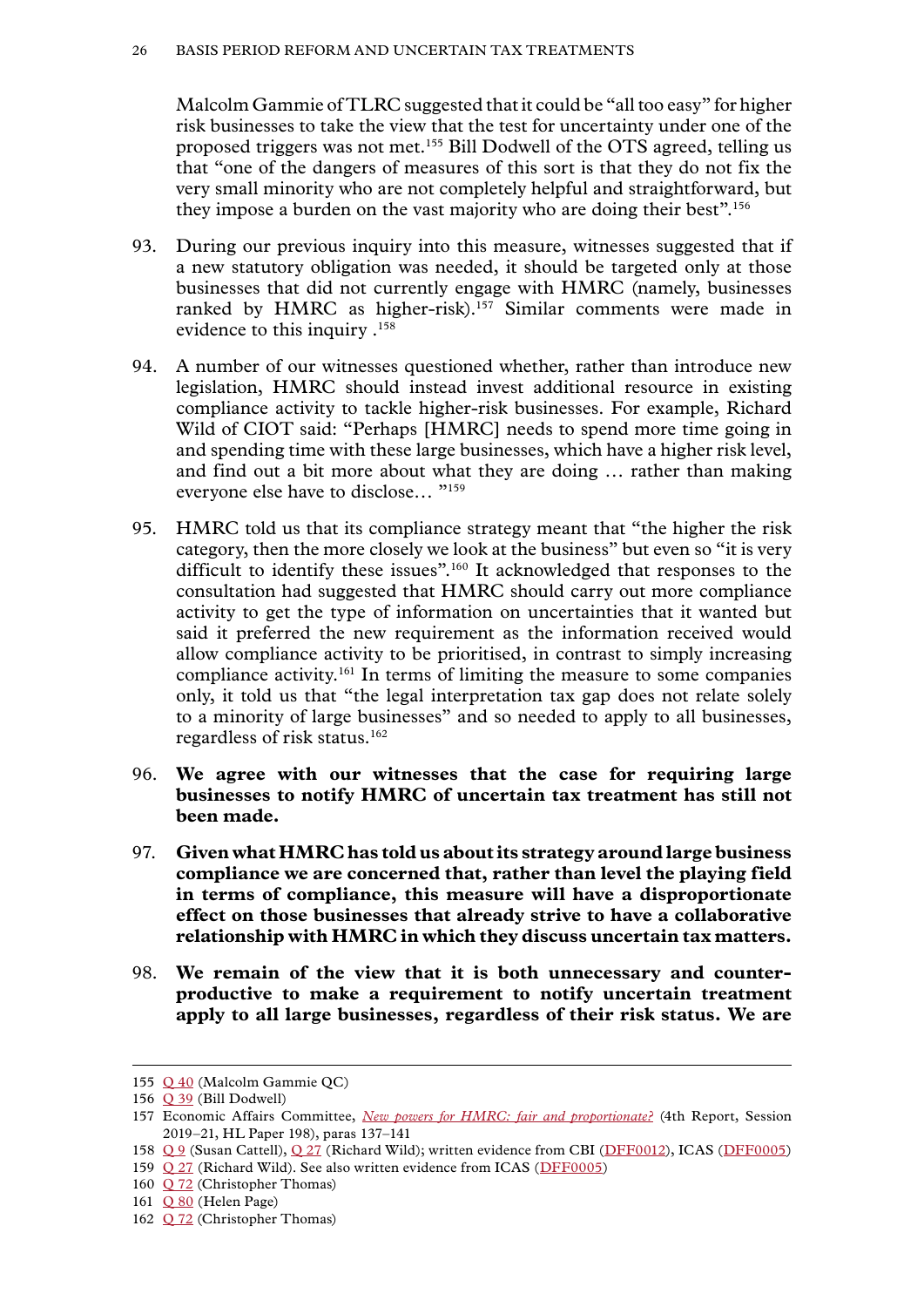Malcolm Gammie of TLRC suggested that it could be "all too easy" for higher risk businesses to take the view that the test for uncertainty under one of the proposed triggers was not met.[155] Bill Dodwell of the OTS agreed, telling us that "one of the dangers of measures of this sort is that they do not fix the very small minority who are not completely helpful and straightforward, but they impose a burden on the vast majority who are doing their best".[156]

93. During our previous inquiry into this measure, witnesses suggested that if a new statutory obligation was needed, it should be targeted only at those businesses that did not currently engage with HMRC (namely, businesses ranked by HMRC as higher-risk).[157] Similar comments were made in evidence to this inquiry .[158]

94. A number of our witnesses questioned whether, rather than introduce new legislation, HMRC should instead invest additional resource in existing compliance activity to tackle higher-risk businesses. For example, Richard Wild of CIOT said: "Perhaps [HMRC] needs to spend more time going in and spending time with these large businesses, which have a higher risk level, and find out a bit more about what they are doing … rather than making everyone else have to disclose… "[159]

95. HMRC told us that its compliance strategy meant that "the higher the risk category, then the more closely we look at the business" but even so "it is very difficult to identify these issues".[160] It acknowledged that responses to the consultation had suggested that HMRC should carry out more compliance activity to get the type of information on uncertainties that it wanted but said it preferred the new requirement as the information received would allow compliance activity to be prioritised, in contrast to simply increasing compliance activity.[161] In terms of limiting the measure to some companies only, it told us that "the legal interpretation tax gap does not relate solely to a minority of large businesses" and so needed to apply to all businesses, regardless of risk status.[162]

96. **We agree with our witnesses that the case for requiring large businesses to notify HMRC of uncertain tax treatment has still not been made.**

97. **Given what HMRC has told us about its strategy around large business compliance we are concerned that, rather than level the playing field in terms of compliance, this measure will have a disproportionate effect on those businesses that already strive to have a collaborative relationship with HMRC in which they discuss uncertain tax matters.**

98. **We remain of the view that it is both unnecessary and counter-productive to make a requirement to notify uncertain treatment apply to all large businesses, regardless of their risk status. We are**

---

155 Q 40 (Malcolm Gammie QC)

156 Q 39 (Bill Dodwell)

157 Economic Affairs Committee, *New powers for HMRC: fair and proportionate?* (4th Report, Session 2019–21, HL Paper 198), paras 137–141

158 Q 9 (Susan Cattell), Q 27 (Richard Wild); written evidence from CBI (DFF0012), ICAS (DFF0005)

159 Q 27 (Richard Wild). See also written evidence from ICAS (DFF0005)

160 Q 72 (Christopher Thomas)

161 Q 80 (Helen Page)

162 Q 72 (Christopher Thomas)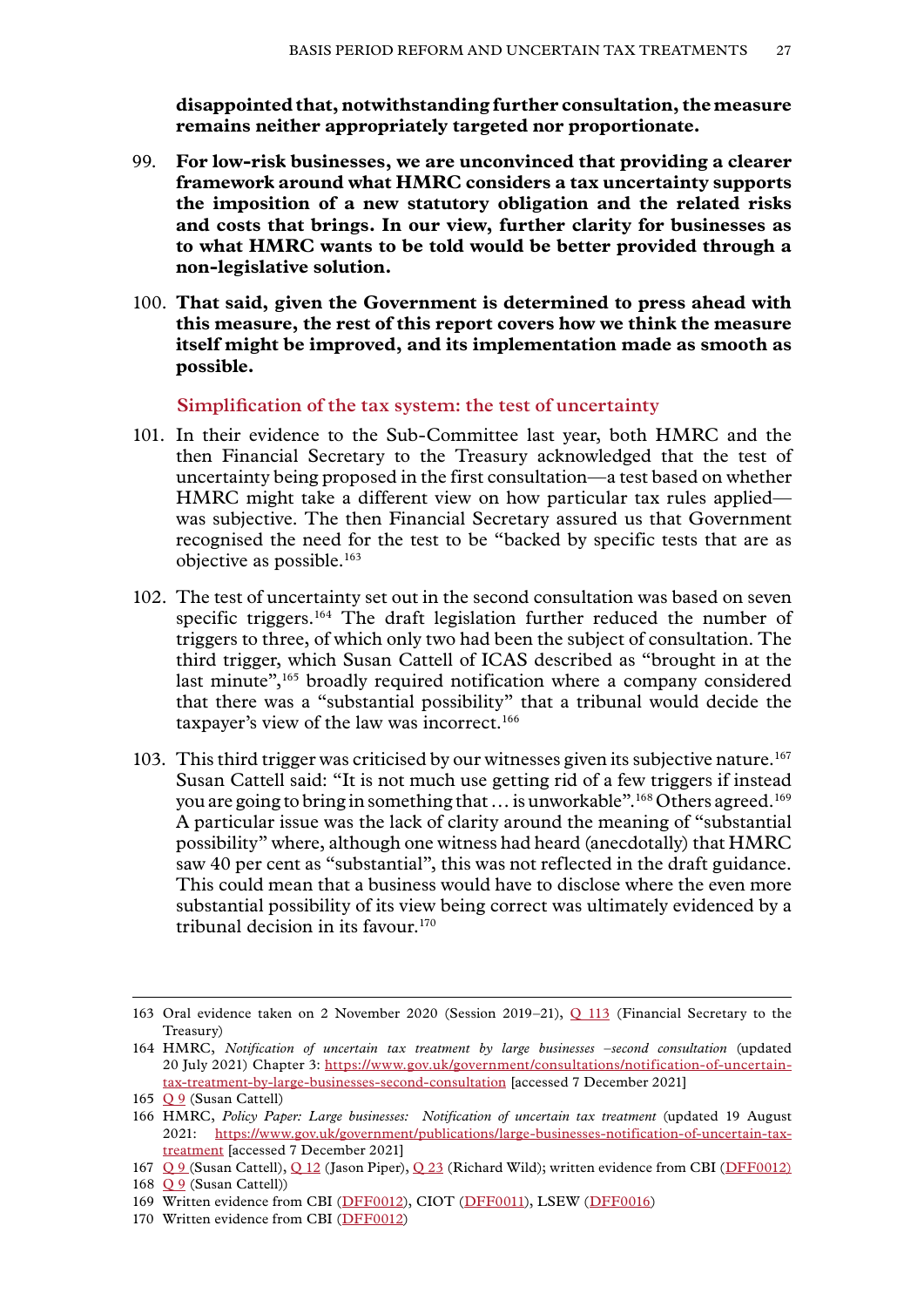**disappointed that, notwithstanding further consultation, the measure remains neither appropriately targeted nor proportionate.**

99. **For low-risk businesses, we are unconvinced that providing a clearer framework around what HMRC considers a tax uncertainty supports the imposition of a new statutory obligation and the related risks and costs that brings. In our view, further clarity for businesses as to what HMRC wants to be told would be better provided through a non-legislative solution.**

100. **That said, given the Government is determined to press ahead with this measure, the rest of this report covers how we think the measure itself might be improved, and its implementation made as smooth as possible.**

### Simplification of the tax system: the test of uncertainty

101. In their evidence to the Sub-Committee last year, both HMRC and the then Financial Secretary to the Treasury acknowledged that the test of uncertainty being proposed in the first consultation—a test based on whether HMRC might take a different view on how particular tax rules applied—was subjective. The then Financial Secretary assured us that Government recognised the need for the test to be "backed by specific tests that are as objective as possible.[163]

102. The test of uncertainty set out in the second consultation was based on seven specific triggers.[164] The draft legislation further reduced the number of triggers to three, of which only two had been the subject of consultation. The third trigger, which Susan Cattell of ICAS described as "brought in at the last minute",[165] broadly required notification where a company considered that there was a "substantial possibility" that a tribunal would decide the taxpayer's view of the law was incorrect.[166]

103. This third trigger was criticised by our witnesses given its subjective nature.[167] Susan Cattell said: "It is not much use getting rid of a few triggers if instead you are going to bring in something that … is unworkable".[168] Others agreed.[169] A particular issue was the lack of clarity around the meaning of "substantial possibility" where, although one witness had heard (anecdotally) that HMRC saw 40 per cent as "substantial", this was not reflected in the draft guidance. This could mean that a business would have to disclose where the even more substantial possibility of its view being correct was ultimately evidenced by a tribunal decision in its favour.[170]

---

163 Oral evidence taken on 2 November 2020 (Session 2019–21), Q 113 (Financial Secretary to the Treasury)

164 HMRC, *Notification of uncertain tax treatment by large businesses –second consultation* (updated 20 July 2021) Chapter 3: https://www.gov.uk/government/consultations/notification-of-uncertain-tax-treatment-by-large-businesses-second-consultation [accessed 7 December 2021]

165 Q 9 (Susan Cattell)

166 HMRC, *Policy Paper: Large businesses: Notification of uncertain tax treatment* (updated 19 August 2021: https://www.gov.uk/government/publications/large-businesses-notification-of-uncertain-tax-treatment [accessed 7 December 2021]

167 Q 9 (Susan Cattell), Q 12 (Jason Piper), Q 23 (Richard Wild); written evidence from CBI (DFF0012)

168 Q 9 (Susan Cattell))

169 Written evidence from CBI (DFF0012), CIOT (DFF0011), LSEW (DFF0016)

170 Written evidence from CBI (DFF0012)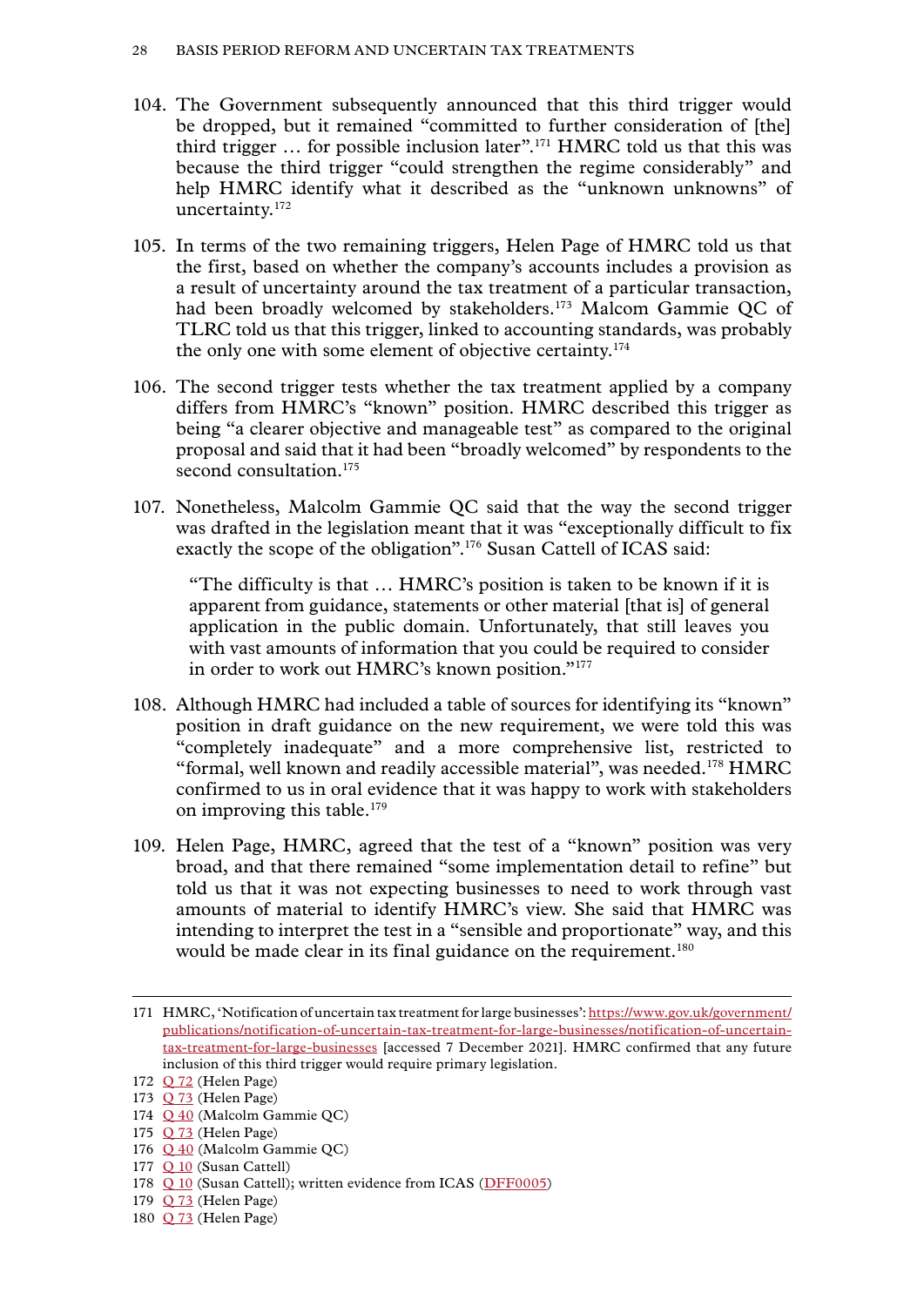104. The Government subsequently announced that this third trigger would be dropped, but it remained "committed to further consideration of [the] third trigger … for possible inclusion later".[171] HMRC told us that this was because the third trigger "could strengthen the regime considerably" and help HMRC identify what it described as the "unknown unknowns" of uncertainty.[172]

105. In terms of the two remaining triggers, Helen Page of HMRC told us that the first, based on whether the company's accounts includes a provision as a result of uncertainty around the tax treatment of a particular transaction, had been broadly welcomed by stakeholders.[173] Malcom Gammie QC of TLRC told us that this trigger, linked to accounting standards, was probably the only one with some element of objective certainty.[174]

106. The second trigger tests whether the tax treatment applied by a company differs from HMRC's "known" position. HMRC described this trigger as being "a clearer objective and manageable test" as compared to the original proposal and said that it had been "broadly welcomed" by respondents to the second consultation.[175]

107. Nonetheless, Malcolm Gammie QC said that the way the second trigger was drafted in the legislation meant that it was "exceptionally difficult to fix exactly the scope of the obligation".[176] Susan Cattell of ICAS said:

> "The difficulty is that … HMRC's position is taken to be known if it is apparent from guidance, statements or other material [that is] of general application in the public domain. Unfortunately, that still leaves you with vast amounts of information that you could be required to consider in order to work out HMRC's known position."[177]

108. Although HMRC had included a table of sources for identifying its "known" position in draft guidance on the new requirement, we were told this was "completely inadequate" and a more comprehensive list, restricted to "formal, well known and readily accessible material", was needed.[178] HMRC confirmed to us in oral evidence that it was happy to work with stakeholders on improving this table.[179]

109. Helen Page, HMRC, agreed that the test of a "known" position was very broad, and that there remained "some implementation detail to refine" but told us that it was not expecting businesses to need to work through vast amounts of material to identify HMRC's view. She said that HMRC was intending to interpret the test in a "sensible and proportionate" way, and this would be made clear in its final guidance on the requirement.[180]

---

171 HMRC, 'Notification of uncertain tax treatment for large businesses': https://www.gov.uk/government/publications/notification-of-uncertain-tax-treatment-for-large-businesses/notification-of-uncertain-tax-treatment-for-large-businesses [accessed 7 December 2021]. HMRC confirmed that any future inclusion of this third trigger would require primary legislation.

172 Q 72 (Helen Page)

173 Q 73 (Helen Page)

174 Q 40 (Malcolm Gammie QC)

175 Q 73 (Helen Page)

176 Q 40 (Malcolm Gammie QC)

177 Q 10 (Susan Cattell)

178 Q 10 (Susan Cattell); written evidence from ICAS (DFF0005)

179 Q 73 (Helen Page)

180 Q 73 (Helen Page)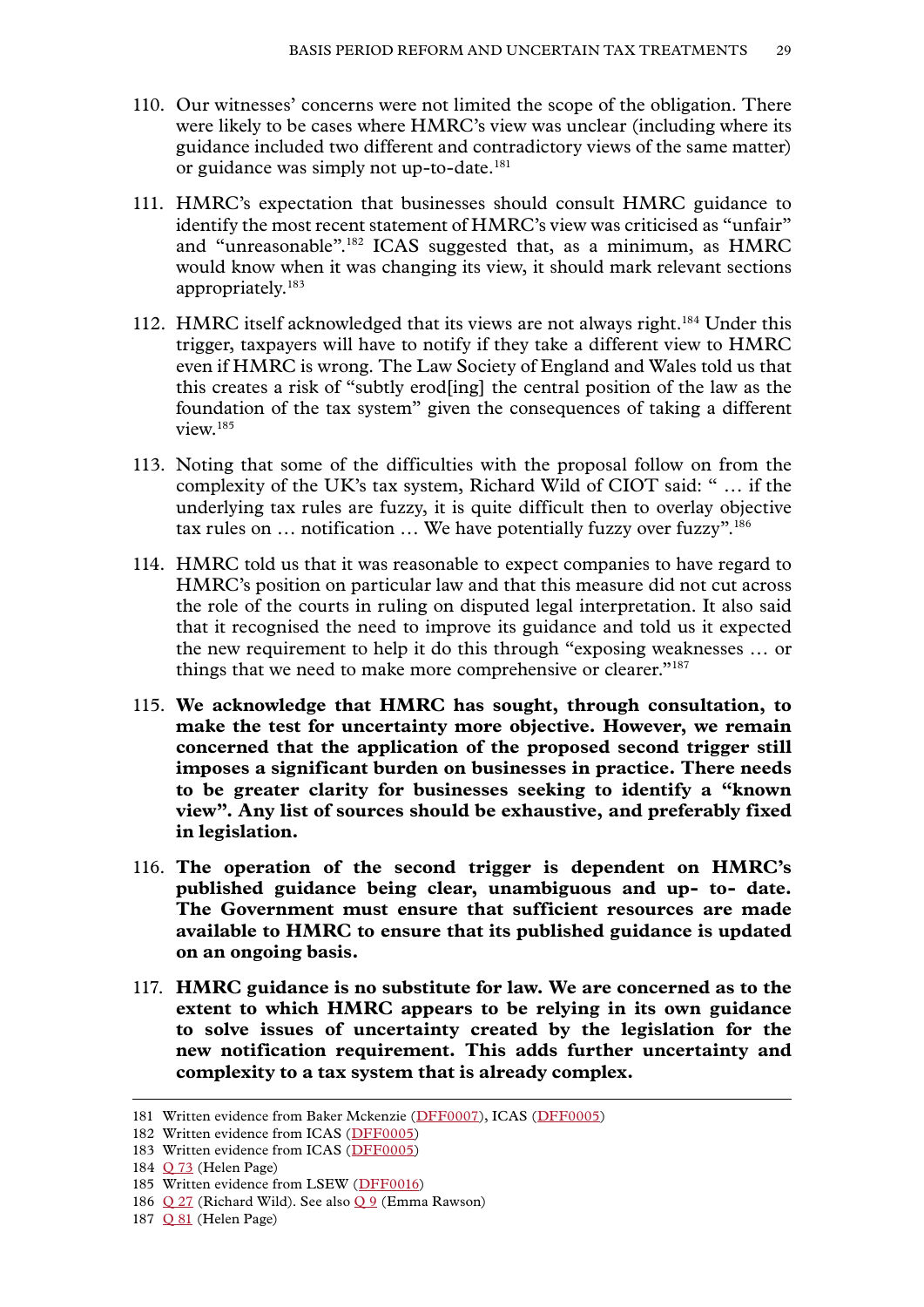110. Our witnesses' concerns were not limited the scope of the obligation. There were likely to be cases where HMRC's view was unclear (including where its guidance included two different and contradictory views of the same matter) or guidance was simply not up-to-date.[181]

111. HMRC's expectation that businesses should consult HMRC guidance to identify the most recent statement of HMRC's view was criticised as "unfair" and "unreasonable".[182] ICAS suggested that, as a minimum, as HMRC would know when it was changing its view, it should mark relevant sections appropriately.[183]

112. HMRC itself acknowledged that its views are not always right.[184] Under this trigger, taxpayers will have to notify if they take a different view to HMRC even if HMRC is wrong. The Law Society of England and Wales told us that this creates a risk of "subtly erod[ing] the central position of the law as the foundation of the tax system" given the consequences of taking a different view.[185]

113. Noting that some of the difficulties with the proposal follow on from the complexity of the UK's tax system, Richard Wild of CIOT said: " … if the underlying tax rules are fuzzy, it is quite difficult then to overlay objective tax rules on … notification … We have potentially fuzzy over fuzzy".[186]

114. HMRC told us that it was reasonable to expect companies to have regard to HMRC's position on particular law and that this measure did not cut across the role of the courts in ruling on disputed legal interpretation. It also said that it recognised the need to improve its guidance and told us it expected the new requirement to help it do this through "exposing weaknesses … or things that we need to make more comprehensive or clearer."[187]

115. **We acknowledge that HMRC has sought, through consultation, to make the test for uncertainty more objective. However, we remain concerned that the application of the proposed second trigger still imposes a significant burden on businesses in practice. There needs to be greater clarity for businesses seeking to identify a "known view". Any list of sources should be exhaustive, and preferably fixed in legislation.**

116. **The operation of the second trigger is dependent on HMRC's published guidance being clear, unambiguous and up- to- date. The Government must ensure that sufficient resources are made available to HMRC to ensure that its published guidance is updated on an ongoing basis.**

117. **HMRC guidance is no substitute for law. We are concerned as to the extent to which HMRC appears to be relying in its own guidance to solve issues of uncertainty created by the legislation for the new notification requirement. This adds further uncertainty and complexity to a tax system that is already complex.**

---

181 Written evidence from Baker Mckenzie (DFF0007), ICAS (DFF0005)

182 Written evidence from ICAS (DFF0005)

183 Written evidence from ICAS (DFF0005)

184 Q 73 (Helen Page)

185 Written evidence from LSEW (DFF0016)

186 Q 27 (Richard Wild). See also Q 9 (Emma Rawson)

187 Q 81 (Helen Page)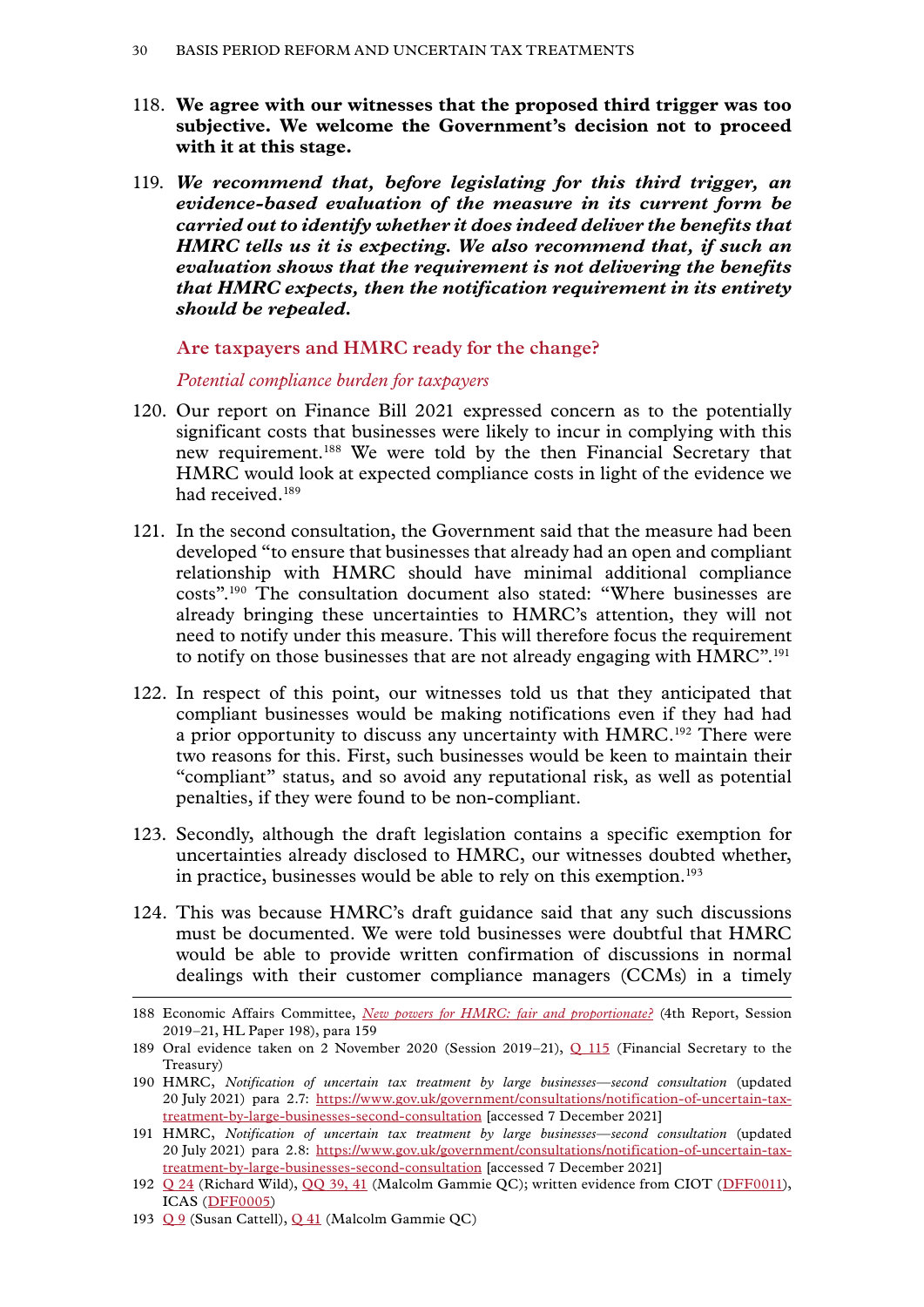118. **We agree with our witnesses that the proposed third trigger was too subjective. We welcome the Government's decision not to proceed with it at this stage.**

119. ***We recommend that, before legislating for this third trigger, an evidence-based evaluation of the measure in its current form be carried out to identify whether it does indeed deliver the benefits that HMRC tells us it is expecting. We also recommend that, if such an evaluation shows that the requirement is not delivering the benefits that HMRC expects, then the notification requirement in its entirety should be repealed.***

### Are taxpayers and HMRC ready for the change?

#### *Potential compliance burden for taxpayers*

120. Our report on Finance Bill 2021 expressed concern as to the potentially significant costs that businesses were likely to incur in complying with this new requirement.[188] We were told by the then Financial Secretary that HMRC would look at expected compliance costs in light of the evidence we had received.[189]

121. In the second consultation, the Government said that the measure had been developed "to ensure that businesses that already had an open and compliant relationship with HMRC should have minimal additional compliance costs".[190] The consultation document also stated: "Where businesses are already bringing these uncertainties to HMRC's attention, they will not need to notify under this measure. This will therefore focus the requirement to notify on those businesses that are not already engaging with HMRC".[191]

122. In respect of this point, our witnesses told us that they anticipated that compliant businesses would be making notifications even if they had had a prior opportunity to discuss any uncertainty with HMRC.[192] There were two reasons for this. First, such businesses would be keen to maintain their "compliant" status, and so avoid any reputational risk, as well as potential penalties, if they were found to be non-compliant.

123. Secondly, although the draft legislation contains a specific exemption for uncertainties already disclosed to HMRC, our witnesses doubted whether, in practice, businesses would be able to rely on this exemption.[193]

124. This was because HMRC's draft guidance said that any such discussions must be documented. We were told businesses were doubtful that HMRC would be able to provide written confirmation of discussions in normal dealings with their customer compliance managers (CCMs) in a timely

---

188 Economic Affairs Committee, *New powers for HMRC: fair and proportionate?* (4th Report, Session 2019–21, HL Paper 198), para 159

189 Oral evidence taken on 2 November 2020 (Session 2019–21), Q 115 (Financial Secretary to the Treasury)

190 HMRC, *Notification of uncertain tax treatment by large businesses—second consultation* (updated 20 July 2021) para 2.7: https://www.gov.uk/government/consultations/notification-of-uncertain-tax-treatment-by-large-businesses-second-consultation [accessed 7 December 2021]

191 HMRC, *Notification of uncertain tax treatment by large businesses—second consultation* (updated 20 July 2021) para 2.8: https://www.gov.uk/government/consultations/notification-of-uncertain-tax-treatment-by-large-businesses-second-consultation [accessed 7 December 2021]

192 Q 24 (Richard Wild), QQ 39, 41 (Malcolm Gammie QC); written evidence from CIOT (DFF0011), ICAS (DFF0005)

193 Q 9 (Susan Cattell), Q 41 (Malcolm Gammie QC)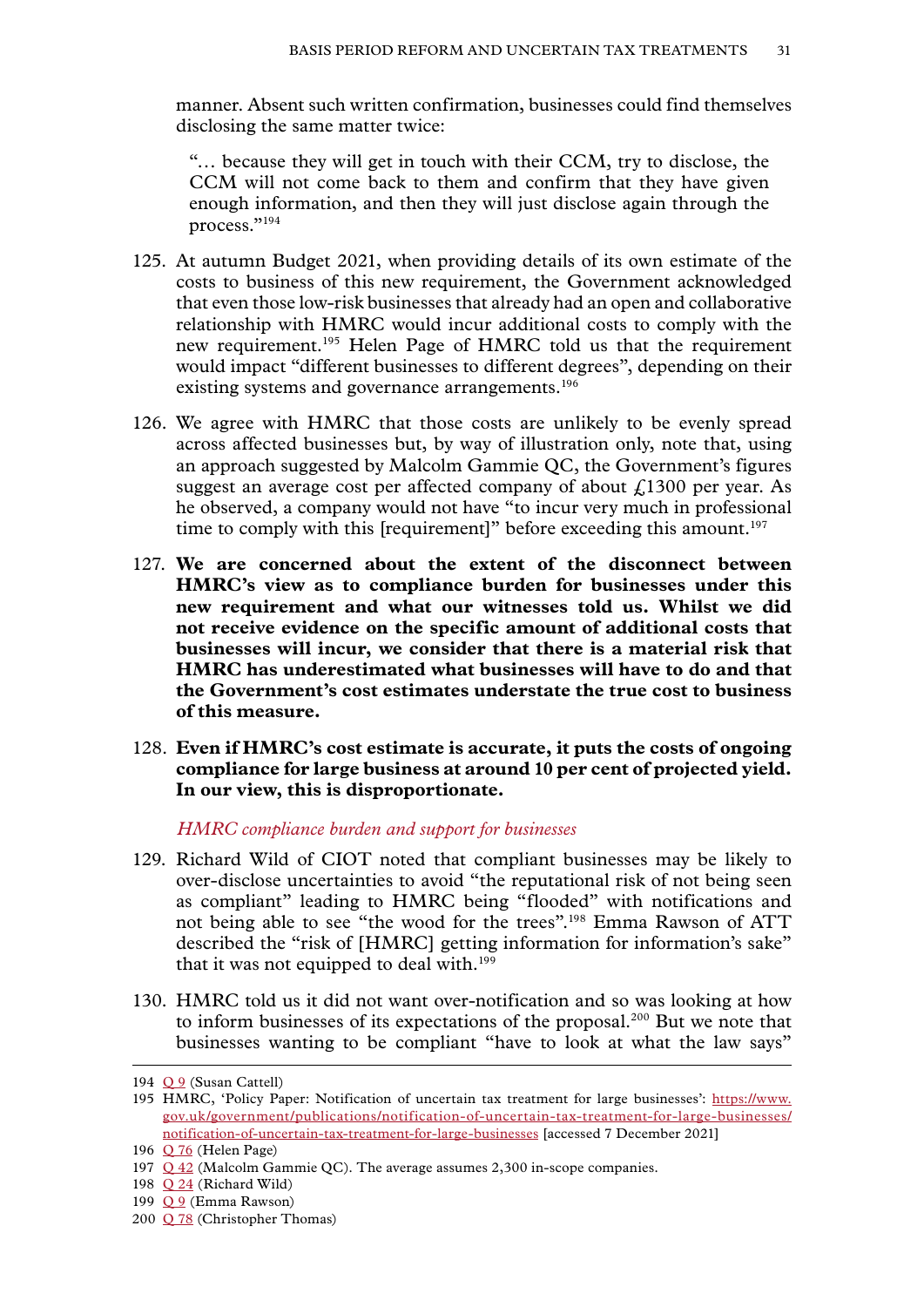manner. Absent such written confirmation, businesses could find themselves disclosing the same matter twice:

> "… because they will get in touch with their CCM, try to disclose, the CCM will not come back to them and confirm that they have given enough information, and then they will just disclose again through the process."[194]

125. At autumn Budget 2021, when providing details of its own estimate of the costs to business of this new requirement, the Government acknowledged that even those low-risk businesses that already had an open and collaborative relationship with HMRC would incur additional costs to comply with the new requirement.[195] Helen Page of HMRC told us that the requirement would impact "different businesses to different degrees", depending on their existing systems and governance arrangements.[196]

126. We agree with HMRC that those costs are unlikely to be evenly spread across affected businesses but, by way of illustration only, note that, using an approach suggested by Malcolm Gammie QC, the Government's figures suggest an average cost per affected company of about £1300 per year. As he observed, a company would not have "to incur very much in professional time to comply with this [requirement]" before exceeding this amount.[197]

127. **We are concerned about the extent of the disconnect between HMRC's view as to compliance burden for businesses under this new requirement and what our witnesses told us. Whilst we did not receive evidence on the specific amount of additional costs that businesses will incur, we consider that there is a material risk that HMRC has underestimated what businesses will have to do and that the Government's cost estimates understate the true cost to business of this measure.**

128. **Even if HMRC's cost estimate is accurate, it puts the costs of ongoing compliance for large business at around 10 per cent of projected yield. In our view, this is disproportionate.**

*HMRC compliance burden and support for businesses*

129. Richard Wild of CIOT noted that compliant businesses may be likely to over-disclose uncertainties to avoid "the reputational risk of not being seen as compliant" leading to HMRC being "flooded" with notifications and not being able to see "the wood for the trees".[198] Emma Rawson of ATT described the "risk of [HMRC] getting information for information's sake" that it was not equipped to deal with.[199]

130. HMRC told us it did not want over-notification and so was looking at how to inform businesses of its expectations of the proposal.[200] But we note that businesses wanting to be compliant "have to look at what the law says"

---

194 Q 9 (Susan Cattell)

195 HMRC, 'Policy Paper: Notification of uncertain tax treatment for large businesses': https://www.gov.uk/government/publications/notification-of-uncertain-tax-treatment-for-large-businesses/notification-of-uncertain-tax-treatment-for-large-businesses [accessed 7 December 2021]

196 Q 76 (Helen Page)

197 Q 42 (Malcolm Gammie QC). The average assumes 2,300 in-scope companies.

198 Q 24 (Richard Wild)

199 Q 9 (Emma Rawson)

200 Q 78 (Christopher Thomas)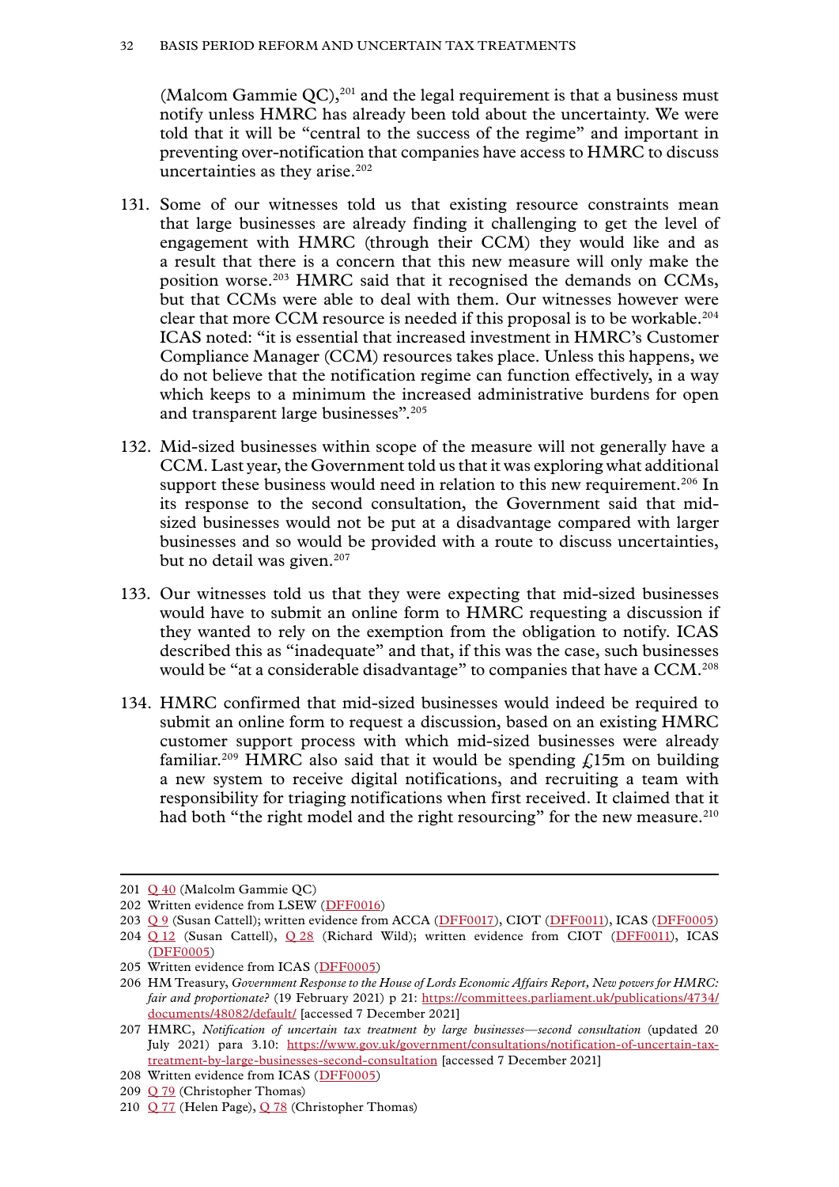(Malcom Gammie QC),[201] and the legal requirement is that a business must notify unless HMRC has already been told about the uncertainty. We were told that it will be "central to the success of the regime" and important in preventing over-notification that companies have access to HMRC to discuss uncertainties as they arise.[202]

131. Some of our witnesses told us that existing resource constraints mean that large businesses are already finding it challenging to get the level of engagement with HMRC (through their CCM) they would like and as a result that there is a concern that this new measure will only make the position worse.[203] HMRC said that it recognised the demands on CCMs, but that CCMs were able to deal with them. Our witnesses however were clear that more CCM resource is needed if this proposal is to be workable.[204] ICAS noted: "it is essential that increased investment in HMRC's Customer Compliance Manager (CCM) resources takes place. Unless this happens, we do not believe that the notification regime can function effectively, in a way which keeps to a minimum the increased administrative burdens for open and transparent large businesses".[205]

132. Mid-sized businesses within scope of the measure will not generally have a CCM. Last year, the Government told us that it was exploring what additional support these business would need in relation to this new requirement.[206] In its response to the second consultation, the Government said that mid-sized businesses would not be put at a disadvantage compared with larger businesses and so would be provided with a route to discuss uncertainties, but no detail was given.[207]

133. Our witnesses told us that they were expecting that mid-sized businesses would have to submit an online form to HMRC requesting a discussion if they wanted to rely on the exemption from the obligation to notify. ICAS described this as "inadequate" and that, if this was the case, such businesses would be "at a considerable disadvantage" to companies that have a CCM.[208]

134. HMRC confirmed that mid-sized businesses would indeed be required to submit an online form to request a discussion, based on an existing HMRC customer support process with which mid-sized businesses were already familiar.[209] HMRC also said that it would be spending £15m on building a new system to receive digital notifications, and recruiting a team with responsibility for triaging notifications when first received. It claimed that it had both "the right model and the right resourcing" for the new measure.[210]

---

201 Q 40 (Malcolm Gammie QC)

202 Written evidence from LSEW (DFF0016)

203 Q 9 (Susan Cattell); written evidence from ACCA (DFF0017), CIOT (DFF0011), ICAS (DFF0005)

204 Q 12 (Susan Cattell), Q 28 (Richard Wild); written evidence from CIOT (DFF0011), ICAS (DFF0005)

205 Written evidence from ICAS (DFF0005)

206 HM Treasury, *Government Response to the House of Lords Economic Affairs Report, New powers for HMRC: fair and proportionate?* (19 February 2021) p 21: https://committees.parliament.uk/publications/4734/documents/48082/default/ [accessed 7 December 2021]

207 HMRC, *Notification of uncertain tax treatment by large businesses—second consultation* (updated 20 July 2021) para 3.10: https://www.gov.uk/government/consultations/notification-of-uncertain-tax-treatment-by-large-businesses-second-consultation [accessed 7 December 2021]

208 Written evidence from ICAS (DFF0005)

209 Q 79 (Christopher Thomas)

210 Q 77 (Helen Page), Q 78 (Christopher Thomas)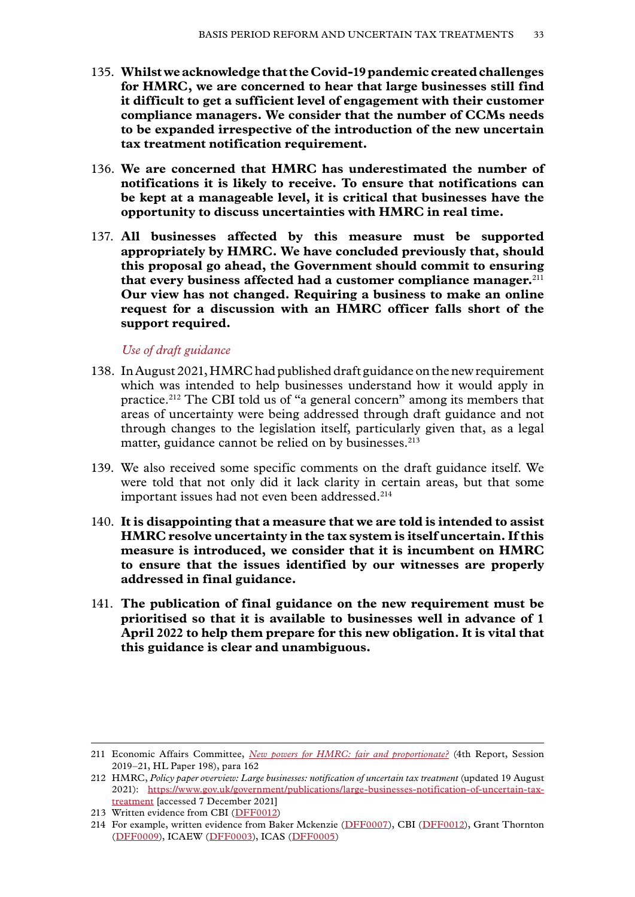135. **Whilst we acknowledge that the Covid-19 pandemic created challenges for HMRC, we are concerned to hear that large businesses still find it difficult to get a sufficient level of engagement with their customer compliance managers. We consider that the number of CCMs needs to be expanded irrespective of the introduction of the new uncertain tax treatment notification requirement.**

136. **We are concerned that HMRC has underestimated the number of notifications it is likely to receive. To ensure that notifications can be kept at a manageable level, it is critical that businesses have the opportunity to discuss uncertainties with HMRC in real time.**

137. **All businesses affected by this measure must be supported appropriately by HMRC. We have concluded previously that, should this proposal go ahead, the Government should commit to ensuring that every business affected had a customer compliance manager.**[211] **Our view has not changed. Requiring a business to make an online request for a discussion with an HMRC officer falls short of the support required.**

*Use of draft guidance*

138. In August 2021, HMRC had published draft guidance on the new requirement which was intended to help businesses understand how it would apply in practice.[212] The CBI told us of "a general concern" among its members that areas of uncertainty were being addressed through draft guidance and not through changes to the legislation itself, particularly given that, as a legal matter, guidance cannot be relied on by businesses.[213]

139. We also received some specific comments on the draft guidance itself. We were told that not only did it lack clarity in certain areas, but that some important issues had not even been addressed.[214]

140. **It is disappointing that a measure that we are told is intended to assist HMRC resolve uncertainty in the tax system is itself uncertain. If this measure is introduced, we consider that it is incumbent on HMRC to ensure that the issues identified by our witnesses are properly addressed in final guidance.**

141. **The publication of final guidance on the new requirement must be prioritised so that it is available to businesses well in advance of 1 April 2022 to help them prepare for this new obligation. It is vital that this guidance is clear and unambiguous.**

---

211 Economic Affairs Committee, *New powers for HMRC: fair and proportionate?* (4th Report, Session 2019–21, HL Paper 198), para 162

212 HMRC, *Policy paper overview: Large businesses: notification of uncertain tax treatment* (updated 19 August 2021): https://www.gov.uk/government/publications/large-businesses-notification-of-uncertain-tax-treatment [accessed 7 December 2021]

213 Written evidence from CBI (DFF0012)

214 For example, written evidence from Baker Mckenzie (DFF0007), CBI (DFF0012), Grant Thornton (DFF0009), ICAEW (DFF0003), ICAS (DFF0005)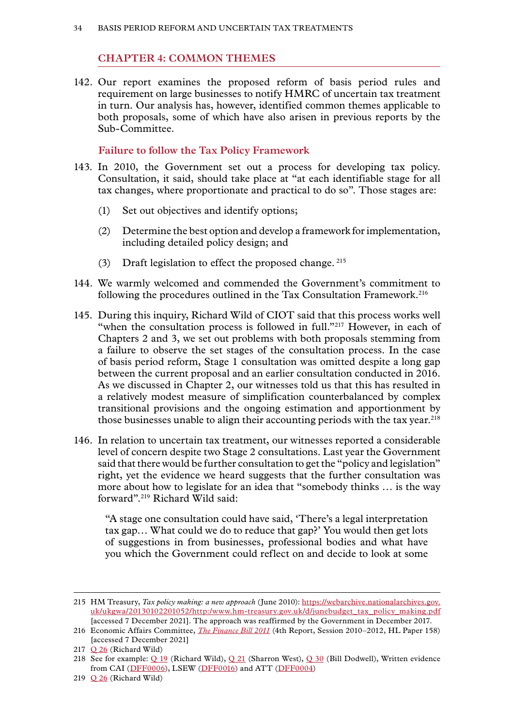## CHAPTER 4: COMMON THEMES

142. Our report examines the proposed reform of basis period rules and requirement on large businesses to notify HMRC of uncertain tax treatment in turn. Our analysis has, however, identified common themes applicable to both proposals, some of which have also arisen in previous reports by the Sub-Committee.

### Failure to follow the Tax Policy Framework

143. In 2010, the Government set out a process for developing tax policy. Consultation, it said, should take place at "at each identifiable stage for all tax changes, where proportionate and practical to do so". Those stages are:

    (1) Set out objectives and identify options;

    (2) Determine the best option and develop a framework for implementation, including detailed policy design; and

    (3) Draft legislation to effect the proposed change. [215]

144. We warmly welcomed and commended the Government's commitment to following the procedures outlined in the Tax Consultation Framework.[216]

145. During this inquiry, Richard Wild of CIOT said that this process works well "when the consultation process is followed in full."[217] However, in each of Chapters 2 and 3, we set out problems with both proposals stemming from a failure to observe the set stages of the consultation process. In the case of basis period reform, Stage 1 consultation was omitted despite a long gap between the current proposal and an earlier consultation conducted in 2016. As we discussed in Chapter 2, our witnesses told us that this has resulted in a relatively modest measure of simplification counterbalanced by complex transitional provisions and the ongoing estimation and apportionment by those businesses unable to align their accounting periods with the tax year.[218]

146. In relation to uncertain tax treatment, our witnesses reported a considerable level of concern despite two Stage 2 consultations. Last year the Government said that there would be further consultation to get the "policy and legislation" right, yet the evidence we heard suggests that the further consultation was more about how to legislate for an idea that "somebody thinks … is the way forward".[219] Richard Wild said:

> "A stage one consultation could have said, 'There's a legal interpretation tax gap… What could we do to reduce that gap?' You would then get lots of suggestions in from businesses, professional bodies and what have you which the Government could reflect on and decide to look at some

---

215 HM Treasury, *Tax policy making: a new approach* (June 2010): https://webarchive.nationalarchives.gov.uk/ukgwa/20130102201052/http:/www.hm-treasury.gov.uk/d/junebudget_tax_policy_making.pdf [accessed 7 December 2021]. The approach was reaffirmed by the Government in December 2017.

216 Economic Affairs Committee, *The Finance Bill 2011* (4th Report, Session 2010–2012, HL Paper 158) [accessed 7 December 2021]

217 Q 26 (Richard Wild)

218 See for example: Q 19 (Richard Wild), Q 21 (Sharron West), Q 30 (Bill Dodwell), Written evidence from CAI (DFF0006), LSEW (DFF0016) and ATT (DFF0004)

219 Q 26 (Richard Wild)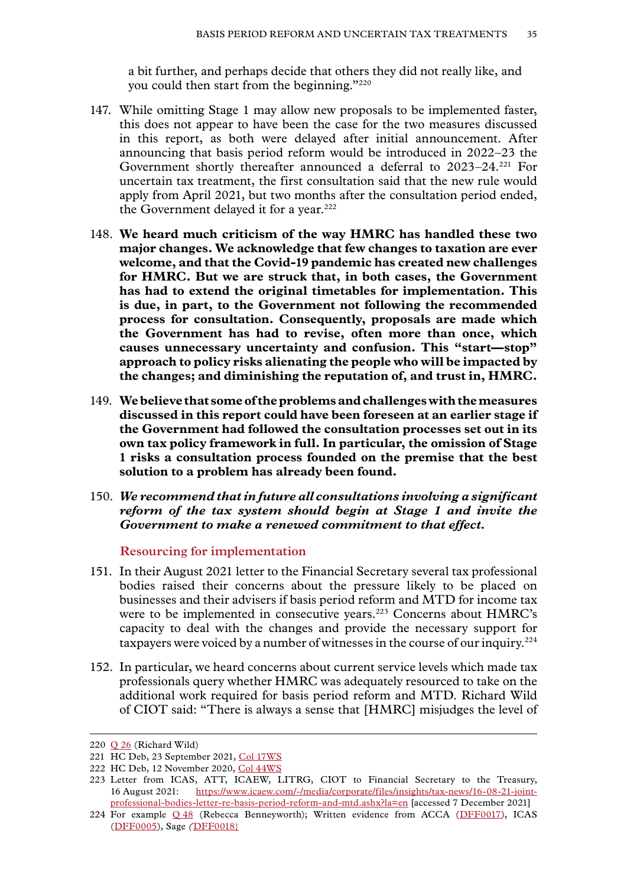a bit further, and perhaps decide that others they did not really like, and you could then start from the beginning."[220]

147. While omitting Stage 1 may allow new proposals to be implemented faster, this does not appear to have been the case for the two measures discussed in this report, as both were delayed after initial announcement. After announcing that basis period reform would be introduced in 2022–23 the Government shortly thereafter announced a deferral to 2023–24.[221] For uncertain tax treatment, the first consultation said that the new rule would apply from April 2021, but two months after the consultation period ended, the Government delayed it for a year.[222]

148. **We heard much criticism of the way HMRC has handled these two major changes. We acknowledge that few changes to taxation are ever welcome, and that the Covid-19 pandemic has created new challenges for HMRC. But we are struck that, in both cases, the Government has had to extend the original timetables for implementation. This is due, in part, to the Government not following the recommended process for consultation. Consequently, proposals are made which the Government has had to revise, often more than once, which causes unnecessary uncertainty and confusion. This "start—stop" approach to policy risks alienating the people who will be impacted by the changes; and diminishing the reputation of, and trust in, HMRC.**

149. **We believe that some of the problems and challenges with the measures discussed in this report could have been foreseen at an earlier stage if the Government had followed the consultation processes set out in its own tax policy framework in full. In particular, the omission of Stage 1 risks a consultation process founded on the premise that the best solution to a problem has already been found.**

150. ***We recommend that in future all consultations involving a significant reform of the tax system should begin at Stage 1 and invite the Government to make a renewed commitment to that effect.***

### Resourcing for implementation

151. In their August 2021 letter to the Financial Secretary several tax professional bodies raised their concerns about the pressure likely to be placed on businesses and their advisers if basis period reform and MTD for income tax were to be implemented in consecutive years.[223] Concerns about HMRC's capacity to deal with the changes and provide the necessary support for taxpayers were voiced by a number of witnesses in the course of our inquiry.[224]

152. In particular, we heard concerns about current service levels which made tax professionals query whether HMRC was adequately resourced to take on the additional work required for basis period reform and MTD. Richard Wild of CIOT said: "There is always a sense that [HMRC] misjudges the level of

---

220 Q 26 (Richard Wild)

221 HC Deb, 23 September 2021, Col 17WS

222 HC Deb, 12 November 2020, Col 44WS

223 Letter from ICAS, ATT, ICAEW, LITRG, CIOT to Financial Secretary to the Treasury, 16 August 2021: https://www.icaew.com/-/media/corporate/files/insights/tax-news/16-08-21-joint-professional-bodies-letter-re-basis-period-reform-and-mtd.ashx?la=en [accessed 7 December 2021]

224 For example Q 48 (Rebecca Benneyworth); Written evidence from ACCA (DFF0017), ICAS (DFF0005), Sage (DFF0018)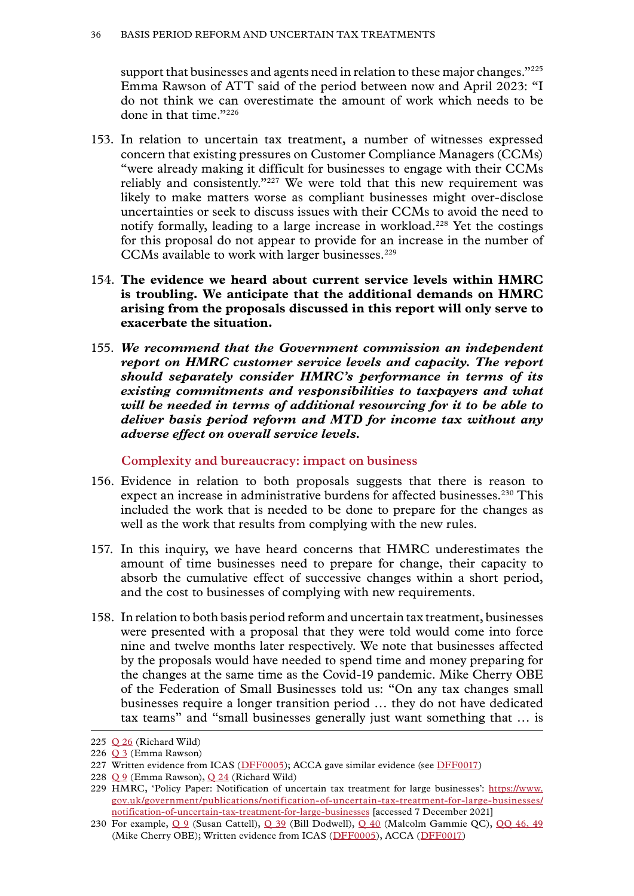support that businesses and agents need in relation to these major changes."[225] Emma Rawson of ATT said of the period between now and April 2023: "I do not think we can overestimate the amount of work which needs to be done in that time."[226]

153. In relation to uncertain tax treatment, a number of witnesses expressed concern that existing pressures on Customer Compliance Managers (CCMs) "were already making it difficult for businesses to engage with their CCMs reliably and consistently."[227] We were told that this new requirement was likely to make matters worse as compliant businesses might over-disclose uncertainties or seek to discuss issues with their CCMs to avoid the need to notify formally, leading to a large increase in workload.[228] Yet the costings for this proposal do not appear to provide for an increase in the number of CCMs available to work with larger businesses.[229]

154. **The evidence we heard about current service levels within HMRC is troubling. We anticipate that the additional demands on HMRC arising from the proposals discussed in this report will only serve to exacerbate the situation.**

155. ***We recommend that the Government commission an independent report on HMRC customer service levels and capacity. The report should separately consider HMRC's performance in terms of its existing commitments and responsibilities to taxpayers and what will be needed in terms of additional resourcing for it to be able to deliver basis period reform and MTD for income tax without any adverse effect on overall service levels.***

### Complexity and bureaucracy: impact on business

156. Evidence in relation to both proposals suggests that there is reason to expect an increase in administrative burdens for affected businesses.[230] This included the work that is needed to be done to prepare for the changes as well as the work that results from complying with the new rules.

157. In this inquiry, we have heard concerns that HMRC underestimates the amount of time businesses need to prepare for change, their capacity to absorb the cumulative effect of successive changes within a short period, and the cost to businesses of complying with new requirements.

158. In relation to both basis period reform and uncertain tax treatment, businesses were presented with a proposal that they were told would come into force nine and twelve months later respectively. We note that businesses affected by the proposals would have needed to spend time and money preparing for the changes at the same time as the Covid-19 pandemic. Mike Cherry OBE of the Federation of Small Businesses told us: "On any tax changes small businesses require a longer transition period … they do not have dedicated tax teams" and "small businesses generally just want something that … is

---

225 Q 26 (Richard Wild)

226 Q 3 (Emma Rawson)

227 Written evidence from ICAS (DFF0005); ACCA gave similar evidence (see DFF0017)

228 Q 9 (Emma Rawson), Q 24 (Richard Wild)

229 HMRC, 'Policy Paper: Notification of uncertain tax treatment for large businesses': https://www.gov.uk/government/publications/notification-of-uncertain-tax-treatment-for-large-businesses/notification-of-uncertain-tax-treatment-for-large-businesses [accessed 7 December 2021]

230 For example, Q 9 (Susan Cattell), Q 39 (Bill Dodwell), Q 40 (Malcolm Gammie QC), QQ 46, 49 (Mike Cherry OBE); Written evidence from ICAS (DFF0005), ACCA (DFF0017)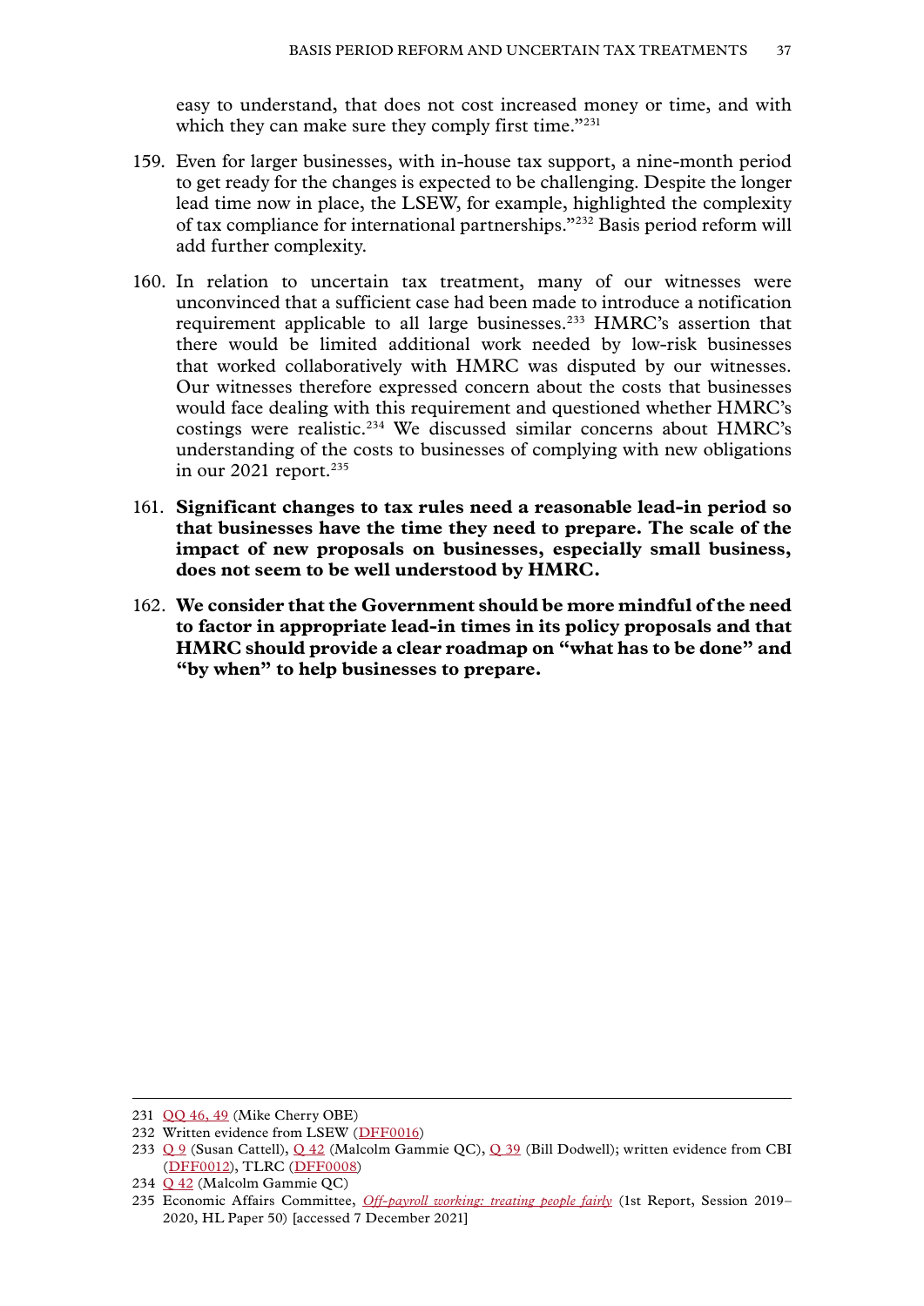easy to understand, that does not cost increased money or time, and with which they can make sure they comply first time."[231]

159. Even for larger businesses, with in-house tax support, a nine-month period to get ready for the changes is expected to be challenging. Despite the longer lead time now in place, the LSEW, for example, highlighted the complexity of tax compliance for international partnerships."[232] Basis period reform will add further complexity.

160. In relation to uncertain tax treatment, many of our witnesses were unconvinced that a sufficient case had been made to introduce a notification requirement applicable to all large businesses.[233] HMRC's assertion that there would be limited additional work needed by low-risk businesses that worked collaboratively with HMRC was disputed by our witnesses. Our witnesses therefore expressed concern about the costs that businesses would face dealing with this requirement and questioned whether HMRC's costings were realistic.[234] We discussed similar concerns about HMRC's understanding of the costs to businesses of complying with new obligations in our 2021 report.[235]

161. **Significant changes to tax rules need a reasonable lead-in period so that businesses have the time they need to prepare. The scale of the impact of new proposals on businesses, especially small business, does not seem to be well understood by HMRC.**

162. **We consider that the Government should be more mindful of the need to factor in appropriate lead-in times in its policy proposals and that HMRC should provide a clear roadmap on "what has to be done" and "by when" to help businesses to prepare.**

---

231 QQ 46, 49 (Mike Cherry OBE)

232 Written evidence from LSEW (DFF0016)

233 Q 9 (Susan Cattell), Q 42 (Malcolm Gammie QC), Q 39 (Bill Dodwell); written evidence from CBI (DFF0012), TLRC (DFF0008)

234 Q 42 (Malcolm Gammie QC)

235 Economic Affairs Committee, *Off-payroll working: treating people fairly* (1st Report, Session 2019–2020, HL Paper 50) [accessed 7 December 2021]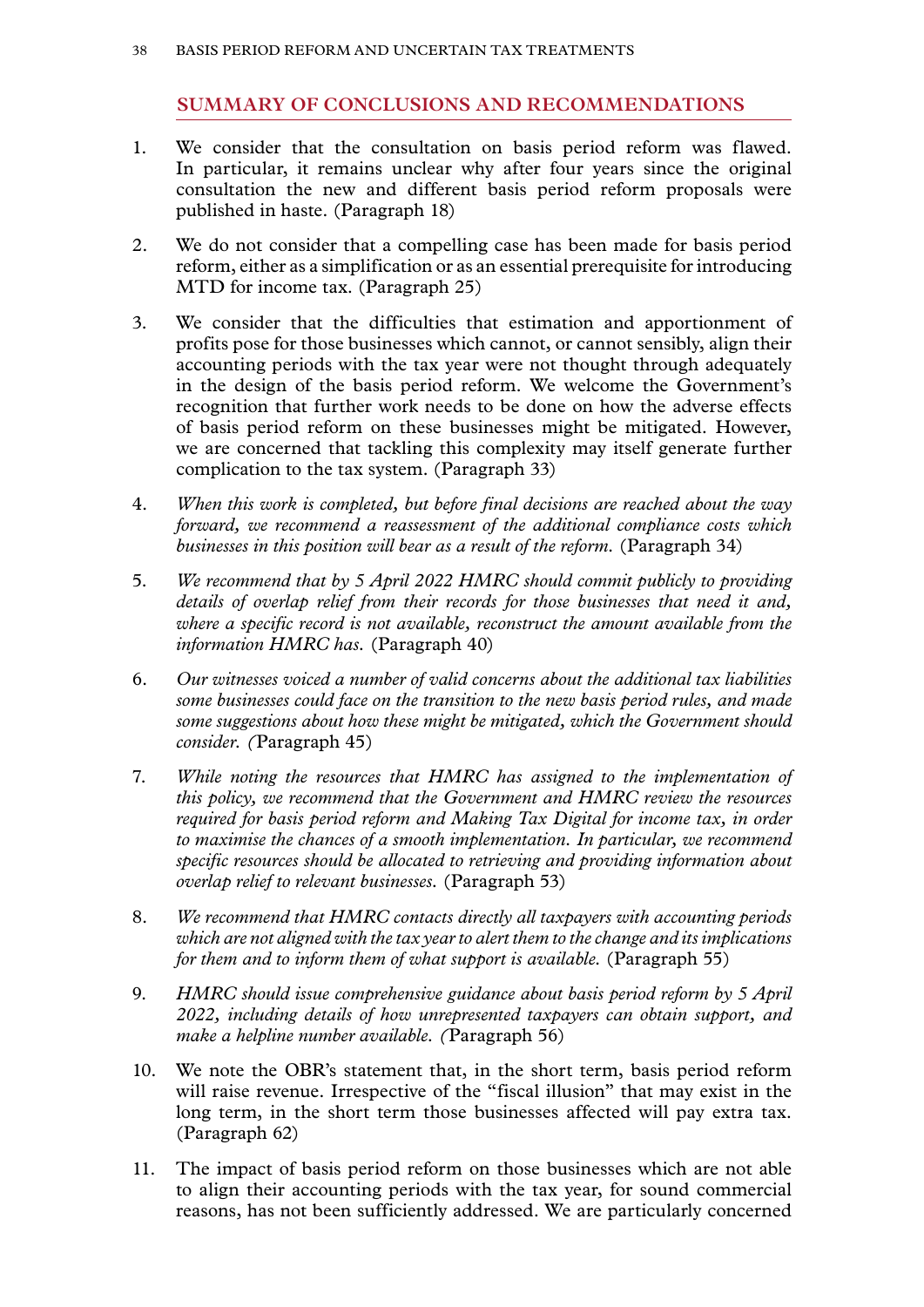## SUMMARY OF CONCLUSIONS AND RECOMMENDATIONS

1. We consider that the consultation on basis period reform was flawed. In particular, it remains unclear why after four years since the original consultation the new and different basis period reform proposals were published in haste. (Paragraph 18)

2. We do not consider that a compelling case has been made for basis period reform, either as a simplification or as an essential prerequisite for introducing MTD for income tax. (Paragraph 25)

3. We consider that the difficulties that estimation and apportionment of profits pose for those businesses which cannot, or cannot sensibly, align their accounting periods with the tax year were not thought through adequately in the design of the basis period reform. We welcome the Government's recognition that further work needs to be done on how the adverse effects of basis period reform on these businesses might be mitigated. However, we are concerned that tackling this complexity may itself generate further complication to the tax system. (Paragraph 33)

4. *When this work is completed, but before final decisions are reached about the way forward, we recommend a reassessment of the additional compliance costs which businesses in this position will bear as a result of the reform.* (Paragraph 34)

5. *We recommend that by 5 April 2022 HMRC should commit publicly to providing details of overlap relief from their records for those businesses that need it and, where a specific record is not available, reconstruct the amount available from the information HMRC has.* (Paragraph 40)

6. *Our witnesses voiced a number of valid concerns about the additional tax liabilities some businesses could face on the transition to the new basis period rules, and made some suggestions about how these might be mitigated, which the Government should consider. (*Paragraph 45)

7. *While noting the resources that HMRC has assigned to the implementation of this policy, we recommend that the Government and HMRC review the resources required for basis period reform and Making Tax Digital for income tax, in order to maximise the chances of a smooth implementation. In particular, we recommend specific resources should be allocated to retrieving and providing information about overlap relief to relevant businesses.* (Paragraph 53)

8. *We recommend that HMRC contacts directly all taxpayers with accounting periods which are not aligned with the tax year to alert them to the change and its implications for them and to inform them of what support is available.* (Paragraph 55)

9. *HMRC should issue comprehensive guidance about basis period reform by 5 April 2022, including details of how unrepresented taxpayers can obtain support, and make a helpline number available. (*Paragraph 56)

10. We note the OBR's statement that, in the short term, basis period reform will raise revenue. Irrespective of the "fiscal illusion" that may exist in the long term, in the short term those businesses affected will pay extra tax. (Paragraph 62)

11. The impact of basis period reform on those businesses which are not able to align their accounting periods with the tax year, for sound commercial reasons, has not been sufficiently addressed. We are particularly concerned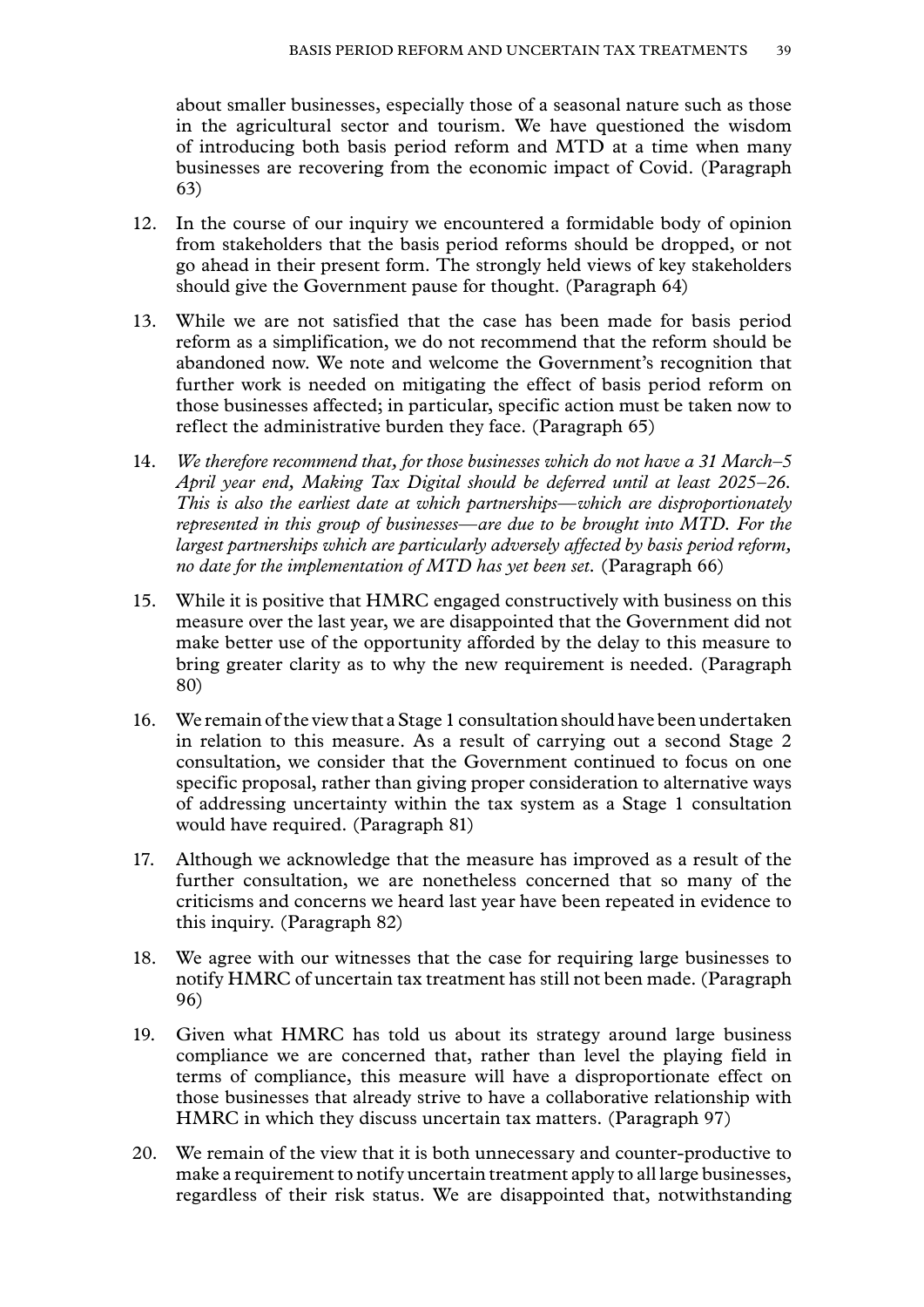about smaller businesses, especially those of a seasonal nature such as those in the agricultural sector and tourism. We have questioned the wisdom of introducing both basis period reform and MTD at a time when many businesses are recovering from the economic impact of Covid. (Paragraph 63)

12. In the course of our inquiry we encountered a formidable body of opinion from stakeholders that the basis period reforms should be dropped, or not go ahead in their present form. The strongly held views of key stakeholders should give the Government pause for thought. (Paragraph 64)

13. While we are not satisfied that the case has been made for basis period reform as a simplification, we do not recommend that the reform should be abandoned now. We note and welcome the Government's recognition that further work is needed on mitigating the effect of basis period reform on those businesses affected; in particular, specific action must be taken now to reflect the administrative burden they face. (Paragraph 65)

14. *We therefore recommend that, for those businesses which do not have a 31 March–5 April year end, Making Tax Digital should be deferred until at least 2025–26. This is also the earliest date at which partnerships—which are disproportionately represented in this group of businesses—are due to be brought into MTD. For the largest partnerships which are particularly adversely affected by basis period reform, no date for the implementation of MTD has yet been set.* (Paragraph 66)

15. While it is positive that HMRC engaged constructively with business on this measure over the last year, we are disappointed that the Government did not make better use of the opportunity afforded by the delay to this measure to bring greater clarity as to why the new requirement is needed. (Paragraph 80)

16. We remain of the view that a Stage 1 consultation should have been undertaken in relation to this measure. As a result of carrying out a second Stage 2 consultation, we consider that the Government continued to focus on one specific proposal, rather than giving proper consideration to alternative ways of addressing uncertainty within the tax system as a Stage 1 consultation would have required. (Paragraph 81)

17. Although we acknowledge that the measure has improved as a result of the further consultation, we are nonetheless concerned that so many of the criticisms and concerns we heard last year have been repeated in evidence to this inquiry. (Paragraph 82)

18. We agree with our witnesses that the case for requiring large businesses to notify HMRC of uncertain tax treatment has still not been made. (Paragraph 96)

19. Given what HMRC has told us about its strategy around large business compliance we are concerned that, rather than level the playing field in terms of compliance, this measure will have a disproportionate effect on those businesses that already strive to have a collaborative relationship with HMRC in which they discuss uncertain tax matters. (Paragraph 97)

20. We remain of the view that it is both unnecessary and counter-productive to make a requirement to notify uncertain treatment apply to all large businesses, regardless of their risk status. We are disappointed that, notwithstanding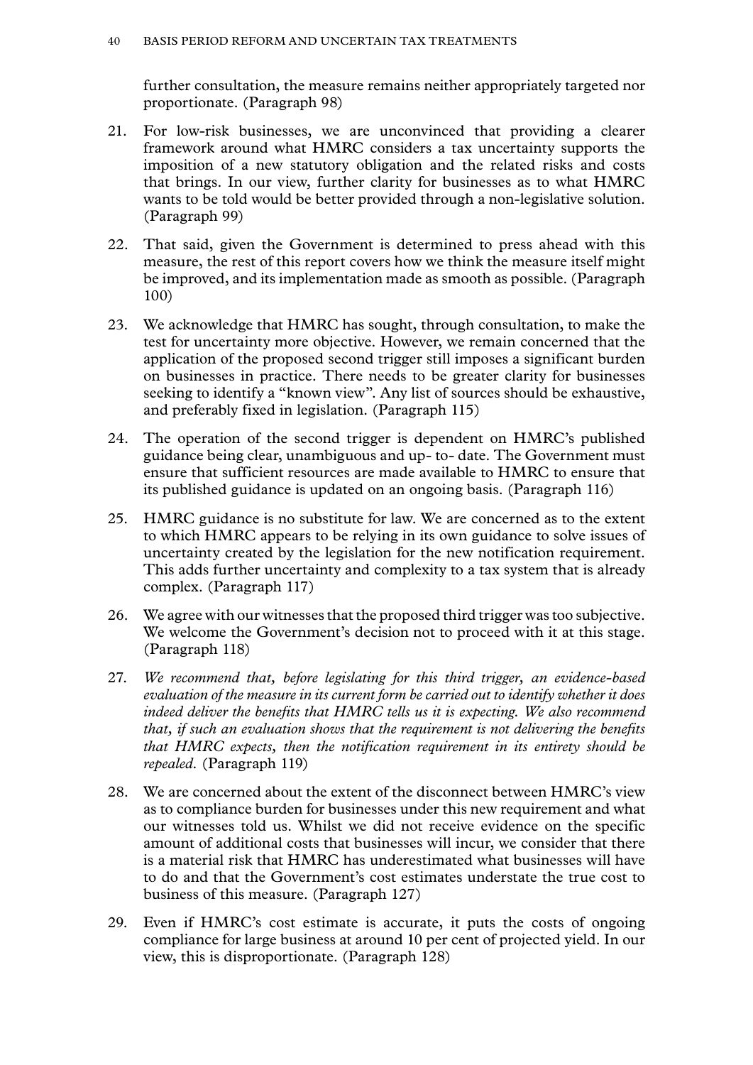further consultation, the measure remains neither appropriately targeted nor proportionate. (Paragraph 98)

21. For low-risk businesses, we are unconvinced that providing a clearer framework around what HMRC considers a tax uncertainty supports the imposition of a new statutory obligation and the related risks and costs that brings. In our view, further clarity for businesses as to what HMRC wants to be told would be better provided through a non-legislative solution. (Paragraph 99)

22. That said, given the Government is determined to press ahead with this measure, the rest of this report covers how we think the measure itself might be improved, and its implementation made as smooth as possible. (Paragraph 100)

23. We acknowledge that HMRC has sought, through consultation, to make the test for uncertainty more objective. However, we remain concerned that the application of the proposed second trigger still imposes a significant burden on businesses in practice. There needs to be greater clarity for businesses seeking to identify a "known view". Any list of sources should be exhaustive, and preferably fixed in legislation. (Paragraph 115)

24. The operation of the second trigger is dependent on HMRC's published guidance being clear, unambiguous and up- to- date. The Government must ensure that sufficient resources are made available to HMRC to ensure that its published guidance is updated on an ongoing basis. (Paragraph 116)

25. HMRC guidance is no substitute for law. We are concerned as to the extent to which HMRC appears to be relying in its own guidance to solve issues of uncertainty created by the legislation for the new notification requirement. This adds further uncertainty and complexity to a tax system that is already complex. (Paragraph 117)

26. We agree with our witnesses that the proposed third trigger was too subjective. We welcome the Government's decision not to proceed with it at this stage. (Paragraph 118)

27. *We recommend that, before legislating for this third trigger, an evidence-based evaluation of the measure in its current form be carried out to identify whether it does indeed deliver the benefits that HMRC tells us it is expecting. We also recommend that, if such an evaluation shows that the requirement is not delivering the benefits that HMRC expects, then the notification requirement in its entirety should be repealed.* (Paragraph 119)

28. We are concerned about the extent of the disconnect between HMRC's view as to compliance burden for businesses under this new requirement and what our witnesses told us. Whilst we did not receive evidence on the specific amount of additional costs that businesses will incur, we consider that there is a material risk that HMRC has underestimated what businesses will have to do and that the Government's cost estimates understate the true cost to business of this measure. (Paragraph 127)

29. Even if HMRC's cost estimate is accurate, it puts the costs of ongoing compliance for large business at around 10 per cent of projected yield. In our view, this is disproportionate. (Paragraph 128)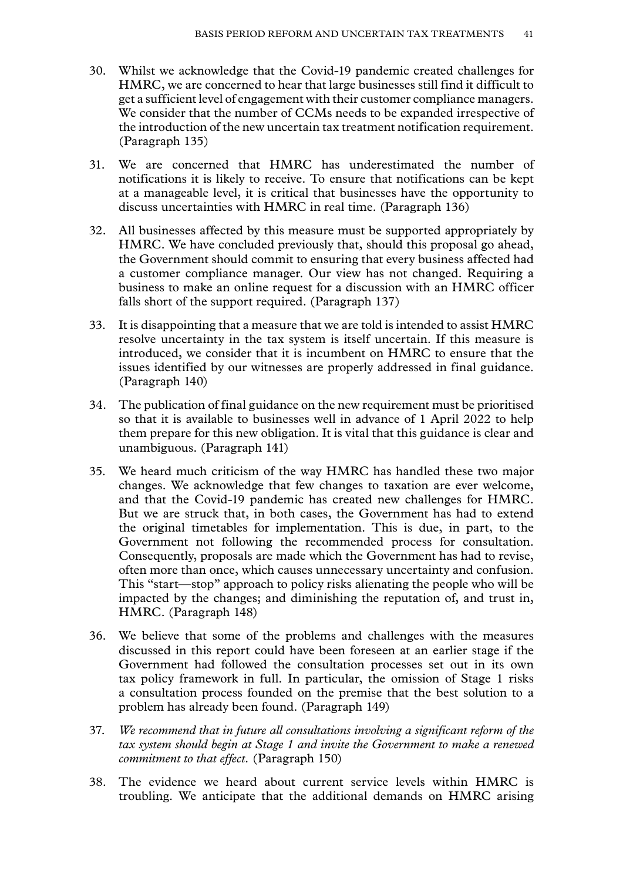30. Whilst we acknowledge that the Covid-19 pandemic created challenges for HMRC, we are concerned to hear that large businesses still find it difficult to get a sufficient level of engagement with their customer compliance managers. We consider that the number of CCMs needs to be expanded irrespective of the introduction of the new uncertain tax treatment notification requirement. (Paragraph 135)

31. We are concerned that HMRC has underestimated the number of notifications it is likely to receive. To ensure that notifications can be kept at a manageable level, it is critical that businesses have the opportunity to discuss uncertainties with HMRC in real time. (Paragraph 136)

32. All businesses affected by this measure must be supported appropriately by HMRC. We have concluded previously that, should this proposal go ahead, the Government should commit to ensuring that every business affected had a customer compliance manager. Our view has not changed. Requiring a business to make an online request for a discussion with an HMRC officer falls short of the support required. (Paragraph 137)

33. It is disappointing that a measure that we are told is intended to assist HMRC resolve uncertainty in the tax system is itself uncertain. If this measure is introduced, we consider that it is incumbent on HMRC to ensure that the issues identified by our witnesses are properly addressed in final guidance. (Paragraph 140)

34. The publication of final guidance on the new requirement must be prioritised so that it is available to businesses well in advance of 1 April 2022 to help them prepare for this new obligation. It is vital that this guidance is clear and unambiguous. (Paragraph 141)

35. We heard much criticism of the way HMRC has handled these two major changes. We acknowledge that few changes to taxation are ever welcome, and that the Covid-19 pandemic has created new challenges for HMRC. But we are struck that, in both cases, the Government has had to extend the original timetables for implementation. This is due, in part, to the Government not following the recommended process for consultation. Consequently, proposals are made which the Government has had to revise, often more than once, which causes unnecessary uncertainty and confusion. This "start—stop" approach to policy risks alienating the people who will be impacted by the changes; and diminishing the reputation of, and trust in, HMRC. (Paragraph 148)

36. We believe that some of the problems and challenges with the measures discussed in this report could have been foreseen at an earlier stage if the Government had followed the consultation processes set out in its own tax policy framework in full. In particular, the omission of Stage 1 risks a consultation process founded on the premise that the best solution to a problem has already been found. (Paragraph 149)

37. *We recommend that in future all consultations involving a significant reform of the tax system should begin at Stage 1 and invite the Government to make a renewed commitment to that effect.* (Paragraph 150)

38. The evidence we heard about current service levels within HMRC is troubling. We anticipate that the additional demands on HMRC arising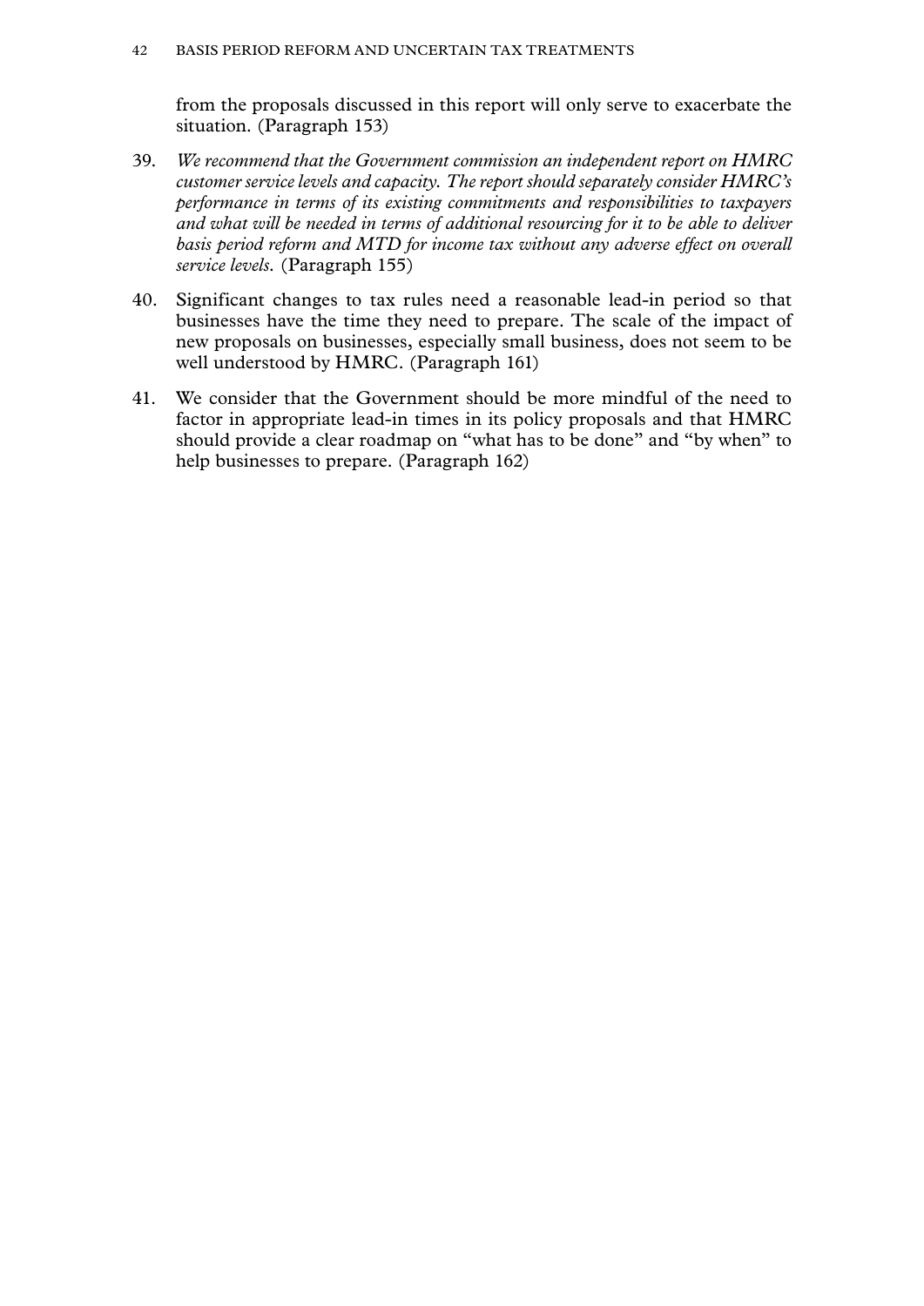from the proposals discussed in this report will only serve to exacerbate the situation. (Paragraph 153)

39. *We recommend that the Government commission an independent report on HMRC customer service levels and capacity. The report should separately consider HMRC's performance in terms of its existing commitments and responsibilities to taxpayers and what will be needed in terms of additional resourcing for it to be able to deliver basis period reform and MTD for income tax without any adverse effect on overall service levels.* (Paragraph 155)

40. Significant changes to tax rules need a reasonable lead-in period so that businesses have the time they need to prepare. The scale of the impact of new proposals on businesses, especially small business, does not seem to be well understood by HMRC. (Paragraph 161)

41. We consider that the Government should be more mindful of the need to factor in appropriate lead-in times in its policy proposals and that HMRC should provide a clear roadmap on "what has to be done" and "by when" to help businesses to prepare. (Paragraph 162)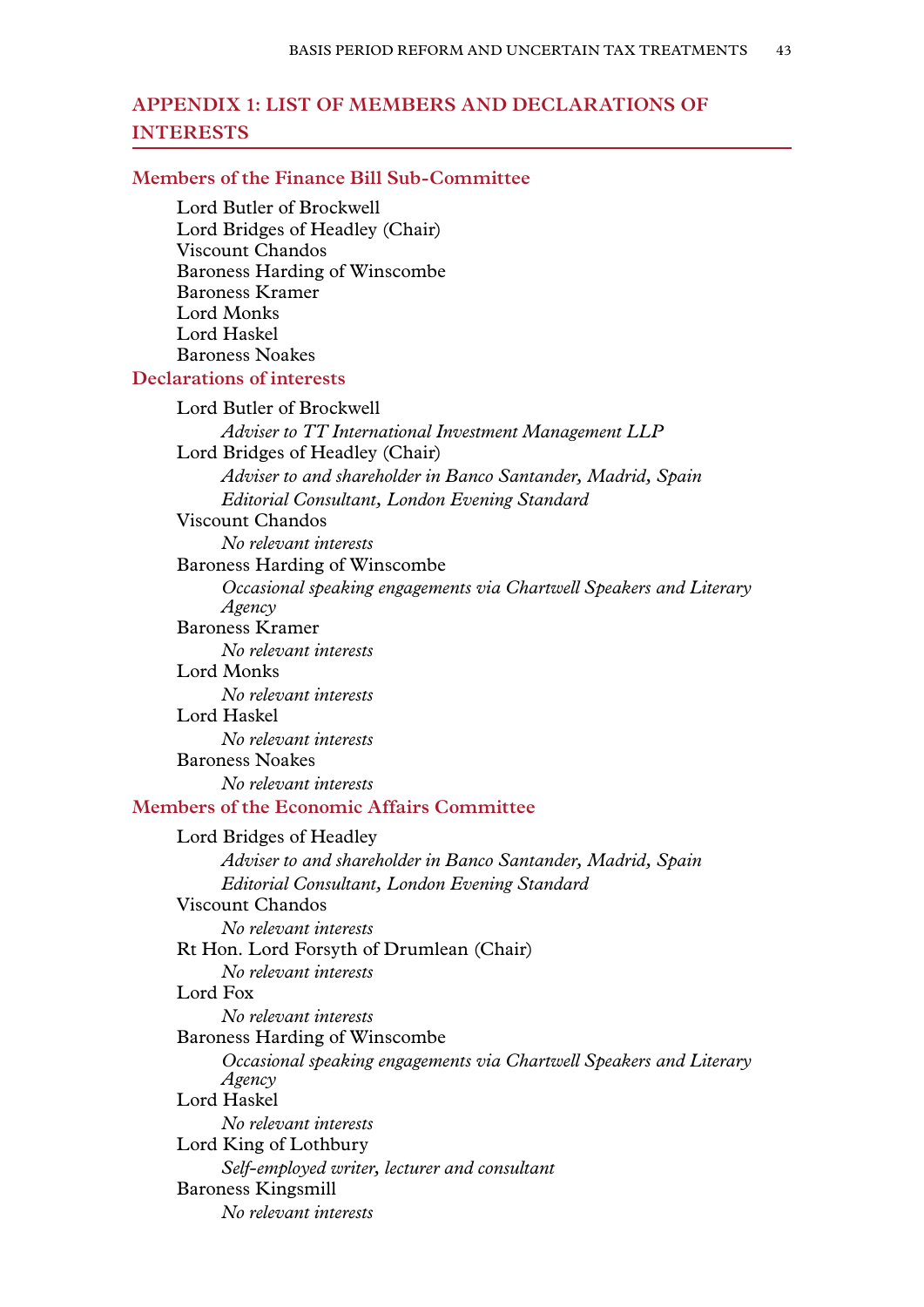# APPENDIX 1: LIST OF MEMBERS AND DECLARATIONS OF INTERESTS

## Members of the Finance Bill Sub-Committee

Lord Butler of Brockwell
Lord Bridges of Headley (Chair)
Viscount Chandos
Baroness Harding of Winscombe
Baroness Kramer
Lord Monks
Lord Haskel
Baroness Noakes

## Declarations of interests

Lord Butler of Brockwell
*Adviser to TT International Investment Management LLP*

Lord Bridges of Headley (Chair)
*Adviser to and shareholder in Banco Santander, Madrid, Spain*
*Editorial Consultant, London Evening Standard*

Viscount Chandos
*No relevant interests*

Baroness Harding of Winscombe
*Occasional speaking engagements via Chartwell Speakers and Literary Agency*

Baroness Kramer
*No relevant interests*

Lord Monks
*No relevant interests*

Lord Haskel
*No relevant interests*

Baroness Noakes
*No relevant interests*

## Members of the Economic Affairs Committee

Lord Bridges of Headley
*Adviser to and shareholder in Banco Santander, Madrid, Spain*
*Editorial Consultant, London Evening Standard*

Viscount Chandos
*No relevant interests*

Rt Hon. Lord Forsyth of Drumlean (Chair)
*No relevant interests*

Lord Fox
*No relevant interests*

Baroness Harding of Winscombe
*Occasional speaking engagements via Chartwell Speakers and Literary Agency*

Lord Haskel
*No relevant interests*

Lord King of Lothbury
*Self-employed writer, lecturer and consultant*

Baroness Kingsmill
*No relevant interests*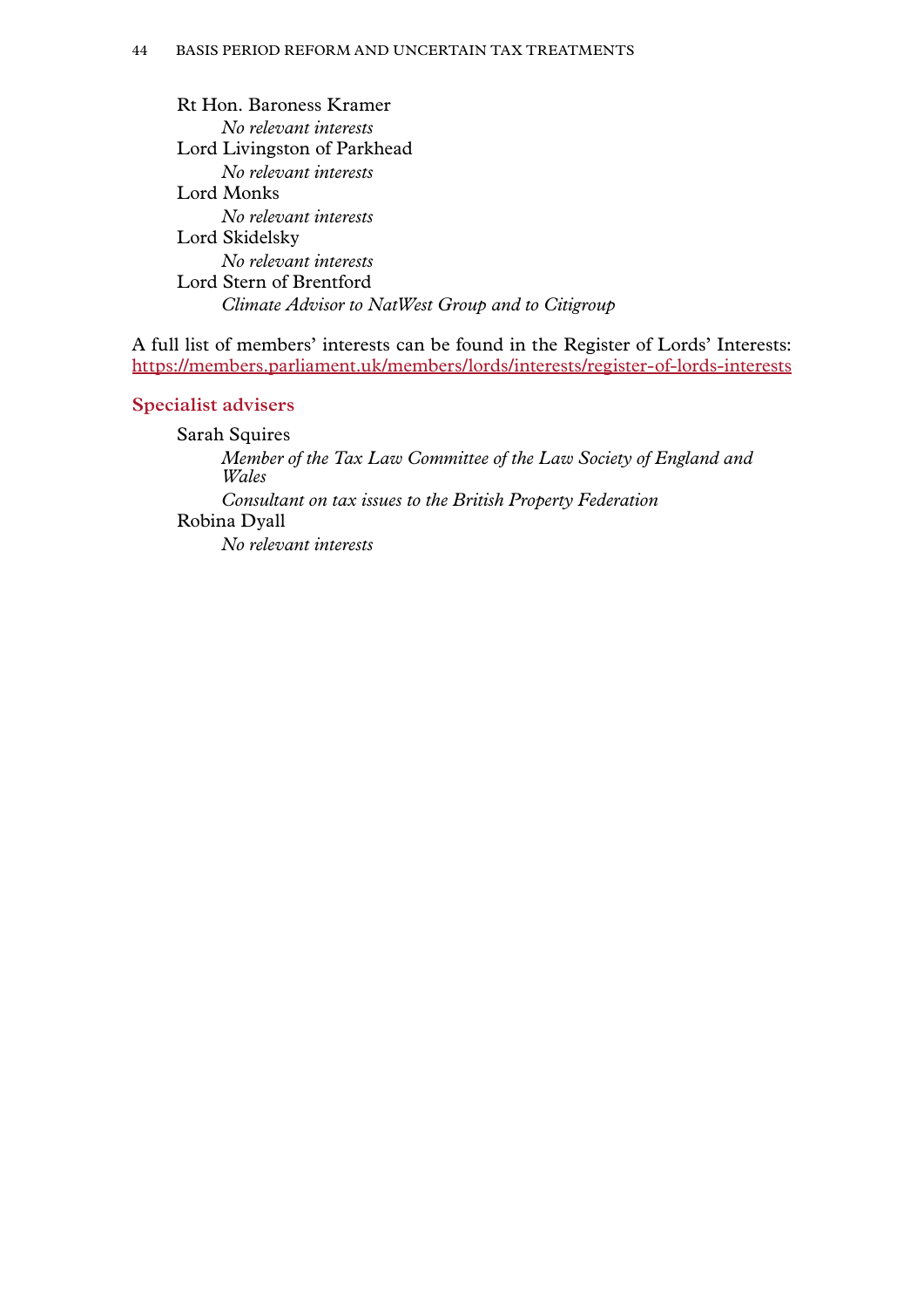Rt Hon. Baroness Kramer
*No relevant interests*
Lord Livingston of Parkhead
*No relevant interests*
Lord Monks
*No relevant interests*
Lord Skidelsky
*No relevant interests*
Lord Stern of Brentford
*Climate Advisor to NatWest Group and to Citigroup*

A full list of members' interests can be found in the Register of Lords' Interests: https://members.parliament.uk/members/lords/interests/register-of-lords-interests

### Specialist advisers

Sarah Squires
*Member of the Tax Law Committee of the Law Society of England and Wales*
*Consultant on tax issues to the British Property Federation*
Robina Dyall
*No relevant interests*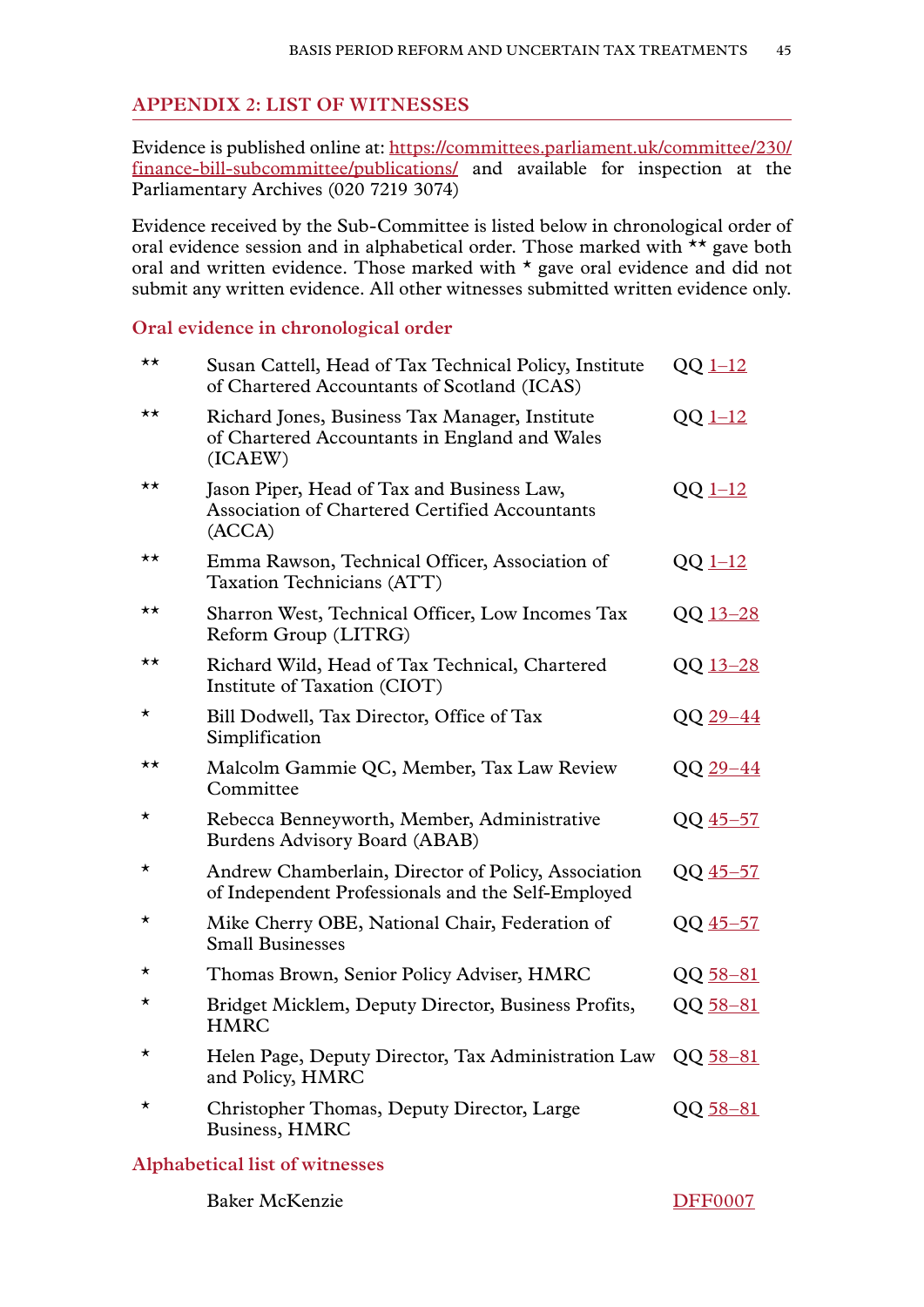## APPENDIX 2: LIST OF WITNESSES

Evidence is published online at: https://committees.parliament.uk/committee/230/finance-bill-subcommittee/publications/ and available for inspection at the Parliamentary Archives (020 7219 3074)

Evidence received by the Sub-Committee is listed below in chronological order of oral evidence session and in alphabetical order. Those marked with ** gave both oral and written evidence. Those marked with * gave oral evidence and did not submit any written evidence. All other witnesses submitted written evidence only.

### Oral evidence in chronological order

| | | |
|---|---|---|
| ** | Susan Cattell, Head of Tax Technical Policy, Institute of Chartered Accountants of Scotland (ICAS) | QQ 1–12 |
| ** | Richard Jones, Business Tax Manager, Institute of Chartered Accountants in England and Wales (ICAEW) | QQ 1–12 |
| ** | Jason Piper, Head of Tax and Business Law, Association of Chartered Certified Accountants (ACCA) | QQ 1–12 |
| ** | Emma Rawson, Technical Officer, Association of Taxation Technicians (ATT) | QQ 1–12 |
| ** | Sharron West, Technical Officer, Low Incomes Tax Reform Group (LITRG) | QQ 13–28 |
| ** | Richard Wild, Head of Tax Technical, Chartered Institute of Taxation (CIOT) | QQ 13–28 |
| * | Bill Dodwell, Tax Director, Office of Tax Simplification | QQ 29–44 |
| ** | Malcolm Gammie QC, Member, Tax Law Review Committee | QQ 29–44 |
| * | Rebecca Benneyworth, Member, Administrative Burdens Advisory Board (ABAB) | QQ 45–57 |
| * | Andrew Chamberlain, Director of Policy, Association of Independent Professionals and the Self-Employed | QQ 45–57 |
| * | Mike Cherry OBE, National Chair, Federation of Small Businesses | QQ 45–57 |
| * | Thomas Brown, Senior Policy Adviser, HMRC | QQ 58–81 |
| * | Bridget Micklem, Deputy Director, Business Profits, HMRC | QQ 58–81 |
| * | Helen Page, Deputy Director, Tax Administration Law and Policy, HMRC | QQ 58–81 |
| * | Christopher Thomas, Deputy Director, Large Business, HMRC | QQ 58–81 |

### Alphabetical list of witnesses

| | | |
|---|---|---|
| | Baker McKenzie | DFF0007 |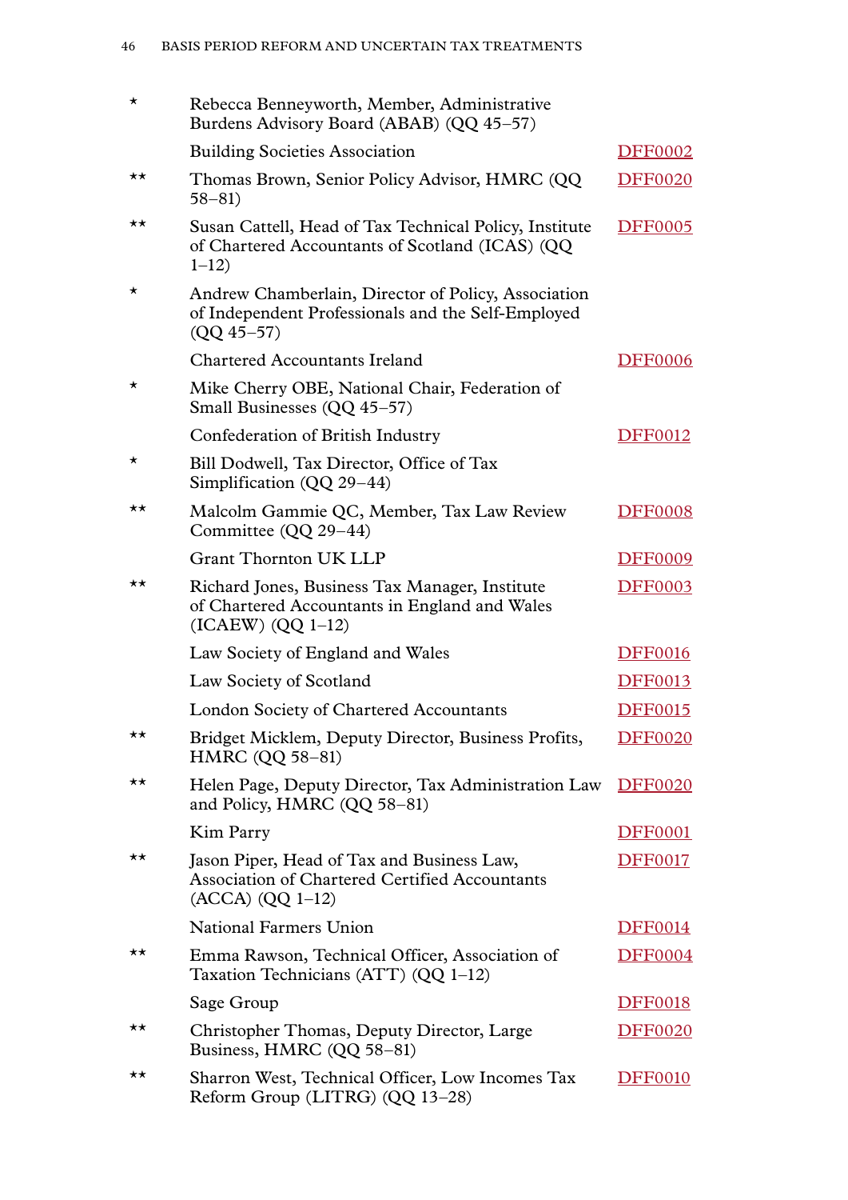| | | |
|---|---|---|
| * | Rebecca Benneyworth, Member, Administrative Burdens Advisory Board (ABAB) (QQ 45–57) | |
| | Building Societies Association | DFF0002 |
| ** | Thomas Brown, Senior Policy Advisor, HMRC (QQ 58–81) | DFF0020 |
| ** | Susan Cattell, Head of Tax Technical Policy, Institute of Chartered Accountants of Scotland (ICAS) (QQ 1–12) | DFF0005 |
| * | Andrew Chamberlain, Director of Policy, Association of Independent Professionals and the Self-Employed (QQ 45–57) | |
| | Chartered Accountants Ireland | DFF0006 |
| * | Mike Cherry OBE, National Chair, Federation of Small Businesses (QQ 45–57) | |
| | Confederation of British Industry | DFF0012 |
| * | Bill Dodwell, Tax Director, Office of Tax Simplification (QQ 29–44) | |
| ** | Malcolm Gammie QC, Member, Tax Law Review Committee (QQ 29–44) | DFF0008 |
| | Grant Thornton UK LLP | DFF0009 |
| ** | Richard Jones, Business Tax Manager, Institute of Chartered Accountants in England and Wales (ICAEW) (QQ 1–12) | DFF0003 |
| | Law Society of England and Wales | DFF0016 |
| | Law Society of Scotland | DFF0013 |
| | London Society of Chartered Accountants | DFF0015 |
| ** | Bridget Micklem, Deputy Director, Business Profits, HMRC (QQ 58–81) | DFF0020 |
| ** | Helen Page, Deputy Director, Tax Administration Law and Policy, HMRC (QQ 58–81) | DFF0020 |
| | Kim Parry | DFF0001 |
| ** | Jason Piper, Head of Tax and Business Law, Association of Chartered Certified Accountants (ACCA) (QQ 1–12) | DFF0017 |
| | National Farmers Union | DFF0014 |
| ** | Emma Rawson, Technical Officer, Association of Taxation Technicians (ATT) (QQ 1–12) | DFF0004 |
| | Sage Group | DFF0018 |
| ** | Christopher Thomas, Deputy Director, Large Business, HMRC (QQ 58–81) | DFF0020 |
| ** | Sharron West, Technical Officer, Low Incomes Tax Reform Group (LITRG) (QQ 13–28) | DFF0010 |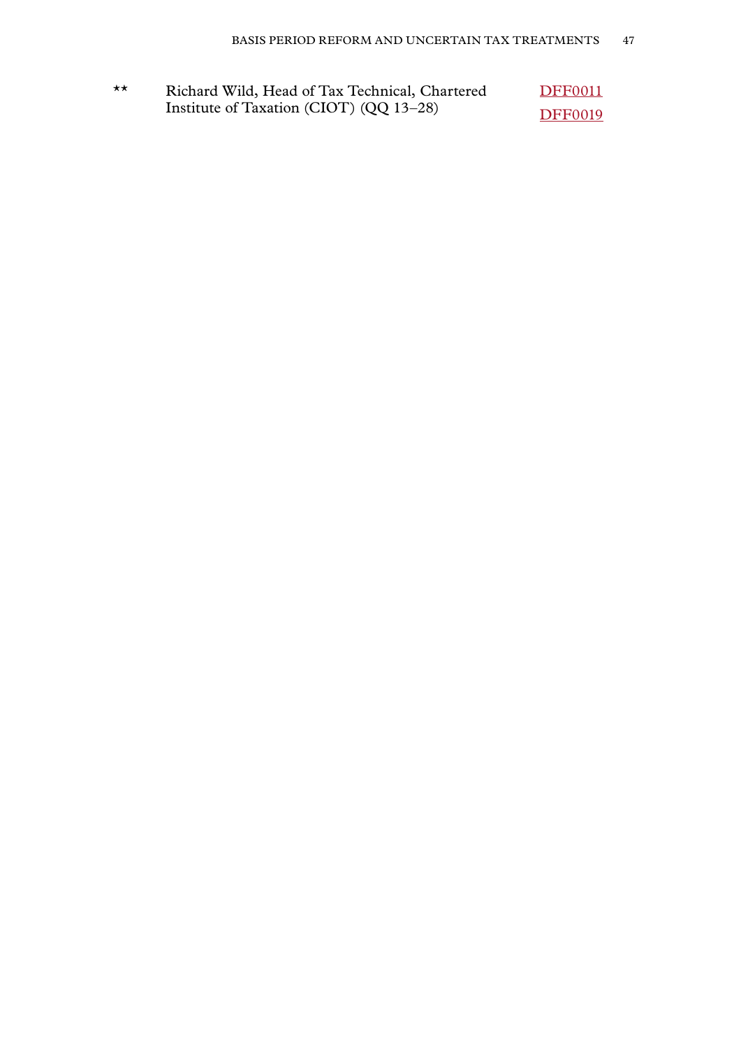| | | |
|---|---|---|
| ** | Richard Wild, Head of Tax Technical, Chartered Institute of Taxation (CIOT) (QQ 13–28) | DFF0011 DFF0019 |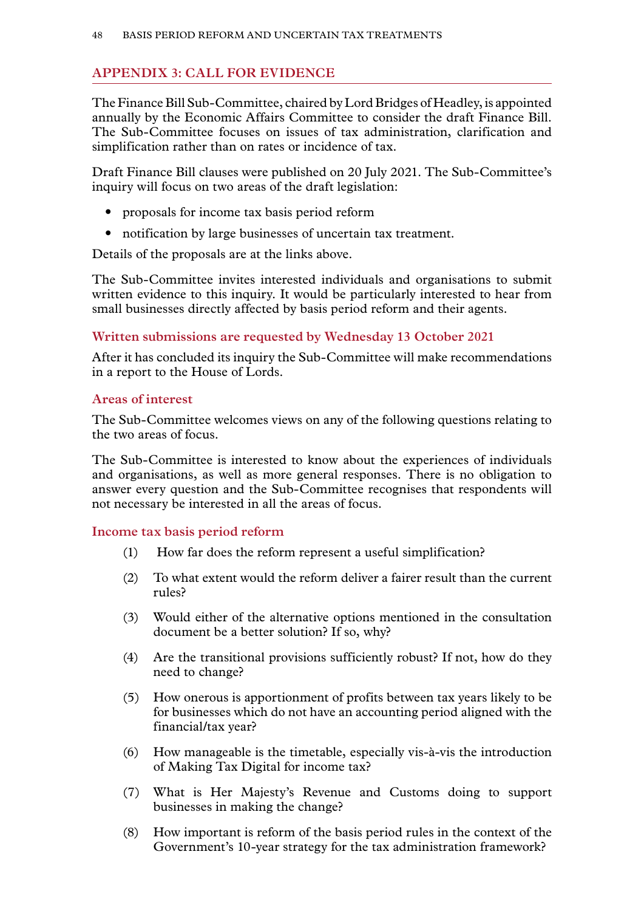## APPENDIX 3: CALL FOR EVIDENCE

The Finance Bill Sub-Committee, chaired by Lord Bridges of Headley, is appointed annually by the Economic Affairs Committee to consider the draft Finance Bill. The Sub-Committee focuses on issues of tax administration, clarification and simplification rather than on rates or incidence of tax.

Draft Finance Bill clauses were published on 20 July 2021. The Sub-Committee's inquiry will focus on two areas of the draft legislation:

- proposals for income tax basis period reform
- notification by large businesses of uncertain tax treatment.

Details of the proposals are at the links above.

The Sub-Committee invites interested individuals and organisations to submit written evidence to this inquiry. It would be particularly interested to hear from small businesses directly affected by basis period reform and their agents.

### Written submissions are requested by Wednesday 13 October 2021

After it has concluded its inquiry the Sub-Committee will make recommendations in a report to the House of Lords.

### Areas of interest

The Sub-Committee welcomes views on any of the following questions relating to the two areas of focus.

The Sub-Committee is interested to know about the experiences of individuals and organisations, as well as more general responses. There is no obligation to answer every question and the Sub-Committee recognises that respondents will not necessary be interested in all the areas of focus.

### Income tax basis period reform

(1) How far does the reform represent a useful simplification?

(2) To what extent would the reform deliver a fairer result than the current rules?

(3) Would either of the alternative options mentioned in the consultation document be a better solution? If so, why?

(4) Are the transitional provisions sufficiently robust? If not, how do they need to change?

(5) How onerous is apportionment of profits between tax years likely to be for businesses which do not have an accounting period aligned with the financial/tax year?

(6) How manageable is the timetable, especially vis-à-vis the introduction of Making Tax Digital for income tax?

(7) What is Her Majesty's Revenue and Customs doing to support businesses in making the change?

(8) How important is reform of the basis period rules in the context of the Government's 10-year strategy for the tax administration framework?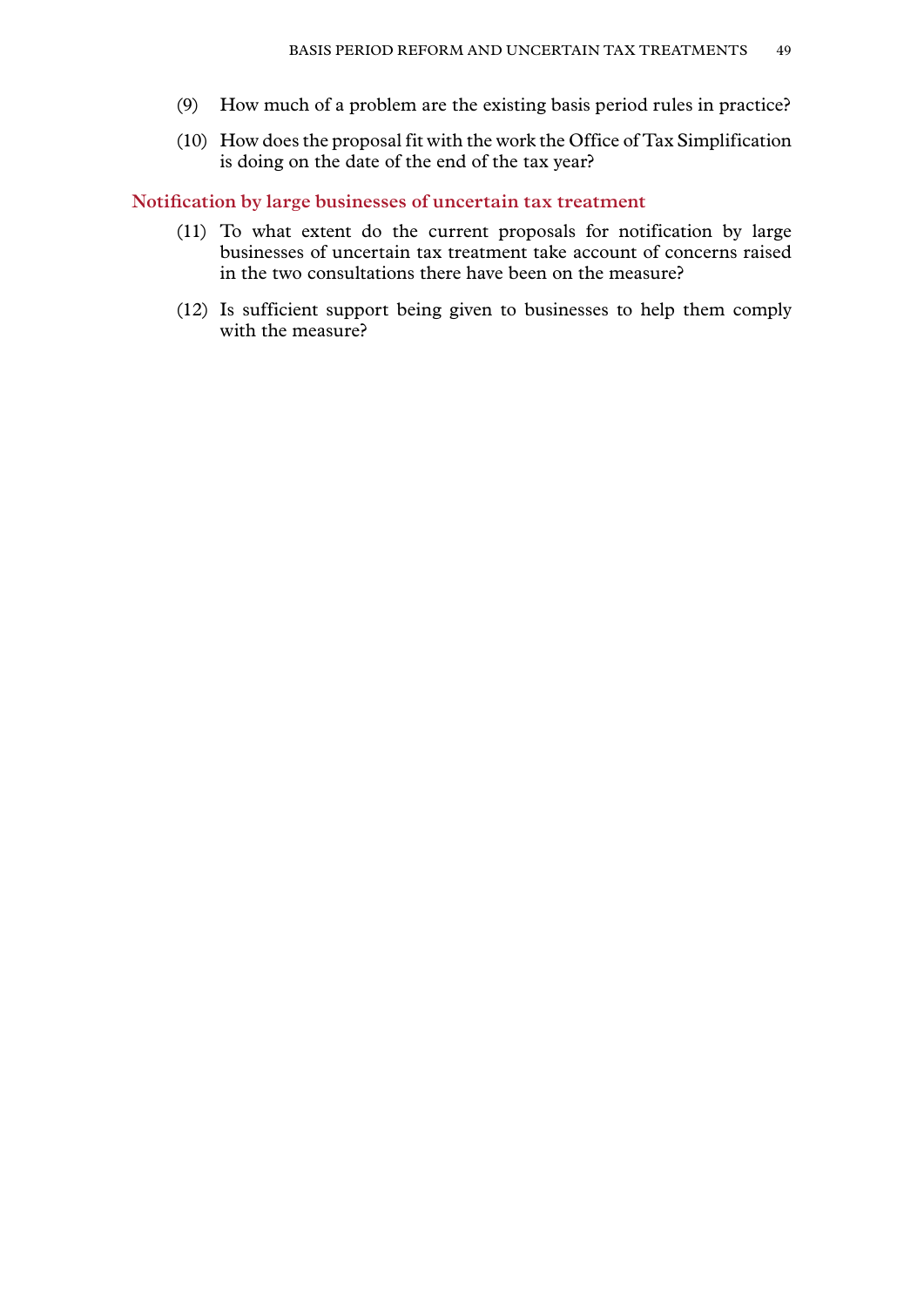(9) How much of a problem are the existing basis period rules in practice?

(10) How does the proposal fit with the work the Office of Tax Simplification is doing on the date of the end of the tax year?

### Notification by large businesses of uncertain tax treatment

(11) To what extent do the current proposals for notification by large businesses of uncertain tax treatment take account of concerns raised in the two consultations there have been on the measure?

(12) Is sufficient support being given to businesses to help them comply with the measure?